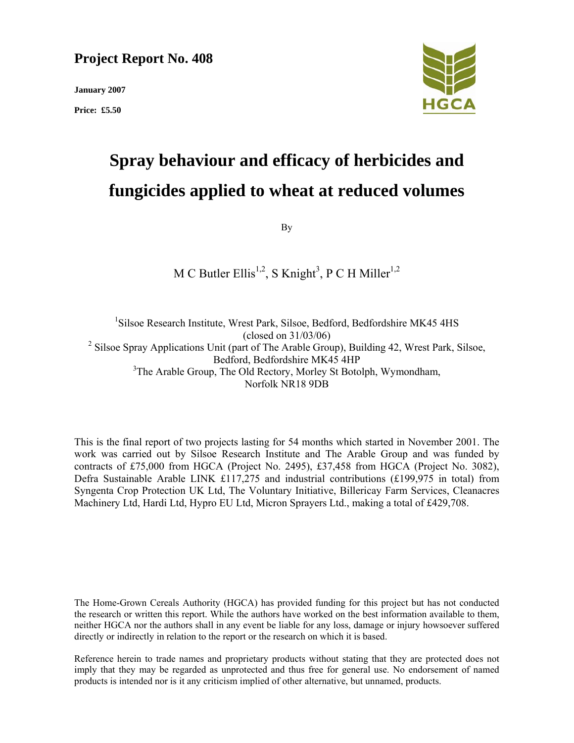**Project Report No. 408**

**January 2007**

**Price: £5.50**

# Spray behaviour and efficacy of herbicides and fungicides applied to wheat at reduced volumes

By

M C Butler Ellis[1,2], S Knight[3], P C H Miller[1,2]

[1]Silsoe Research Institute, Wrest Park, Silsoe, Bedford, Bedfordshire MK45 4HS (closed on 31/03/06)
[2] Silsoe Spray Applications Unit (part of The Arable Group), Building 42, Wrest Park, Silsoe, Bedford, Bedfordshire MK45 4HP
[3]The Arable Group, The Old Rectory, Morley St Botolph, Wymondham, Norfolk NR18 9DB

This is the final report of two projects lasting for 54 months which started in November 2001. The work was carried out by Silsoe Research Institute and The Arable Group and was funded by contracts of £75,000 from HGCA (Project No. 2495), £37,458 from HGCA (Project No. 3082), Defra Sustainable Arable LINK £117,275 and industrial contributions (£199,975 in total) from Syngenta Crop Protection UK Ltd, The Voluntary Initiative, Billericay Farm Services, Cleanacres Machinery Ltd, Hardi Ltd, Hypro EU Ltd, Micron Sprayers Ltd., making a total of £429,708.

The Home-Grown Cereals Authority (HGCA) has provided funding for this project but has not conducted the research or written this report. While the authors have worked on the best information available to them, neither HGCA nor the authors shall in any event be liable for any loss, damage or injury howsoever suffered directly or indirectly in relation to the report or the research on which it is based.

Reference herein to trade names and proprietary products without stating that they are protected does not imply that they may be regarded as unprotected and thus free for general use. No endorsement of named products is intended nor is it any criticism implied of other alternative, but unnamed, products.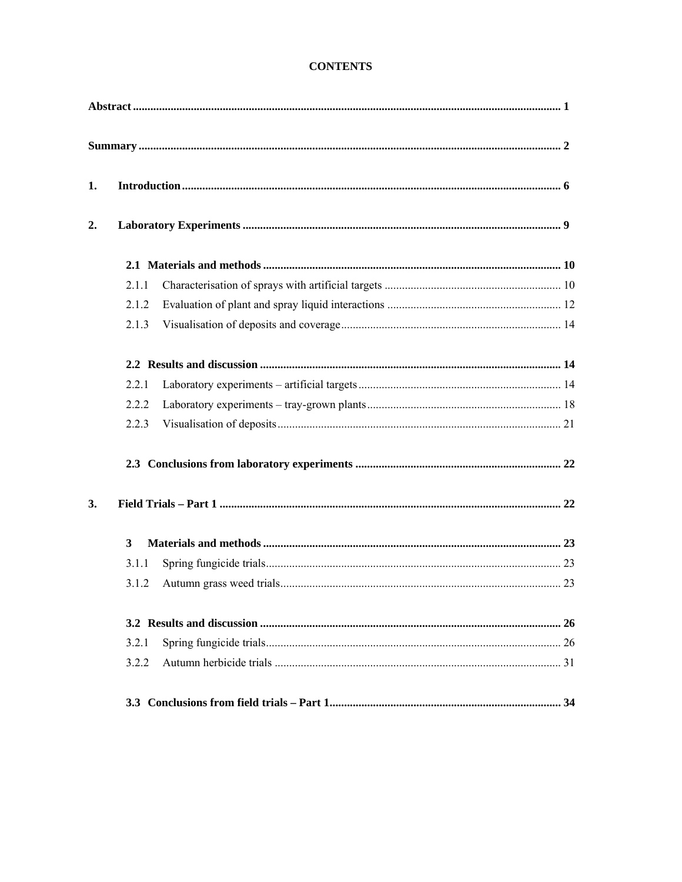# CONTENTS

**Abstract** ........................................................................................................................................ **1**

**Summary** ...................................................................................................................................... **2**

**1. Introduction** ............................................................................................................................... **6**

**2. Laboratory Experiments** ........................................................................................................... **9**

**2.1 Materials and methods** ............................................................................................................ **10**

2.1.1 Characterisation of sprays with artificial targets ............................................................. 10

2.1.2 Evaluation of plant and spray liquid interactions ............................................................ 12

2.1.3 Visualisation of deposits and coverage ............................................................................ 14

**2.2 Results and discussion** ............................................................................................................ **14**

2.2.1 Laboratory experiments – artificial targets ...................................................................... 14

2.2.2 Laboratory experiments – tray-grown plants ................................................................... 18

2.2.3 Visualisation of deposits .................................................................................................. 21

**2.3 Conclusions from laboratory experiments** ............................................................................. **22**

**3. Field Trials – Part 1** .................................................................................................................. **22**

**3 Materials and methods** .............................................................................................................. **23**

3.1.1 Spring fungicide trials ...................................................................................................... 23

3.1.2 Autumn grass weed trials ................................................................................................. 23

**3.2 Results and discussion** ............................................................................................................ **26**

3.2.1 Spring fungicide trials ...................................................................................................... 26

3.2.2 Autumn herbicide trials ................................................................................................... 31

**3.3 Conclusions from field trials – Part 1** .................................................................................... **34**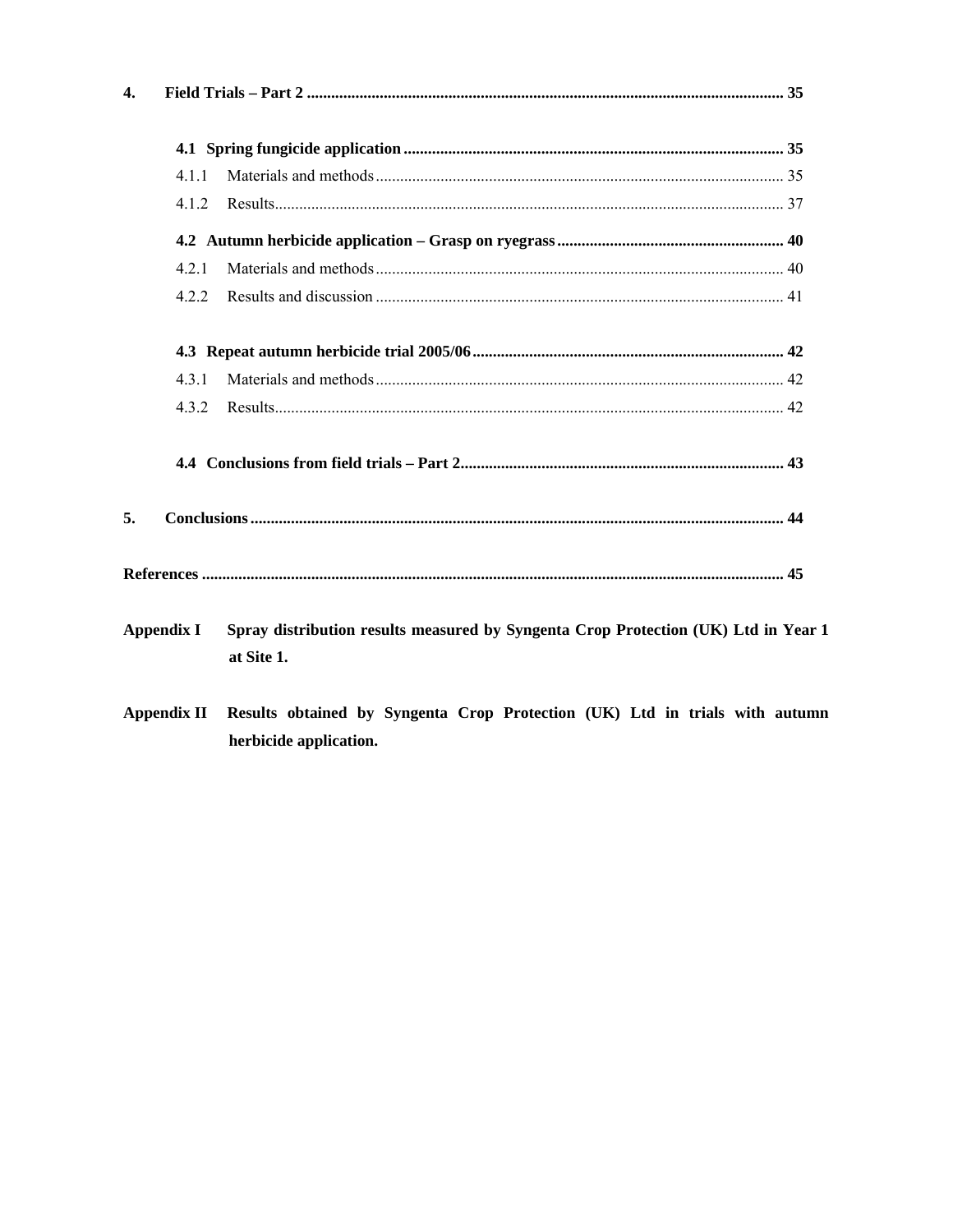**4. Field Trials – Part 2 ..................................................................................................................... 35**

**4.1 Spring fungicide application ............................................................................................. 35**

4.1.1 Materials and methods .................................................................................................... 35

4.1.2 Results............................................................................................................................. 37

**4.2 Autumn herbicide application – Grasp on ryegrass ........................................................ 40**

4.2.1 Materials and methods .................................................................................................... 40

4.2.2 Results and discussion .................................................................................................... 41

**4.3 Repeat autumn herbicide trial 2005/06 ............................................................................ 42**

4.3.1 Materials and methods .................................................................................................... 42

4.3.2 Results............................................................................................................................. 42

**4.4 Conclusions from field trials – Part 2 ............................................................................... 43**

**5. Conclusions .................................................................................................................................. 44**

**References .............................................................................................................................................. 45**

**Appendix I** **Spray distribution results measured by Syngenta Crop Protection (UK) Ltd in Year 1 at Site 1.**

**Appendix II** **Results obtained by Syngenta Crop Protection (UK) Ltd in trials with autumn herbicide application.**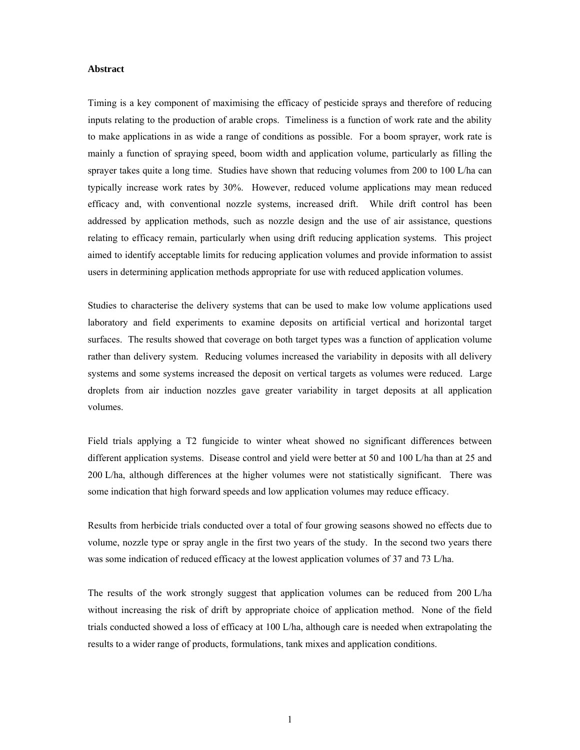**Abstract**

Timing is a key component of maximising the efficacy of pesticide sprays and therefore of reducing inputs relating to the production of arable crops. Timeliness is a function of work rate and the ability to make applications in as wide a range of conditions as possible. For a boom sprayer, work rate is mainly a function of spraying speed, boom width and application volume, particularly as filling the sprayer takes quite a long time. Studies have shown that reducing volumes from 200 to 100 L/ha can typically increase work rates by 30%. However, reduced volume applications may mean reduced efficacy and, with conventional nozzle systems, increased drift. While drift control has been addressed by application methods, such as nozzle design and the use of air assistance, questions relating to efficacy remain, particularly when using drift reducing application systems. This project aimed to identify acceptable limits for reducing application volumes and provide information to assist users in determining application methods appropriate for use with reduced application volumes.

Studies to characterise the delivery systems that can be used to make low volume applications used laboratory and field experiments to examine deposits on artificial vertical and horizontal target surfaces. The results showed that coverage on both target types was a function of application volume rather than delivery system. Reducing volumes increased the variability in deposits with all delivery systems and some systems increased the deposit on vertical targets as volumes were reduced. Large droplets from air induction nozzles gave greater variability in target deposits at all application volumes.

Field trials applying a T2 fungicide to winter wheat showed no significant differences between different application systems. Disease control and yield were better at 50 and 100 L/ha than at 25 and 200 L/ha, although differences at the higher volumes were not statistically significant. There was some indication that high forward speeds and low application volumes may reduce efficacy.

Results from herbicide trials conducted over a total of four growing seasons showed no effects due to volume, nozzle type or spray angle in the first two years of the study. In the second two years there was some indication of reduced efficacy at the lowest application volumes of 37 and 73 L/ha.

The results of the work strongly suggest that application volumes can be reduced from 200 L/ha without increasing the risk of drift by appropriate choice of application method. None of the field trials conducted showed a loss of efficacy at 100 L/ha, although care is needed when extrapolating the results to a wider range of products, formulations, tank mixes and application conditions.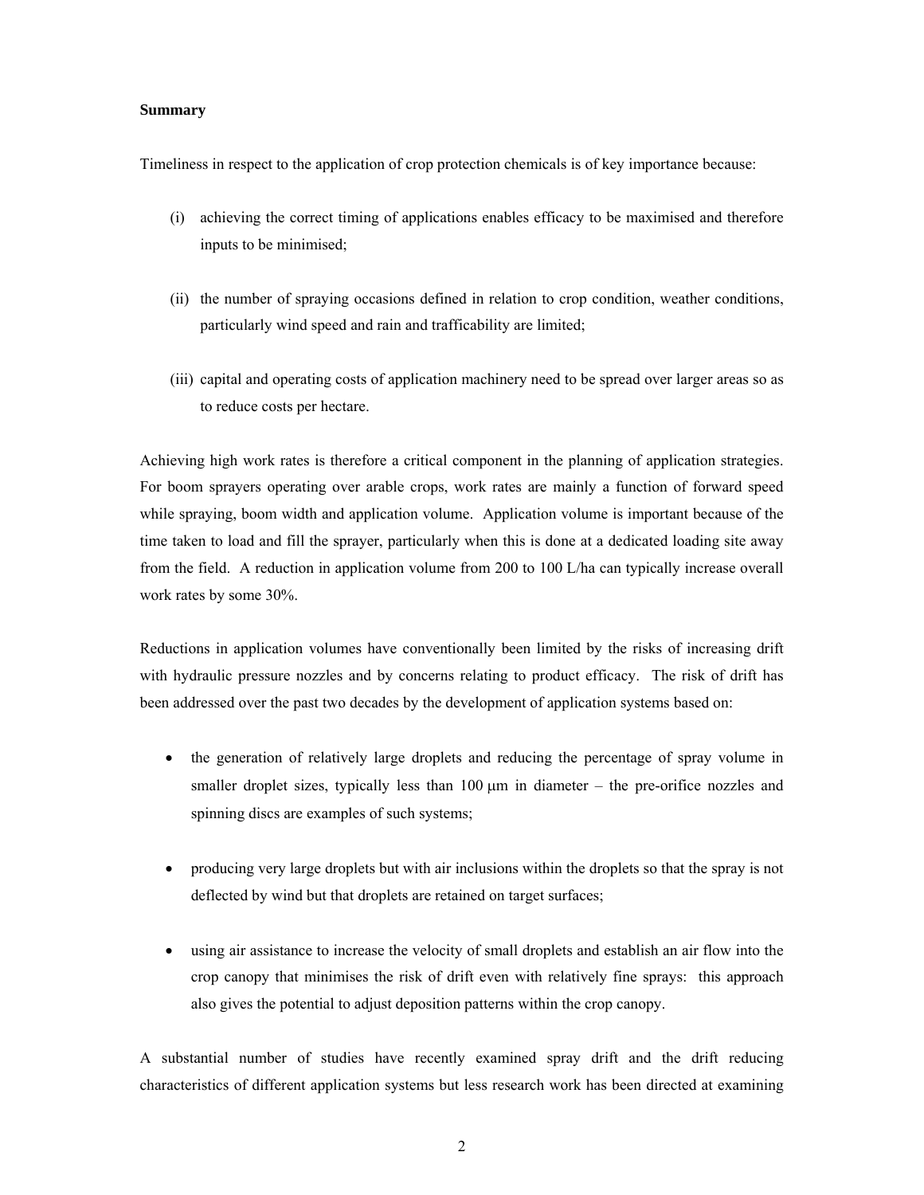**Summary**

Timeliness in respect to the application of crop protection chemicals is of key importance because:

(i) achieving the correct timing of applications enables efficacy to be maximised and therefore inputs to be minimised;

(ii) the number of spraying occasions defined in relation to crop condition, weather conditions, particularly wind speed and rain and trafficability are limited;

(iii) capital and operating costs of application machinery need to be spread over larger areas so as to reduce costs per hectare.

Achieving high work rates is therefore a critical component in the planning of application strategies. For boom sprayers operating over arable crops, work rates are mainly a function of forward speed while spraying, boom width and application volume. Application volume is important because of the time taken to load and fill the sprayer, particularly when this is done at a dedicated loading site away from the field. A reduction in application volume from 200 to 100 L/ha can typically increase overall work rates by some 30%.

Reductions in application volumes have conventionally been limited by the risks of increasing drift with hydraulic pressure nozzles and by concerns relating to product efficacy. The risk of drift has been addressed over the past two decades by the development of application systems based on:

- the generation of relatively large droplets and reducing the percentage of spray volume in smaller droplet sizes, typically less than 100 μm in diameter – the pre-orifice nozzles and spinning discs are examples of such systems;

- producing very large droplets but with air inclusions within the droplets so that the spray is not deflected by wind but that droplets are retained on target surfaces;

- using air assistance to increase the velocity of small droplets and establish an air flow into the crop canopy that minimises the risk of drift even with relatively fine sprays: this approach also gives the potential to adjust deposition patterns within the crop canopy.

A substantial number of studies have recently examined spray drift and the drift reducing characteristics of different application systems but less research work has been directed at examining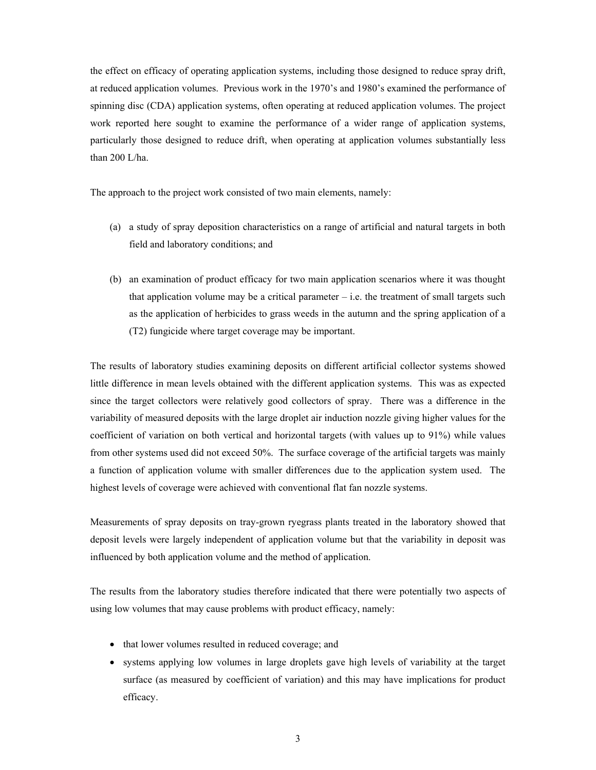the effect on efficacy of operating application systems, including those designed to reduce spray drift, at reduced application volumes. Previous work in the 1970's and 1980's examined the performance of spinning disc (CDA) application systems, often operating at reduced application volumes. The project work reported here sought to examine the performance of a wider range of application systems, particularly those designed to reduce drift, when operating at application volumes substantially less than 200 L/ha.

The approach to the project work consisted of two main elements, namely:

(a) a study of spray deposition characteristics on a range of artificial and natural targets in both field and laboratory conditions; and

(b) an examination of product efficacy for two main application scenarios where it was thought that application volume may be a critical parameter – i.e. the treatment of small targets such as the application of herbicides to grass weeds in the autumn and the spring application of a (T2) fungicide where target coverage may be important.

The results of laboratory studies examining deposits on different artificial collector systems showed little difference in mean levels obtained with the different application systems. This was as expected since the target collectors were relatively good collectors of spray. There was a difference in the variability of measured deposits with the large droplet air induction nozzle giving higher values for the coefficient of variation on both vertical and horizontal targets (with values up to 91%) while values from other systems used did not exceed 50%. The surface coverage of the artificial targets was mainly a function of application volume with smaller differences due to the application system used. The highest levels of coverage were achieved with conventional flat fan nozzle systems.

Measurements of spray deposits on tray-grown ryegrass plants treated in the laboratory showed that deposit levels were largely independent of application volume but that the variability in deposit was influenced by both application volume and the method of application.

The results from the laboratory studies therefore indicated that there were potentially two aspects of using low volumes that may cause problems with product efficacy, namely:

- that lower volumes resulted in reduced coverage; and
- systems applying low volumes in large droplets gave high levels of variability at the target surface (as measured by coefficient of variation) and this may have implications for product efficacy.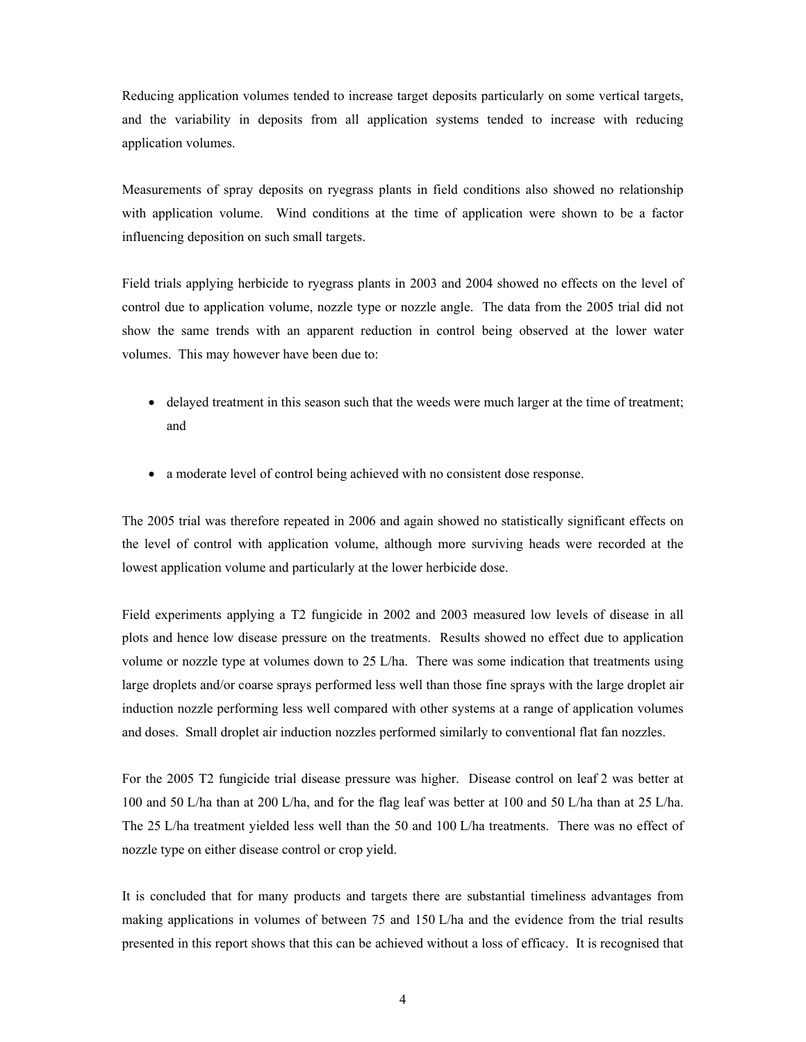Reducing application volumes tended to increase target deposits particularly on some vertical targets, and the variability in deposits from all application systems tended to increase with reducing application volumes.

Measurements of spray deposits on ryegrass plants in field conditions also showed no relationship with application volume. Wind conditions at the time of application were shown to be a factor influencing deposition on such small targets.

Field trials applying herbicide to ryegrass plants in 2003 and 2004 showed no effects on the level of control due to application volume, nozzle type or nozzle angle. The data from the 2005 trial did not show the same trends with an apparent reduction in control being observed at the lower water volumes. This may however have been due to:

- delayed treatment in this season such that the weeds were much larger at the time of treatment; and
- a moderate level of control being achieved with no consistent dose response.

The 2005 trial was therefore repeated in 2006 and again showed no statistically significant effects on the level of control with application volume, although more surviving heads were recorded at the lowest application volume and particularly at the lower herbicide dose.

Field experiments applying a T2 fungicide in 2002 and 2003 measured low levels of disease in all plots and hence low disease pressure on the treatments. Results showed no effect due to application volume or nozzle type at volumes down to 25 L/ha. There was some indication that treatments using large droplets and/or coarse sprays performed less well than those fine sprays with the large droplet air induction nozzle performing less well compared with other systems at a range of application volumes and doses. Small droplet air induction nozzles performed similarly to conventional flat fan nozzles.

For the 2005 T2 fungicide trial disease pressure was higher. Disease control on leaf 2 was better at 100 and 50 L/ha than at 200 L/ha, and for the flag leaf was better at 100 and 50 L/ha than at 25 L/ha. The 25 L/ha treatment yielded less well than the 50 and 100 L/ha treatments. There was no effect of nozzle type on either disease control or crop yield.

It is concluded that for many products and targets there are substantial timeliness advantages from making applications in volumes of between 75 and 150 L/ha and the evidence from the trial results presented in this report shows that this can be achieved without a loss of efficacy. It is recognised that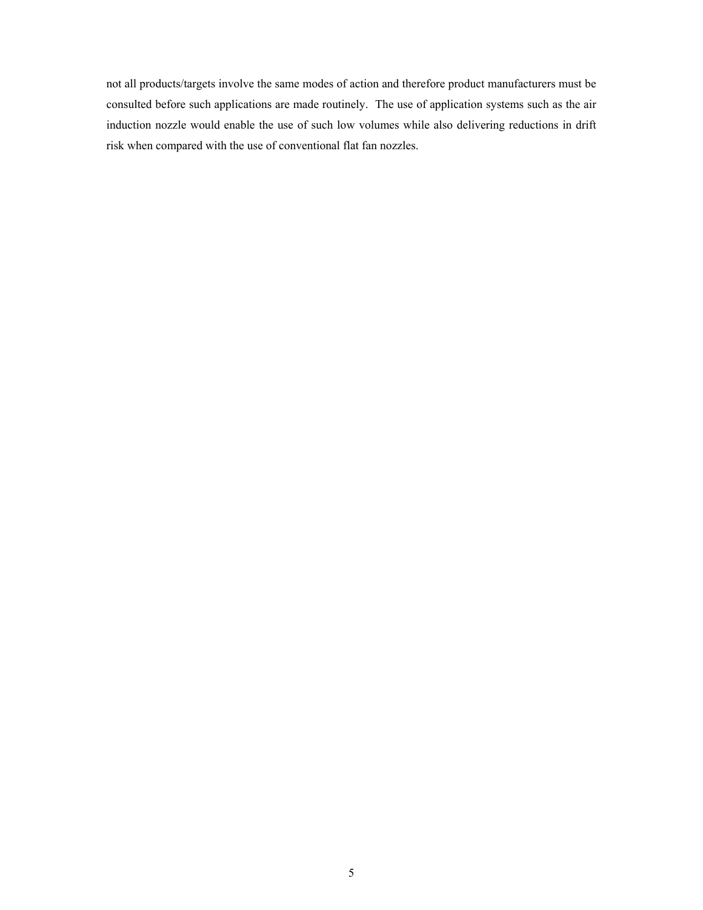not all products/targets involve the same modes of action and therefore product manufacturers must be consulted before such applications are made routinely. The use of application systems such as the air induction nozzle would enable the use of such low volumes while also delivering reductions in drift risk when compared with the use of conventional flat fan nozzles.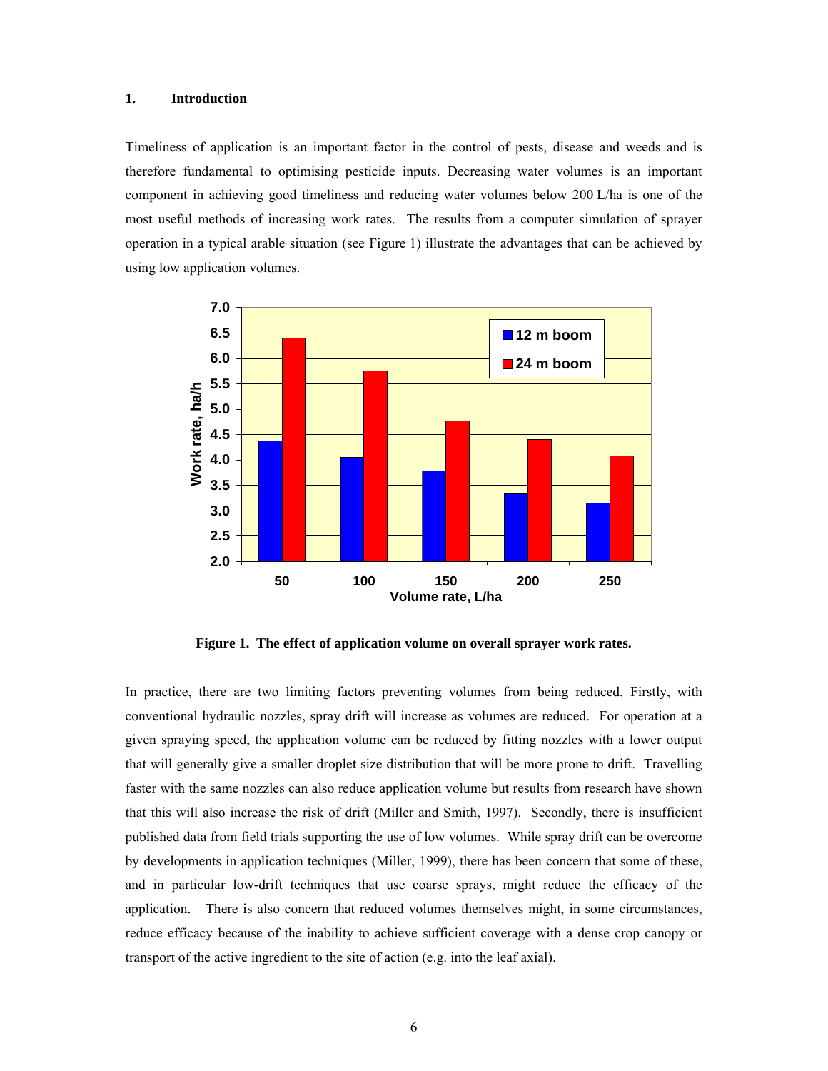## 1. Introduction

Timeliness of application is an important factor in the control of pests, disease and weeds and is therefore fundamental to optimising pesticide inputs. Decreasing water volumes is an important component in achieving good timeliness and reducing water volumes below 200 L/ha is one of the most useful methods of increasing work rates. The results from a computer simulation of sprayer operation in a typical arable situation (see Figure 1) illustrate the advantages that can be achieved by using low application volumes.

**Figure 1. The effect of application volume on overall sprayer work rates.**

In practice, there are two limiting factors preventing volumes from being reduced. Firstly, with conventional hydraulic nozzles, spray drift will increase as volumes are reduced. For operation at a given spraying speed, the application volume can be reduced by fitting nozzles with a lower output that will generally give a smaller droplet size distribution that will be more prone to drift. Travelling faster with the same nozzles can also reduce application volume but results from research have shown that this will also increase the risk of drift (Miller and Smith, 1997). Secondly, there is insufficient published data from field trials supporting the use of low volumes. While spray drift can be overcome by developments in application techniques (Miller, 1999), there has been concern that some of these, and in particular low-drift techniques that use coarse sprays, might reduce the efficacy of the application. There is also concern that reduced volumes themselves might, in some circumstances, reduce efficacy because of the inability to achieve sufficient coverage with a dense crop canopy or transport of the active ingredient to the site of action (e.g. into the leaf axial).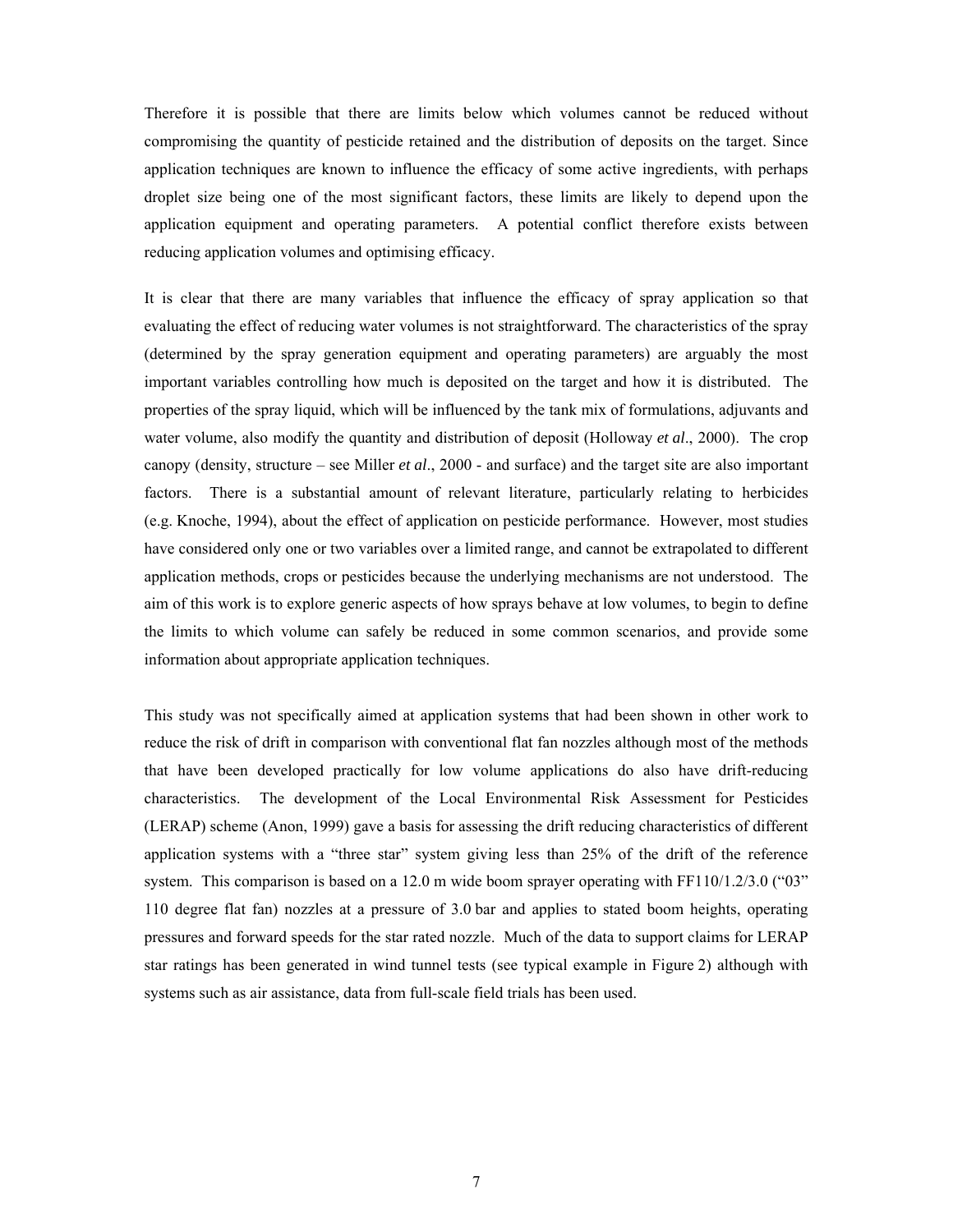Therefore it is possible that there are limits below which volumes cannot be reduced without compromising the quantity of pesticide retained and the distribution of deposits on the target. Since application techniques are known to influence the efficacy of some active ingredients, with perhaps droplet size being one of the most significant factors, these limits are likely to depend upon the application equipment and operating parameters. A potential conflict therefore exists between reducing application volumes and optimising efficacy.

It is clear that there are many variables that influence the efficacy of spray application so that evaluating the effect of reducing water volumes is not straightforward. The characteristics of the spray (determined by the spray generation equipment and operating parameters) are arguably the most important variables controlling how much is deposited on the target and how it is distributed. The properties of the spray liquid, which will be influenced by the tank mix of formulations, adjuvants and water volume, also modify the quantity and distribution of deposit (Holloway *et al*., 2000). The crop canopy (density, structure – see Miller *et al*., 2000 - and surface) and the target site are also important factors. There is a substantial amount of relevant literature, particularly relating to herbicides (e.g. Knoche, 1994), about the effect of application on pesticide performance. However, most studies have considered only one or two variables over a limited range, and cannot be extrapolated to different application methods, crops or pesticides because the underlying mechanisms are not understood. The aim of this work is to explore generic aspects of how sprays behave at low volumes, to begin to define the limits to which volume can safely be reduced in some common scenarios, and provide some information about appropriate application techniques.

This study was not specifically aimed at application systems that had been shown in other work to reduce the risk of drift in comparison with conventional flat fan nozzles although most of the methods that have been developed practically for low volume applications do also have drift-reducing characteristics. The development of the Local Environmental Risk Assessment for Pesticides (LERAP) scheme (Anon, 1999) gave a basis for assessing the drift reducing characteristics of different application systems with a "three star" system giving less than 25% of the drift of the reference system. This comparison is based on a 12.0 m wide boom sprayer operating with FF110/1.2/3.0 ("03" 110 degree flat fan) nozzles at a pressure of 3.0 bar and applies to stated boom heights, operating pressures and forward speeds for the star rated nozzle. Much of the data to support claims for LERAP star ratings has been generated in wind tunnel tests (see typical example in Figure 2) although with systems such as air assistance, data from full-scale field trials has been used.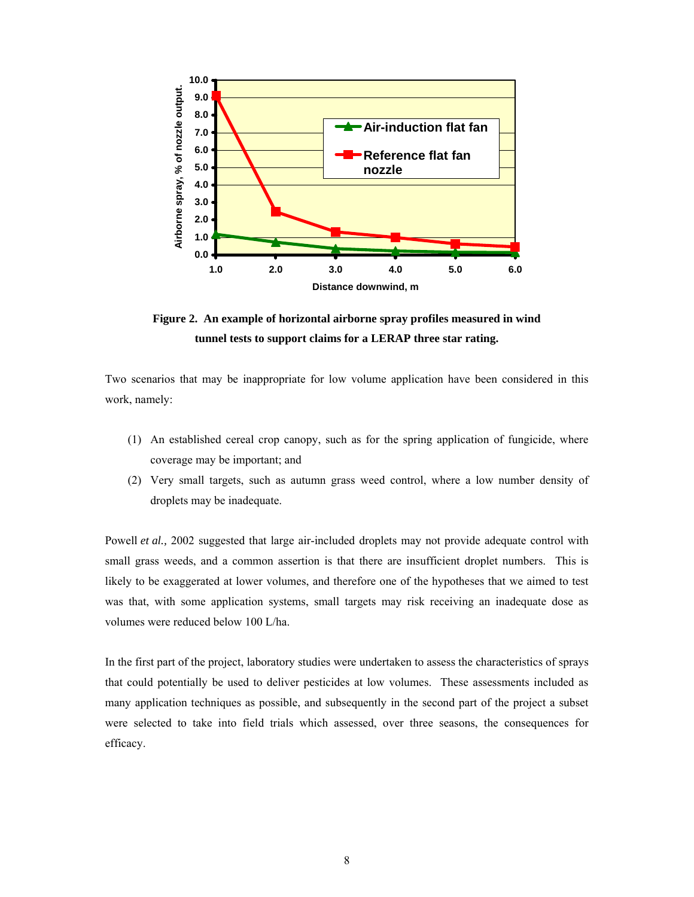**Figure 2. An example of horizontal airborne spray profiles measured in wind tunnel tests to support claims for a LERAP three star rating.**

Two scenarios that may be inappropriate for low volume application have been considered in this work, namely:

1. An established cereal crop canopy, such as for the spring application of fungicide, where coverage may be important; and
2. Very small targets, such as autumn grass weed control, where a low number density of droplets may be inadequate.

Powell *et al.,* 2002 suggested that large air-included droplets may not provide adequate control with small grass weeds, and a common assertion is that there are insufficient droplet numbers. This is likely to be exaggerated at lower volumes, and therefore one of the hypotheses that we aimed to test was that, with some application systems, small targets may risk receiving an inadequate dose as volumes were reduced below 100 L/ha.

In the first part of the project, laboratory studies were undertaken to assess the characteristics of sprays that could potentially be used to deliver pesticides at low volumes. These assessments included as many application techniques as possible, and subsequently in the second part of the project a subset were selected to take into field trials which assessed, over three seasons, the consequences for efficacy.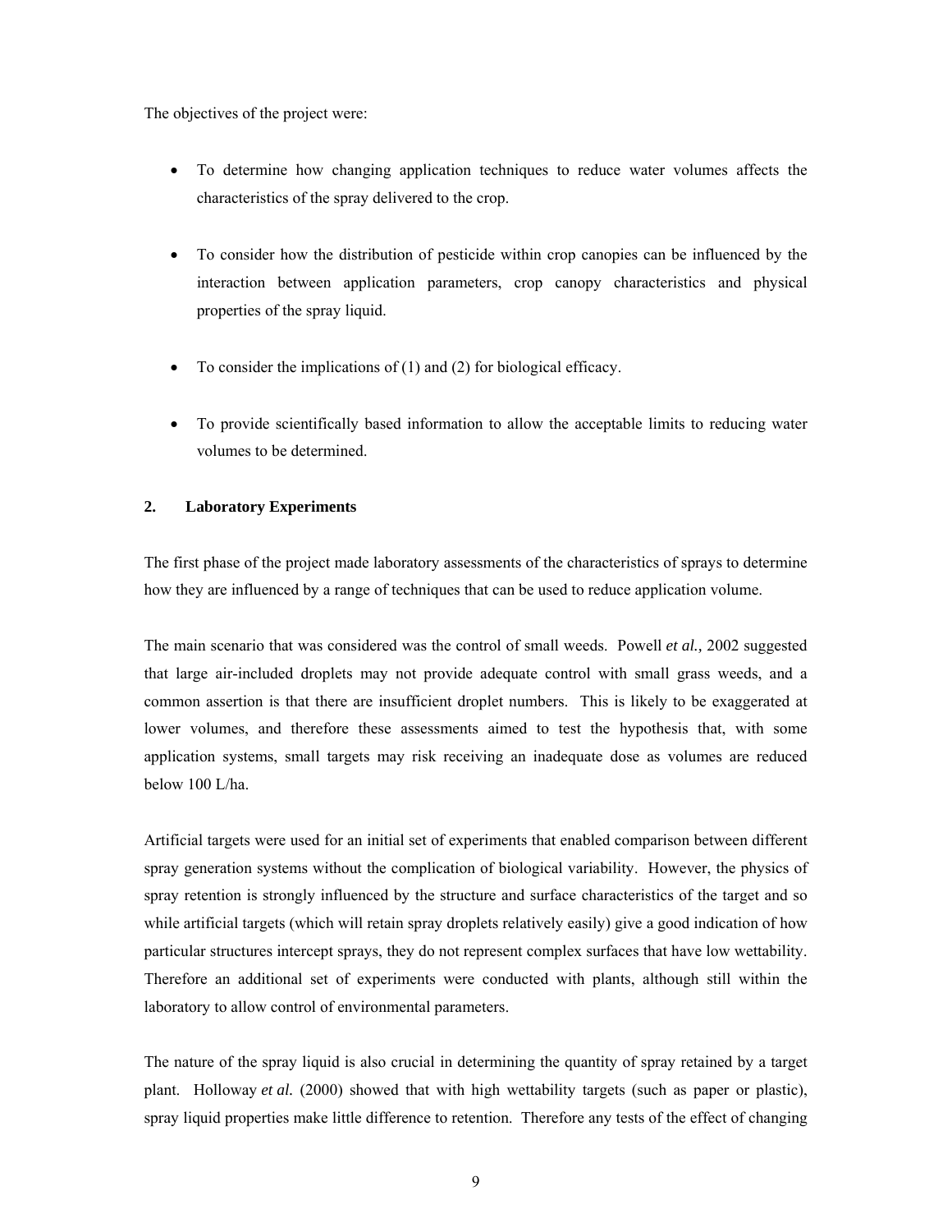The objectives of the project were:

- To determine how changing application techniques to reduce water volumes affects the characteristics of the spray delivered to the crop.
- To consider how the distribution of pesticide within crop canopies can be influenced by the interaction between application parameters, crop canopy characteristics and physical properties of the spray liquid.
- To consider the implications of (1) and (2) for biological efficacy.
- To provide scientifically based information to allow the acceptable limits to reducing water volumes to be determined.

## 2. Laboratory Experiments

The first phase of the project made laboratory assessments of the characteristics of sprays to determine how they are influenced by a range of techniques that can be used to reduce application volume.

The main scenario that was considered was the control of small weeds. Powell *et al.,* 2002 suggested that large air-included droplets may not provide adequate control with small grass weeds, and a common assertion is that there are insufficient droplet numbers. This is likely to be exaggerated at lower volumes, and therefore these assessments aimed to test the hypothesis that, with some application systems, small targets may risk receiving an inadequate dose as volumes are reduced below 100 L/ha.

Artificial targets were used for an initial set of experiments that enabled comparison between different spray generation systems without the complication of biological variability. However, the physics of spray retention is strongly influenced by the structure and surface characteristics of the target and so while artificial targets (which will retain spray droplets relatively easily) give a good indication of how particular structures intercept sprays, they do not represent complex surfaces that have low wettability. Therefore an additional set of experiments were conducted with plants, although still within the laboratory to allow control of environmental parameters.

The nature of the spray liquid is also crucial in determining the quantity of spray retained by a target plant. Holloway *et al.* (2000) showed that with high wettability targets (such as paper or plastic), spray liquid properties make little difference to retention. Therefore any tests of the effect of changing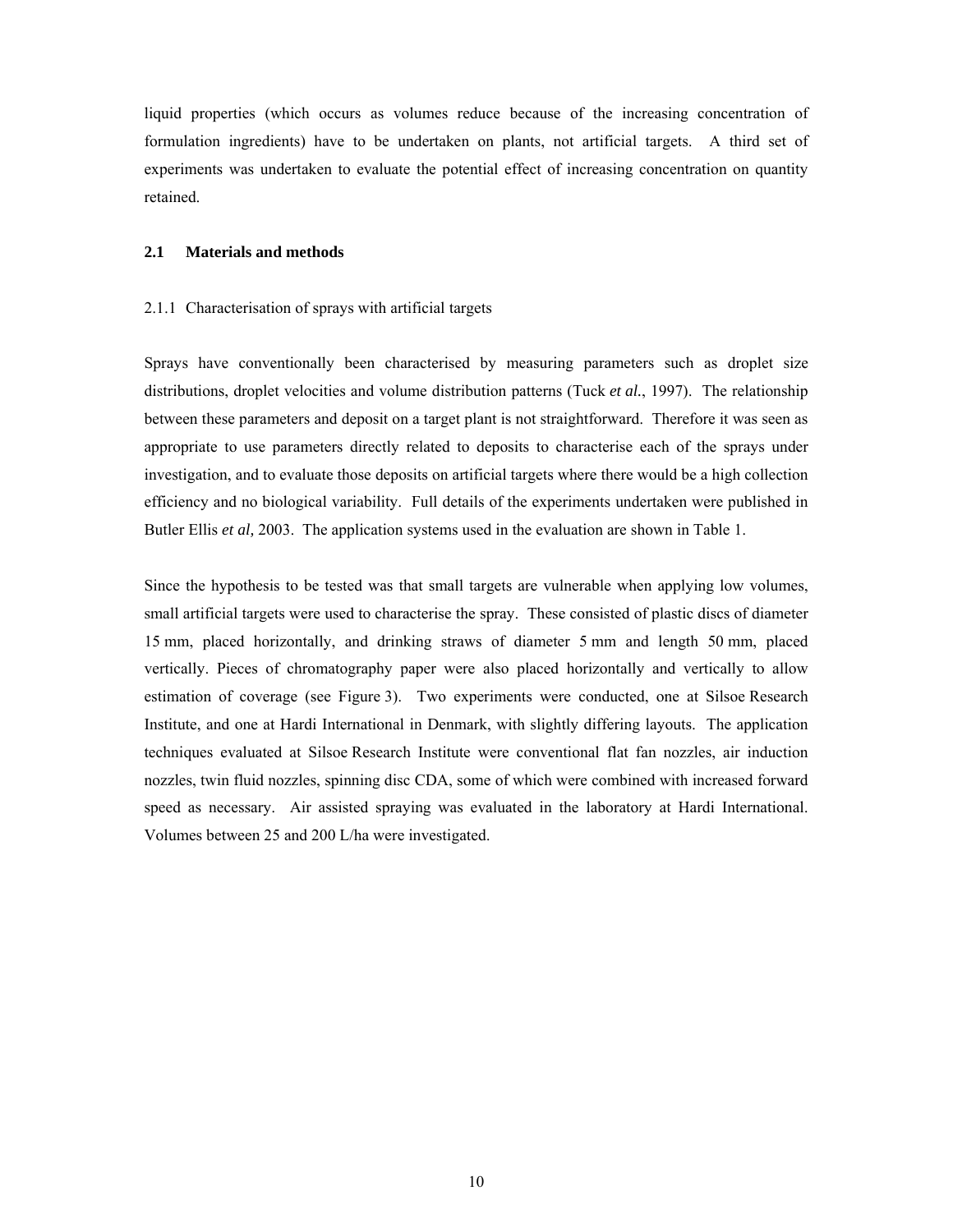liquid properties (which occurs as volumes reduce because of the increasing concentration of formulation ingredients) have to be undertaken on plants, not artificial targets. A third set of experiments was undertaken to evaluate the potential effect of increasing concentration on quantity retained.

## 2.1 Materials and methods

### 2.1.1 Characterisation of sprays with artificial targets

Sprays have conventionally been characterised by measuring parameters such as droplet size distributions, droplet velocities and volume distribution patterns (Tuck *et al.*, 1997). The relationship between these parameters and deposit on a target plant is not straightforward. Therefore it was seen as appropriate to use parameters directly related to deposits to characterise each of the sprays under investigation, and to evaluate those deposits on artificial targets where there would be a high collection efficiency and no biological variability. Full details of the experiments undertaken were published in Butler Ellis *et al,* 2003. The application systems used in the evaluation are shown in Table 1.

Since the hypothesis to be tested was that small targets are vulnerable when applying low volumes, small artificial targets were used to characterise the spray. These consisted of plastic discs of diameter 15 mm, placed horizontally, and drinking straws of diameter 5 mm and length 50 mm, placed vertically. Pieces of chromatography paper were also placed horizontally and vertically to allow estimation of coverage (see Figure 3). Two experiments were conducted, one at Silsoe Research Institute, and one at Hardi International in Denmark, with slightly differing layouts. The application techniques evaluated at Silsoe Research Institute were conventional flat fan nozzles, air induction nozzles, twin fluid nozzles, spinning disc CDA, some of which were combined with increased forward speed as necessary. Air assisted spraying was evaluated in the laboratory at Hardi International. Volumes between 25 and 200 L/ha were investigated.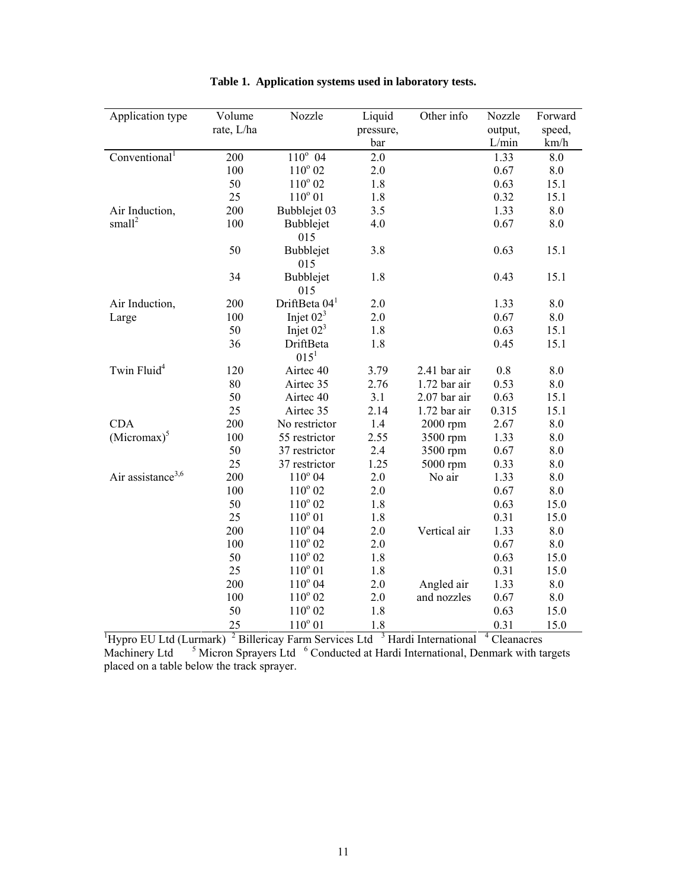**Table 1. Application systems used in laboratory tests.**

| Application type | Volume rate, L/ha | Nozzle | Liquid pressure, bar | Other info | Nozzle output, L/min | Forward speed, km/h |
|---|---|---|---|---|---|---|
| Conventional[1] | 200 | 110° 04 | 2.0 | | 1.33 | 8.0 |
| | 100 | 110° 02 | 2.0 | | 0.67 | 8.0 |
| | 50 | 110° 02 | 1.8 | | 0.63 | 15.1 |
| | 25 | 110° 01 | 1.8 | | 0.32 | 15.1 |
| Air Induction, small[2] | 200 | Bubblejet 03 | 3.5 | | 1.33 | 8.0 |
| | 100 | Bubblejet 015 | 4.0 | | 0.67 | 8.0 |
| | 50 | Bubblejet 015 | 3.8 | | 0.63 | 15.1 |
| | 34 | Bubblejet 015 | 1.8 | | 0.43 | 15.1 |
| Air Induction, Large | 200 | DriftBeta 04[1] | 2.0 | | 1.33 | 8.0 |
| | 100 | Injet 02[3] | 2.0 | | 0.67 | 8.0 |
| | 50 | Injet 02[3] | 1.8 | | 0.63 | 15.1 |
| | 36 | DriftBeta 015[1] | 1.8 | | 0.45 | 15.1 |
| Twin Fluid[4] | 120 | Airtec 40 | 3.79 | 2.41 bar air | 0.8 | 8.0 |
| | 80 | Airtec 35 | 2.76 | 1.72 bar air | 0.53 | 8.0 |
| | 50 | Airtec 40 | 3.1 | 2.07 bar air | 0.63 | 15.1 |
| | 25 | Airtec 35 | 2.14 | 1.72 bar air | 0.315 | 15.1 |
| CDA (Micromax)[5] | 200 | No restrictor | 1.4 | 2000 rpm | 2.67 | 8.0 |
| | 100 | 55 restrictor | 2.55 | 3500 rpm | 1.33 | 8.0 |
| | 50 | 37 restrictor | 2.4 | 3500 rpm | 0.67 | 8.0 |
| | 25 | 37 restrictor | 1.25 | 5000 rpm | 0.33 | 8.0 |
| Air assistance[3,6] | 200 | 110° 04 | 2.0 | No air | 1.33 | 8.0 |
| | 100 | 110° 02 | 2.0 | | 0.67 | 8.0 |
| | 50 | 110° 02 | 1.8 | | 0.63 | 15.0 |
| | 25 | 110° 01 | 1.8 | | 0.31 | 15.0 |
| | 200 | 110° 04 | 2.0 | Vertical air | 1.33 | 8.0 |
| | 100 | 110° 02 | 2.0 | | 0.67 | 8.0 |
| | 50 | 110° 02 | 1.8 | | 0.63 | 15.0 |
| | 25 | 110° 01 | 1.8 | | 0.31 | 15.0 |
| | 200 | 110° 04 | 2.0 | Angled air and nozzles | 1.33 | 8.0 |
| | 100 | 110° 02 | 2.0 | | 0.67 | 8.0 |
| | 50 | 110° 02 | 1.8 | | 0.63 | 15.0 |
| | 25 | 110° 01 | 1.8 | | 0.31 | 15.0 |

[1]Hypro EU Ltd (Lurmark) [2] Billericay Farm Services Ltd [3] Hardi International [4] Cleanacres Machinery Ltd [5] Micron Sprayers Ltd [6] Conducted at Hardi International, Denmark with targets placed on a table below the track sprayer.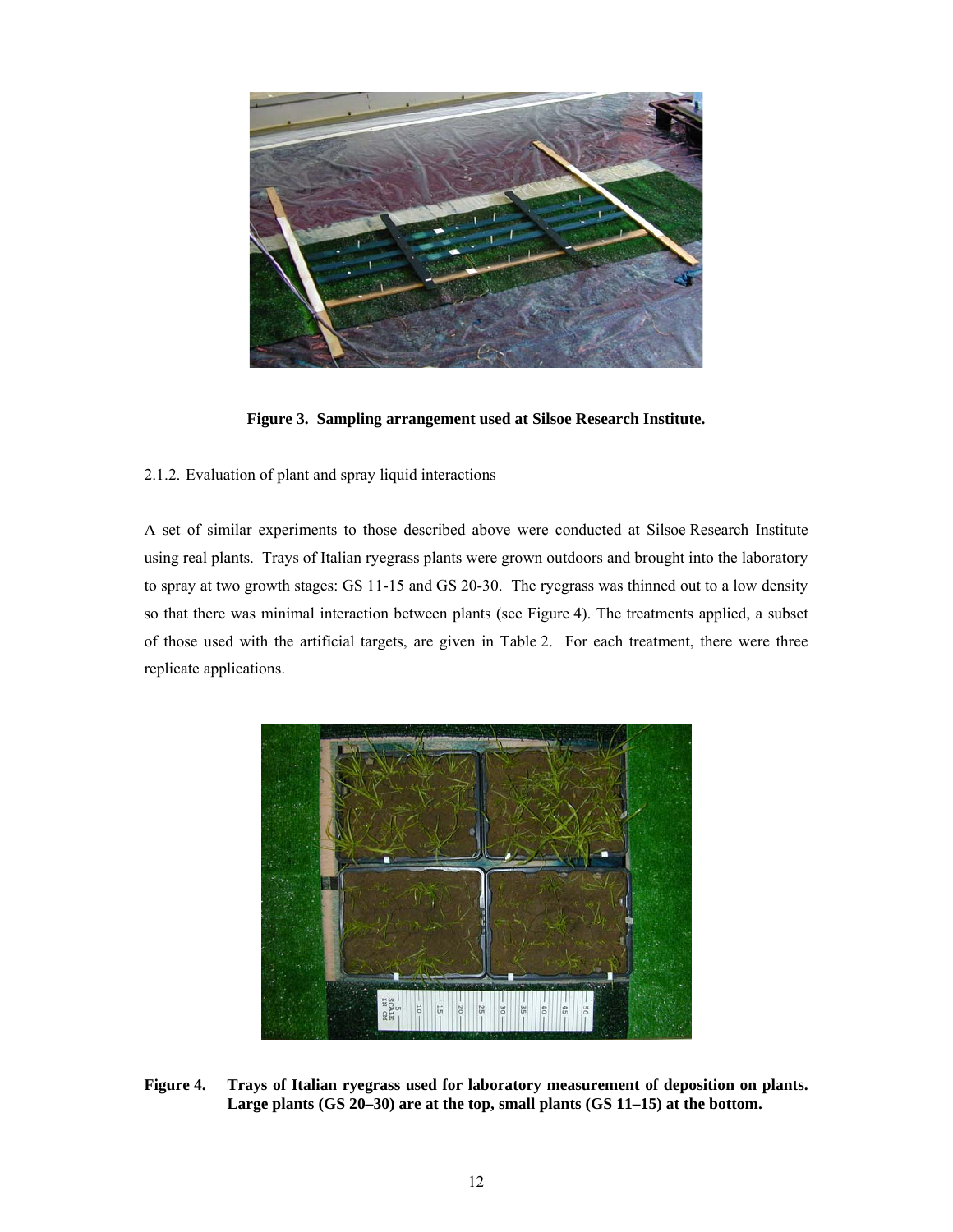**Figure 3. Sampling arrangement used at Silsoe Research Institute.**

2.1.2. Evaluation of plant and spray liquid interactions

A set of similar experiments to those described above were conducted at Silsoe Research Institute using real plants. Trays of Italian ryegrass plants were grown outdoors and brought into the laboratory to spray at two growth stages: GS 11-15 and GS 20-30. The ryegrass was thinned out to a low density so that there was minimal interaction between plants (see Figure 4). The treatments applied, a subset of those used with the artificial targets, are given in Table 2. For each treatment, there were three replicate applications.

**Figure 4. Trays of Italian ryegrass used for laboratory measurement of deposition on plants. Large plants (GS 20–30) are at the top, small plants (GS 11–15) at the bottom.**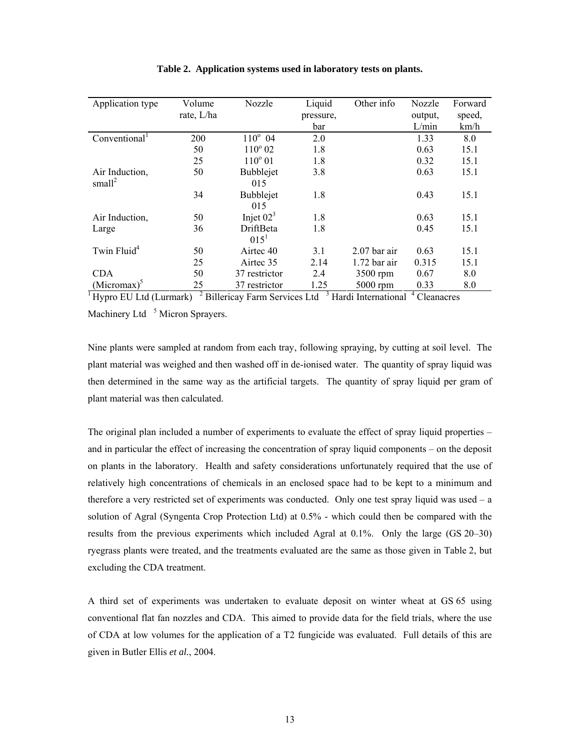**Table 2. Application systems used in laboratory tests on plants.**

| Application type | Volume rate, L/ha | Nozzle | Liquid pressure, bar | Other info | Nozzle output, L/min | Forward speed, km/h |
|---|---|---|---|---|---|---|
| Conventional[1] | 200 | 110° 04 | 2.0 | | 1.33 | 8.0 |
| | 50 | 110° 02 | 1.8 | | 0.63 | 15.1 |
| | 25 | 110° 01 | 1.8 | | 0.32 | 15.1 |
| Air Induction, small[2] | 50 | Bubblejet 015 | 3.8 | | 0.63 | 15.1 |
| | 34 | Bubblejet 015 | 1.8 | | 0.43 | 15.1 |
| Air Induction, Large | 50 | Injet 02[3] | 1.8 | | 0.63 | 15.1 |
| | 36 | DriftBeta 015[1] | 1.8 | | 0.45 | 15.1 |
| Twin Fluid[4] | 50 | Airtec 40 | 3.1 | 2.07 bar air | 0.63 | 15.1 |
| | 25 | Airtec 35 | 2.14 | 1.72 bar air | 0.315 | 15.1 |
| CDA (Micromax)[5] | 50 | 37 restrictor | 2.4 | 3500 rpm | 0.67 | 8.0 |
| | 25 | 37 restrictor | 1.25 | 5000 rpm | 0.33 | 8.0 |

[1] Hypro EU Ltd (Lurmark) [2] Billericay Farm Services Ltd [3] Hardi International [4] Cleanacres Machinery Ltd [5] Micron Sprayers.

Nine plants were sampled at random from each tray, following spraying, by cutting at soil level. The plant material was weighed and then washed off in de-ionised water. The quantity of spray liquid was then determined in the same way as the artificial targets. The quantity of spray liquid per gram of plant material was then calculated.

The original plan included a number of experiments to evaluate the effect of spray liquid properties – and in particular the effect of increasing the concentration of spray liquid components – on the deposit on plants in the laboratory. Health and safety considerations unfortunately required that the use of relatively high concentrations of chemicals in an enclosed space had to be kept to a minimum and therefore a very restricted set of experiments was conducted. Only one test spray liquid was used – a solution of Agral (Syngenta Crop Protection Ltd) at 0.5% - which could then be compared with the results from the previous experiments which included Agral at 0.1%. Only the large (GS 20–30) ryegrass plants were treated, and the treatments evaluated are the same as those given in Table 2, but excluding the CDA treatment.

A third set of experiments was undertaken to evaluate deposit on winter wheat at GS 65 using conventional flat fan nozzles and CDA. This aimed to provide data for the field trials, where the use of CDA at low volumes for the application of a T2 fungicide was evaluated. Full details of this are given in Butler Ellis *et al.*, 2004.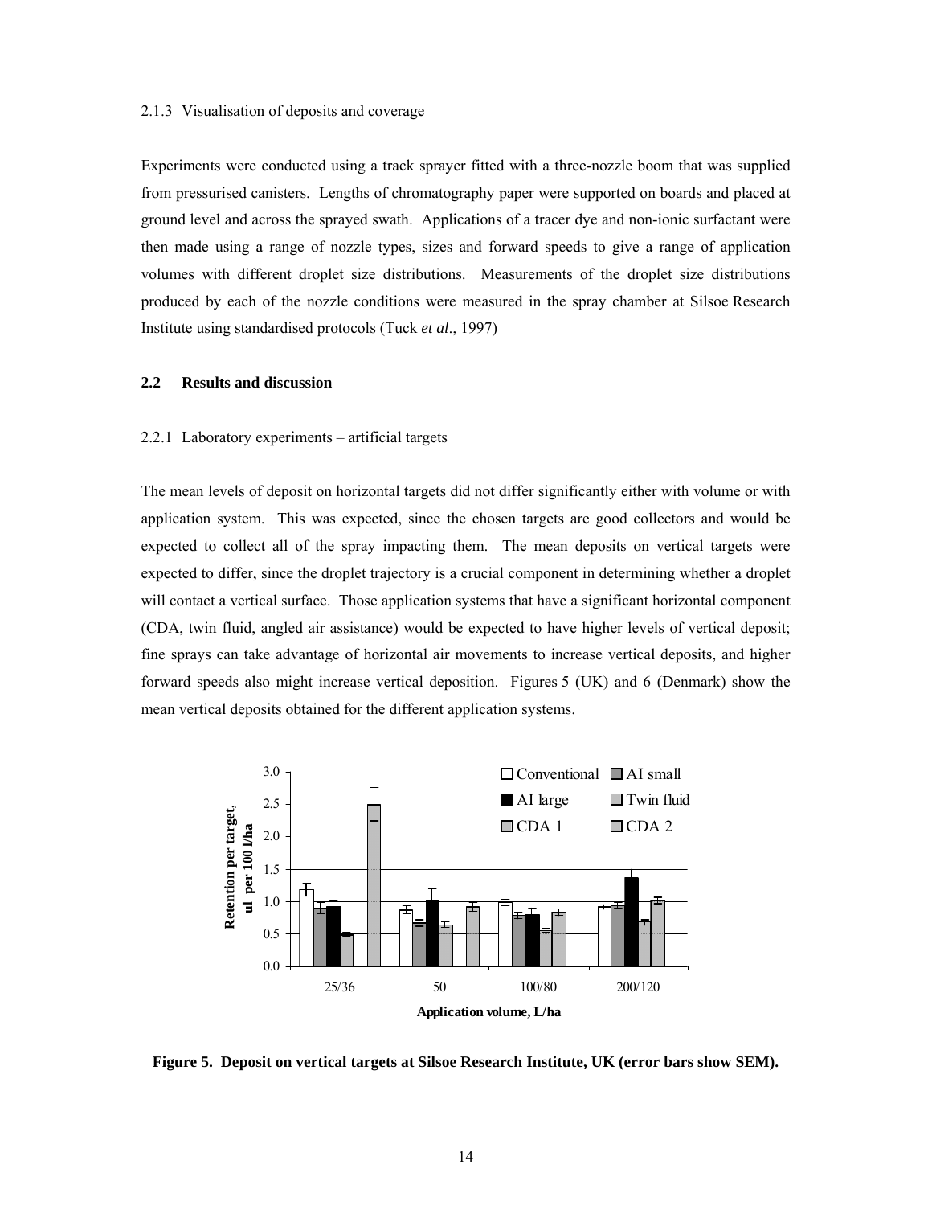2.1.3 Visualisation of deposits and coverage

Experiments were conducted using a track sprayer fitted with a three-nozzle boom that was supplied from pressurised canisters. Lengths of chromatography paper were supported on boards and placed at ground level and across the sprayed swath. Applications of a tracer dye and non-ionic surfactant were then made using a range of nozzle types, sizes and forward speeds to give a range of application volumes with different droplet size distributions. Measurements of the droplet size distributions produced by each of the nozzle conditions were measured in the spray chamber at Silsoe Research Institute using standardised protocols (Tuck *et al*., 1997)

## 2.2 Results and discussion

2.2.1 Laboratory experiments – artificial targets

The mean levels of deposit on horizontal targets did not differ significantly either with volume or with application system. This was expected, since the chosen targets are good collectors and would be expected to collect all of the spray impacting them. The mean deposits on vertical targets were expected to differ, since the droplet trajectory is a crucial component in determining whether a droplet will contact a vertical surface. Those application systems that have a significant horizontal component (CDA, twin fluid, angled air assistance) would be expected to have higher levels of vertical deposit; fine sprays can take advantage of horizontal air movements to increase vertical deposits, and higher forward speeds also might increase vertical deposition. Figures 5 (UK) and 6 (Denmark) show the mean vertical deposits obtained for the different application systems.

**Figure 5. Deposit on vertical targets at Silsoe Research Institute, UK (error bars show SEM).**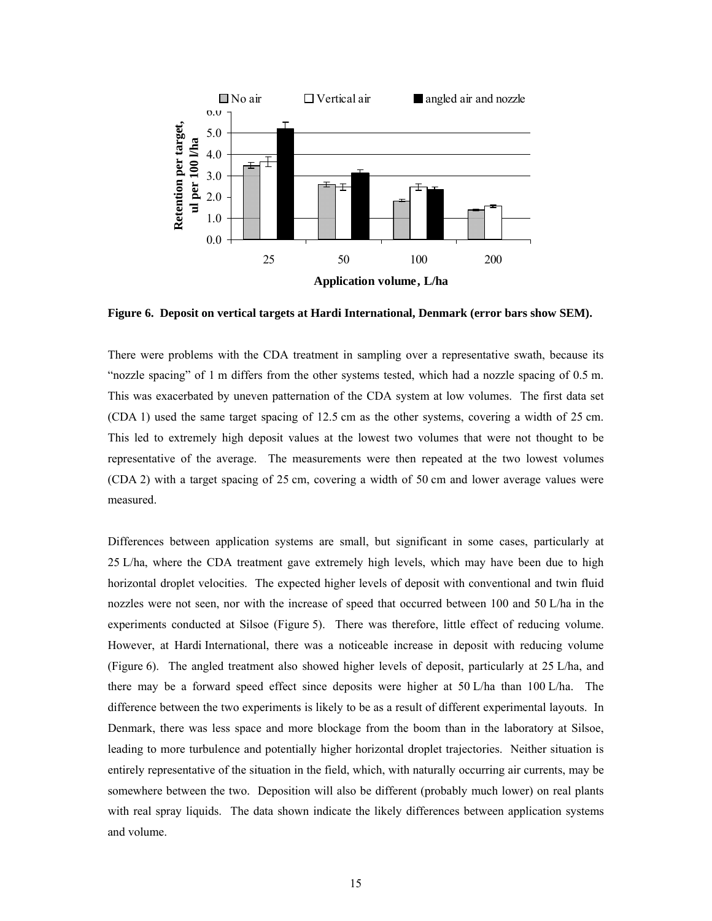**Figure 6. Deposit on vertical targets at Hardi International, Denmark (error bars show SEM).**

There were problems with the CDA treatment in sampling over a representative swath, because its "nozzle spacing" of 1 m differs from the other systems tested, which had a nozzle spacing of 0.5 m. This was exacerbated by uneven patternation of the CDA system at low volumes. The first data set (CDA 1) used the same target spacing of 12.5 cm as the other systems, covering a width of 25 cm. This led to extremely high deposit values at the lowest two volumes that were not thought to be representative of the average. The measurements were then repeated at the two lowest volumes (CDA 2) with a target spacing of 25 cm, covering a width of 50 cm and lower average values were measured.

Differences between application systems are small, but significant in some cases, particularly at 25 L/ha, where the CDA treatment gave extremely high levels, which may have been due to high horizontal droplet velocities. The expected higher levels of deposit with conventional and twin fluid nozzles were not seen, nor with the increase of speed that occurred between 100 and 50 L/ha in the experiments conducted at Silsoe (Figure 5). There was therefore, little effect of reducing volume. However, at Hardi International, there was a noticeable increase in deposit with reducing volume (Figure 6). The angled treatment also showed higher levels of deposit, particularly at 25 L/ha, and there may be a forward speed effect since deposits were higher at 50 L/ha than 100 L/ha. The difference between the two experiments is likely to be as a result of different experimental layouts. In Denmark, there was less space and more blockage from the boom than in the laboratory at Silsoe, leading to more turbulence and potentially higher horizontal droplet trajectories. Neither situation is entirely representative of the situation in the field, which, with naturally occurring air currents, may be somewhere between the two. Deposition will also be different (probably much lower) on real plants with real spray liquids. The data shown indicate the likely differences between application systems and volume.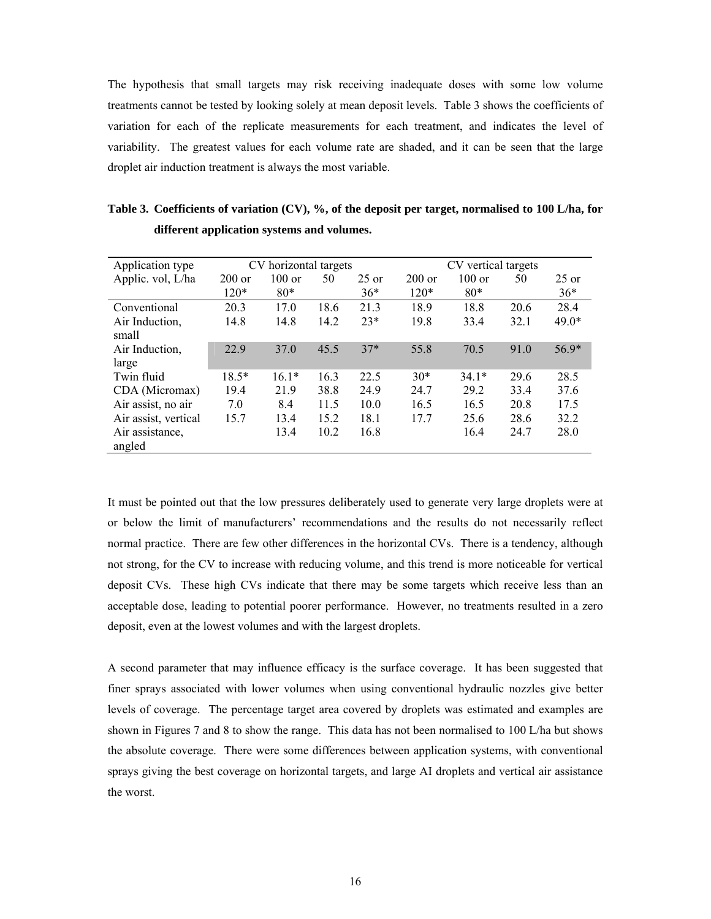The hypothesis that small targets may risk receiving inadequate doses with some low volume treatments cannot be tested by looking solely at mean deposit levels. Table 3 shows the coefficients of variation for each of the replicate measurements for each treatment, and indicates the level of variability. The greatest values for each volume rate are shaded, and it can be seen that the large droplet air induction treatment is always the most variable.

**Table 3. Coefficients of variation (CV), %, of the deposit per target, normalised to 100 L/ha, for different application systems and volumes.**

| Application type | CV horizontal targets | | | | CV vertical targets | | | |
|---|---|---|---|---|---|---|---|---|
| Applic. vol, L/ha | 200 or 120* | 100 or 80* | 50 | 25 or 36* | 200 or 120* | 100 or 80* | 50 | 25 or 36* |
| Conventional | 20.3 | 17.0 | 18.6 | 21.3 | 18.9 | 18.8 | 20.6 | 28.4 |
| Air Induction, small | 14.8 | 14.8 | 14.2 | 23* | 19.8 | 33.4 | 32.1 | 49.0* |
| Air Induction, large | 22.9 | 37.0 | 45.5 | 37* | 55.8 | 70.5 | 91.0 | 56.9* |
| Twin fluid | 18.5* | 16.1* | 16.3 | 22.5 | 30* | 34.1* | 29.6 | 28.5 |
| CDA (Micromax) | 19.4 | 21.9 | 38.8 | 24.9 | 24.7 | 29.2 | 33.4 | 37.6 |
| Air assist, no air | 7.0 | 8.4 | 11.5 | 10.0 | 16.5 | 16.5 | 20.8 | 17.5 |
| Air assist, vertical | 15.7 | 13.4 | 15.2 | 18.1 | 17.7 | 25.6 | 28.6 | 32.2 |
| Air assistance, angled | | 13.4 | 10.2 | 16.8 | | 16.4 | 24.7 | 28.0 |

It must be pointed out that the low pressures deliberately used to generate very large droplets were at or below the limit of manufacturers' recommendations and the results do not necessarily reflect normal practice. There are few other differences in the horizontal CVs. There is a tendency, although not strong, for the CV to increase with reducing volume, and this trend is more noticeable for vertical deposit CVs. These high CVs indicate that there may be some targets which receive less than an acceptable dose, leading to potential poorer performance. However, no treatments resulted in a zero deposit, even at the lowest volumes and with the largest droplets.

A second parameter that may influence efficacy is the surface coverage. It has been suggested that finer sprays associated with lower volumes when using conventional hydraulic nozzles give better levels of coverage. The percentage target area covered by droplets was estimated and examples are shown in Figures 7 and 8 to show the range. This data has not been normalised to 100 L/ha but shows the absolute coverage. There were some differences between application systems, with conventional sprays giving the best coverage on horizontal targets, and large AI droplets and vertical air assistance the worst.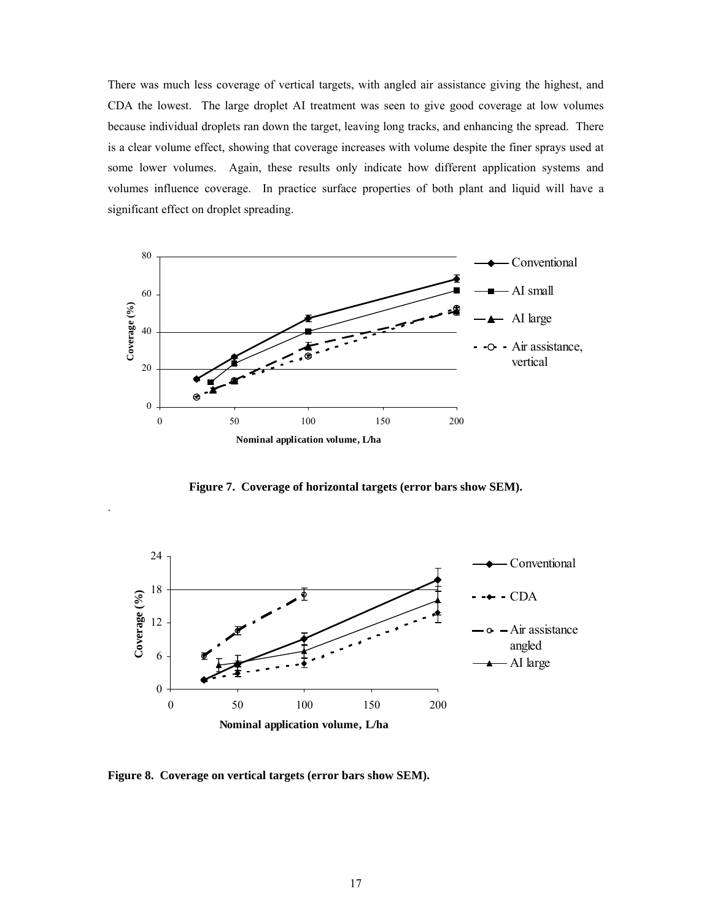There was much less coverage of vertical targets, with angled air assistance giving the highest, and CDA the lowest. The large droplet AI treatment was seen to give good coverage at low volumes because individual droplets ran down the target, leaving long tracks, and enhancing the spread. There is a clear volume effect, showing that coverage increases with volume despite the finer sprays used at some lower volumes. Again, these results only indicate how different application systems and volumes influence coverage. In practice surface properties of both plant and liquid will have a significant effect on droplet spreading.

**Figure 7. Coverage of horizontal targets (error bars show SEM).**

**Figure 8. Coverage on vertical targets (error bars show SEM).**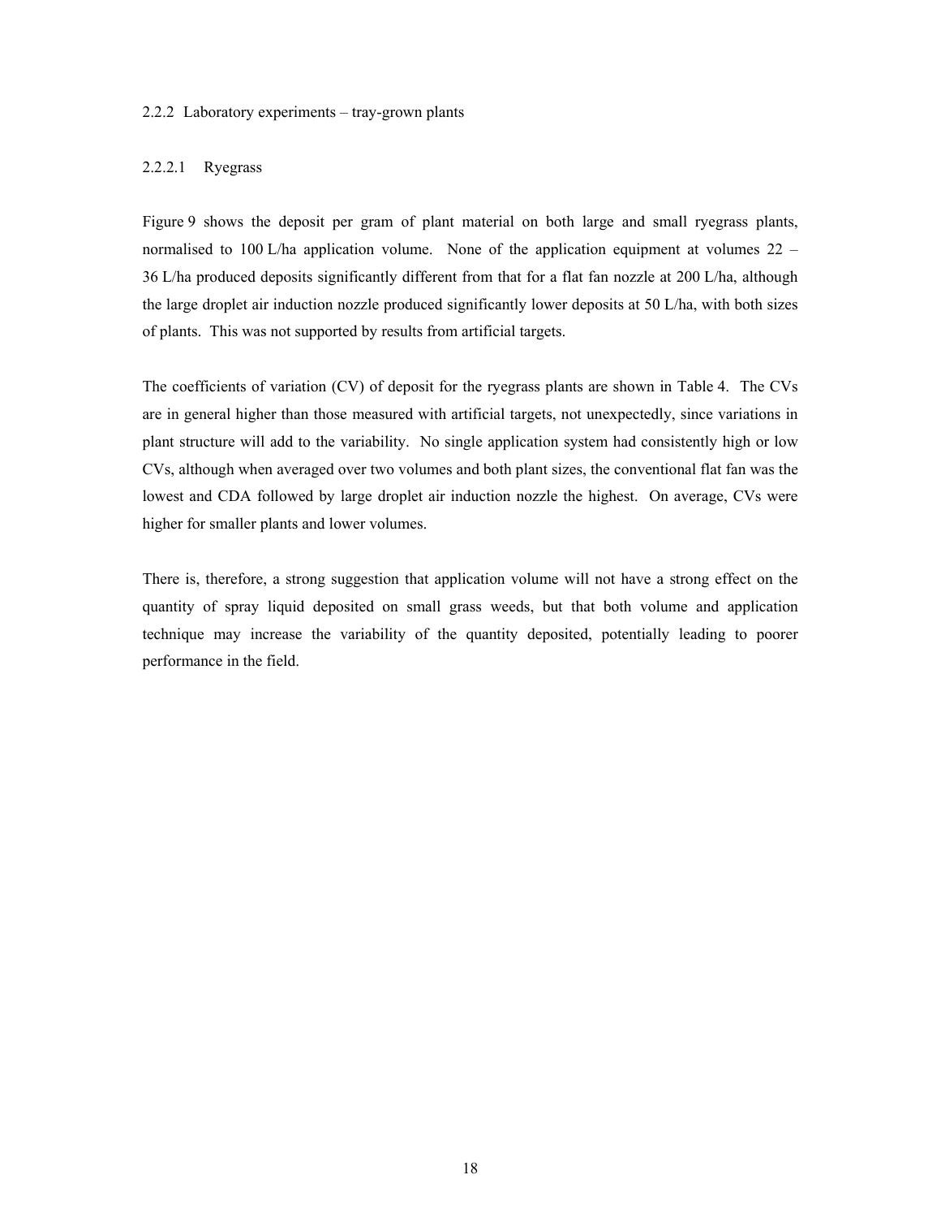### 2.2.2 Laboratory experiments – tray-grown plants

#### 2.2.2.1 Ryegrass

Figure 9 shows the deposit per gram of plant material on both large and small ryegrass plants, normalised to 100 L/ha application volume. None of the application equipment at volumes 22 – 36 L/ha produced deposits significantly different from that for a flat fan nozzle at 200 L/ha, although the large droplet air induction nozzle produced significantly lower deposits at 50 L/ha, with both sizes of plants. This was not supported by results from artificial targets.

The coefficients of variation (CV) of deposit for the ryegrass plants are shown in Table 4. The CVs are in general higher than those measured with artificial targets, not unexpectedly, since variations in plant structure will add to the variability. No single application system had consistently high or low CVs, although when averaged over two volumes and both plant sizes, the conventional flat fan was the lowest and CDA followed by large droplet air induction nozzle the highest. On average, CVs were higher for smaller plants and lower volumes.

There is, therefore, a strong suggestion that application volume will not have a strong effect on the quantity of spray liquid deposited on small grass weeds, but that both volume and application technique may increase the variability of the quantity deposited, potentially leading to poorer performance in the field.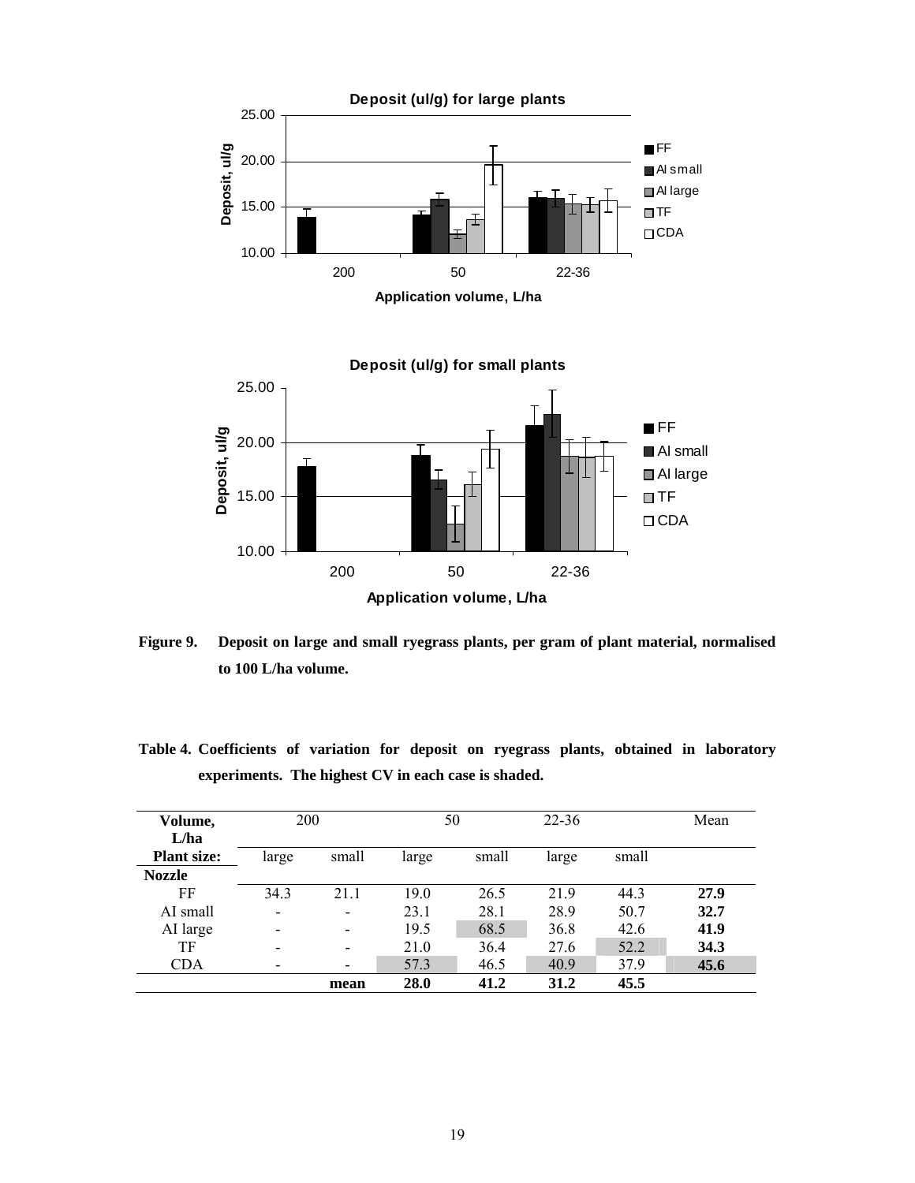Figure 9. Deposit on large and small ryegrass plants, per gram of plant material, normalised to 100 L/ha volume.

Table 4. Coefficients of variation for deposit on ryegrass plants, obtained in laboratory experiments. The highest CV in each case is shaded.

| Volume, L/ha | 200 | | 50 | | 22-36 | | Mean |
|---|---|---|---|---|---|---|---|
| **Plant size:** | large | small | large | small | large | small | |
| **Nozzle** | | | | | | | |
| FF | 34.3 | 21.1 | 19.0 | 26.5 | 21.9 | 44.3 | **27.9** |
| AI small | - | - | 23.1 | 28.1 | 28.9 | 50.7 | **32.7** |
| AI large | - | - | 19.5 | 68.5 | 36.8 | 42.6 | **41.9** |
| TF | - | - | 21.0 | 36.4 | 27.6 | 52.2 | **34.3** |
| CDA | - | - | 57.3 | 46.5 | 40.9 | 37.9 | **45.6** |
| | | **mean** | **28.0** | **41.2** | **31.2** | **45.5** | |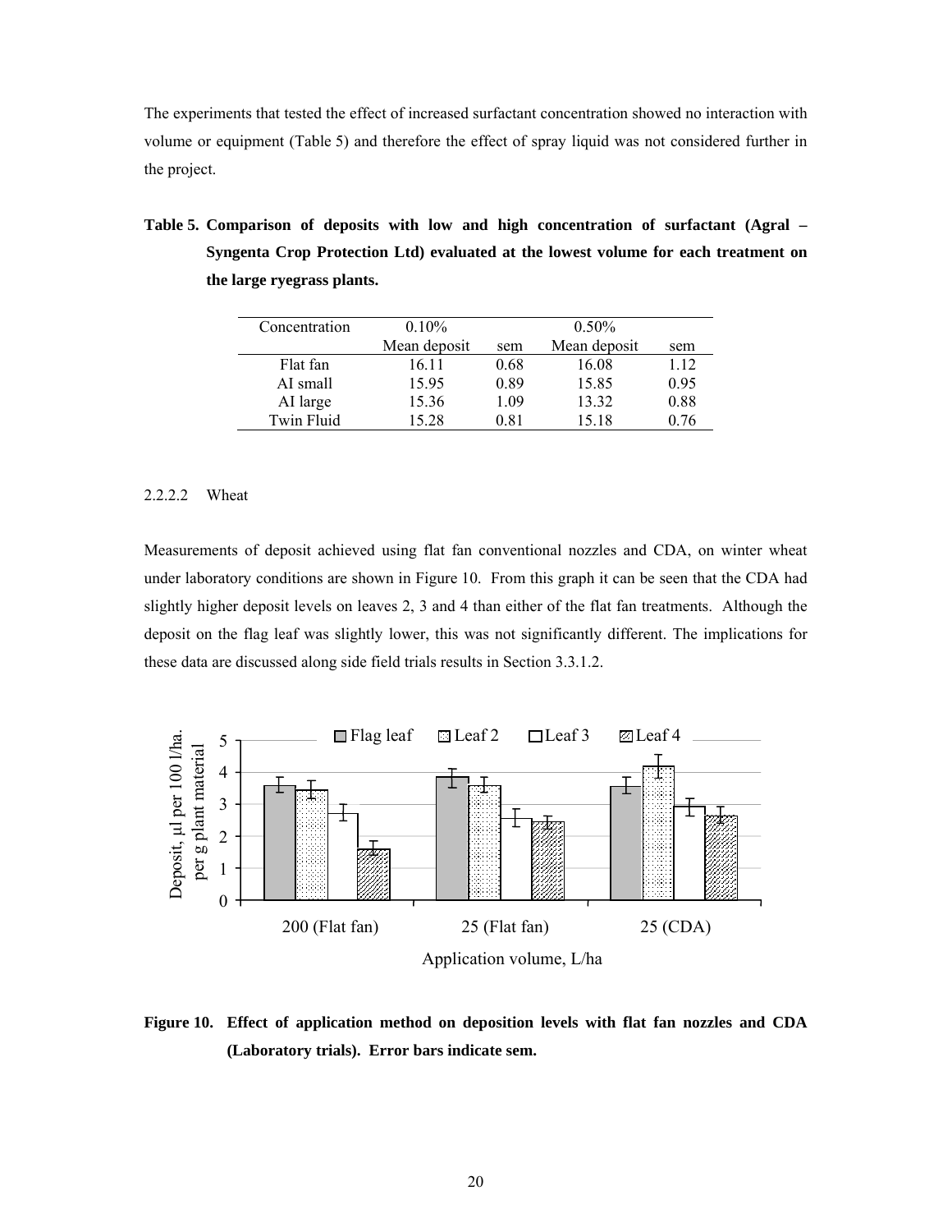The experiments that tested the effect of increased surfactant concentration showed no interaction with volume or equipment (Table 5) and therefore the effect of spray liquid was not considered further in the project.

**Table 5. Comparison of deposits with low and high concentration of surfactant (Agral – Syngenta Crop Protection Ltd) evaluated at the lowest volume for each treatment on the large ryegrass plants.**

| Concentration | 0.10% | | 0.50% | |
|---|---|---|---|---|
| | Mean deposit | sem | Mean deposit | sem |
| Flat fan | 16.11 | 0.68 | 16.08 | 1.12 |
| AI small | 15.95 | 0.89 | 15.85 | 0.95 |
| AI large | 15.36 | 1.09 | 13.32 | 0.88 |
| Twin Fluid | 15.28 | 0.81 | 15.18 | 0.76 |

2.2.2.2 Wheat

Measurements of deposit achieved using flat fan conventional nozzles and CDA, on winter wheat under laboratory conditions are shown in Figure 10. From this graph it can be seen that the CDA had slightly higher deposit levels on leaves 2, 3 and 4 than either of the flat fan treatments. Although the deposit on the flag leaf was slightly lower, this was not significantly different. The implications for these data are discussed along side field trials results in Section 3.3.1.2.

**Figure 10. Effect of application method on deposition levels with flat fan nozzles and CDA (Laboratory trials). Error bars indicate sem.**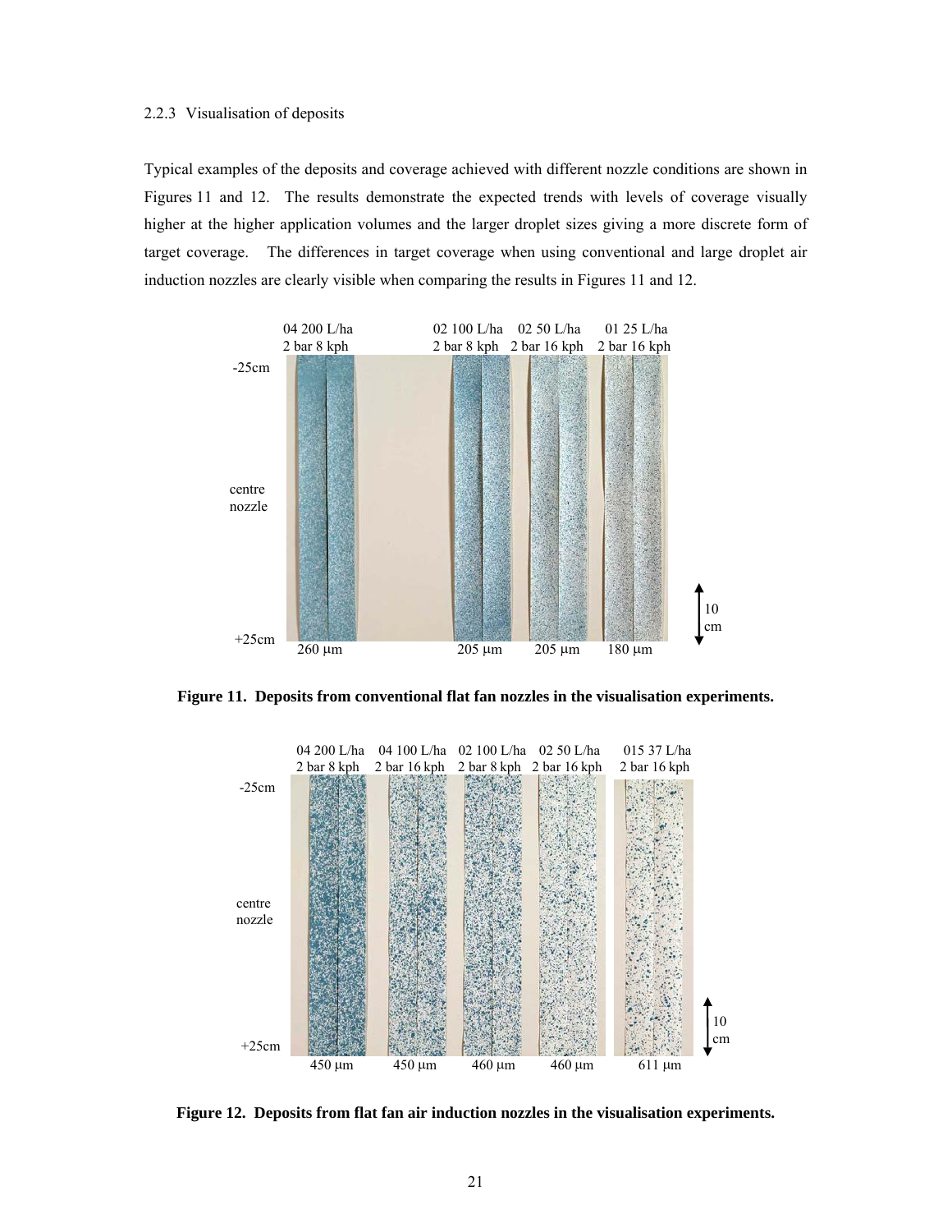2.2.3 Visualisation of deposits

Typical examples of the deposits and coverage achieved with different nozzle conditions are shown in Figures 11 and 12. The results demonstrate the expected trends with levels of coverage visually higher at the higher application volumes and the larger droplet sizes giving a more discrete form of target coverage. The differences in target coverage when using conventional and large droplet air induction nozzles are clearly visible when comparing the results in Figures 11 and 12.

**Figure 11. Deposits from conventional flat fan nozzles in the visualisation experiments.**

**Figure 12. Deposits from flat fan air induction nozzles in the visualisation experiments.**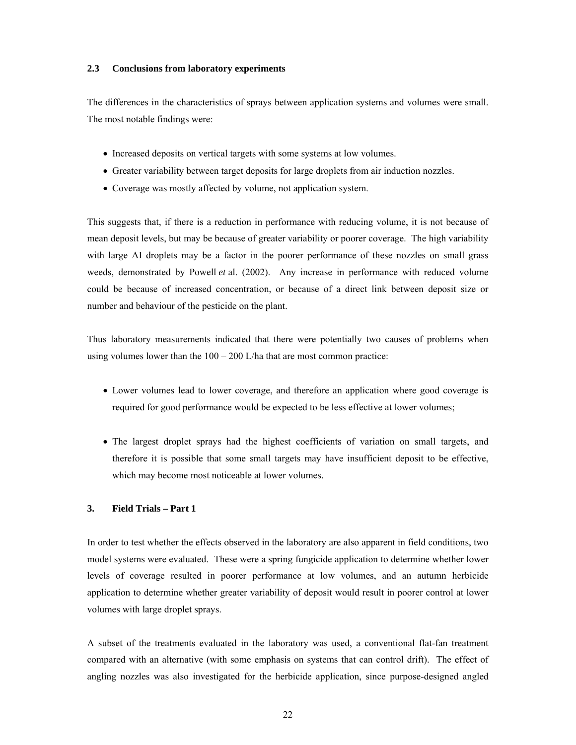### 2.3 Conclusions from laboratory experiments

The differences in the characteristics of sprays between application systems and volumes were small. The most notable findings were:

- Increased deposits on vertical targets with some systems at low volumes.
- Greater variability between target deposits for large droplets from air induction nozzles.
- Coverage was mostly affected by volume, not application system.

This suggests that, if there is a reduction in performance with reducing volume, it is not because of mean deposit levels, but may be because of greater variability or poorer coverage. The high variability with large AI droplets may be a factor in the poorer performance of these nozzles on small grass weeds, demonstrated by Powell *et* al. (2002). Any increase in performance with reduced volume could be because of increased concentration, or because of a direct link between deposit size or number and behaviour of the pesticide on the plant.

Thus laboratory measurements indicated that there were potentially two causes of problems when using volumes lower than the 100 – 200 L/ha that are most common practice:

- Lower volumes lead to lower coverage, and therefore an application where good coverage is required for good performance would be expected to be less effective at lower volumes;

- The largest droplet sprays had the highest coefficients of variation on small targets, and therefore it is possible that some small targets may have insufficient deposit to be effective, which may become most noticeable at lower volumes.

## 3. Field Trials – Part 1

In order to test whether the effects observed in the laboratory are also apparent in field conditions, two model systems were evaluated. These were a spring fungicide application to determine whether lower levels of coverage resulted in poorer performance at low volumes, and an autumn herbicide application to determine whether greater variability of deposit would result in poorer control at lower volumes with large droplet sprays.

A subset of the treatments evaluated in the laboratory was used, a conventional flat-fan treatment compared with an alternative (with some emphasis on systems that can control drift). The effect of angling nozzles was also investigated for the herbicide application, since purpose-designed angled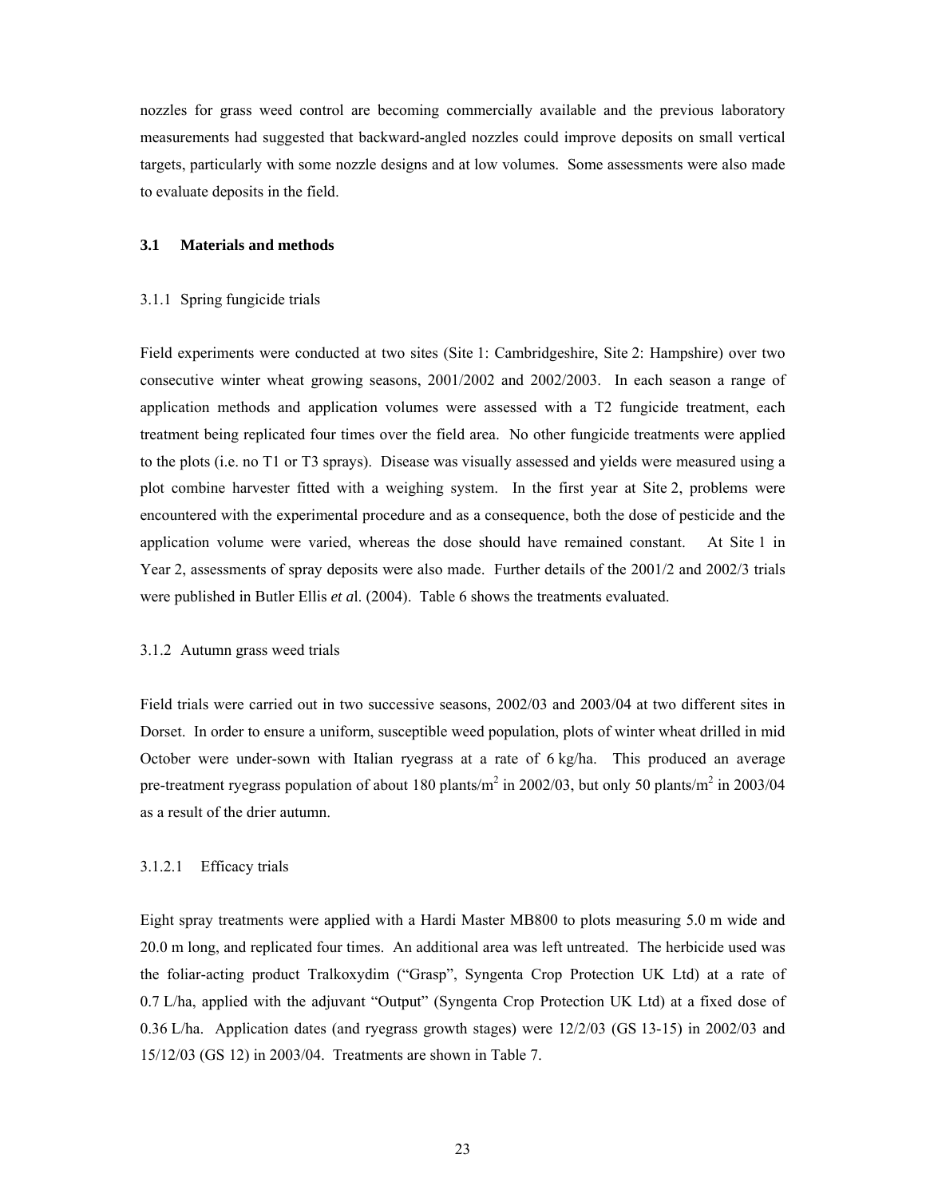nozzles for grass weed control are becoming commercially available and the previous laboratory measurements had suggested that backward-angled nozzles could improve deposits on small vertical targets, particularly with some nozzle designs and at low volumes. Some assessments were also made to evaluate deposits in the field.

## 3.1 Materials and methods

### 3.1.1 Spring fungicide trials

Field experiments were conducted at two sites (Site 1: Cambridgeshire, Site 2: Hampshire) over two consecutive winter wheat growing seasons, 2001/2002 and 2002/2003. In each season a range of application methods and application volumes were assessed with a T2 fungicide treatment, each treatment being replicated four times over the field area. No other fungicide treatments were applied to the plots (i.e. no T1 or T3 sprays). Disease was visually assessed and yields were measured using a plot combine harvester fitted with a weighing system. In the first year at Site 2, problems were encountered with the experimental procedure and as a consequence, both the dose of pesticide and the application volume were varied, whereas the dose should have remained constant. At Site 1 in Year 2, assessments of spray deposits were also made. Further details of the 2001/2 and 2002/3 trials were published in Butler Ellis *et a*l. (2004). Table 6 shows the treatments evaluated.

### 3.1.2 Autumn grass weed trials

Field trials were carried out in two successive seasons, 2002/03 and 2003/04 at two different sites in Dorset. In order to ensure a uniform, susceptible weed population, plots of winter wheat drilled in mid October were under-sown with Italian ryegrass at a rate of 6 kg/ha. This produced an average pre-treatment ryegrass population of about 180 plants/m$^2$ in 2002/03, but only 50 plants/m$^2$ in 2003/04 as a result of the drier autumn.

#### 3.1.2.1 Efficacy trials

Eight spray treatments were applied with a Hardi Master MB800 to plots measuring 5.0 m wide and 20.0 m long, and replicated four times. An additional area was left untreated. The herbicide used was the foliar-acting product Tralkoxydim ("Grasp", Syngenta Crop Protection UK Ltd) at a rate of 0.7 L/ha, applied with the adjuvant "Output" (Syngenta Crop Protection UK Ltd) at a fixed dose of 0.36 L/ha. Application dates (and ryegrass growth stages) were 12/2/03 (GS 13-15) in 2002/03 and 15/12/03 (GS 12) in 2003/04. Treatments are shown in Table 7.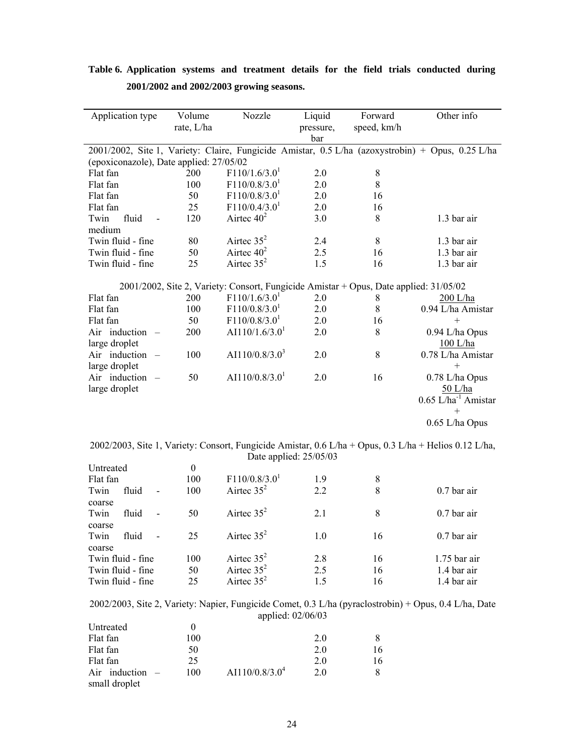**Table 6. Application systems and treatment details for the field trials conducted during 2001/2002 and 2002/2003 growing seasons.**

| Application type | Volume rate, L/ha | Nozzle | Liquid pressure, bar | Forward speed, km/h | Other info |
|---|---|---|---|---|---|
| 2001/2002, Site 1, Variety: Claire, Fungicide Amistar, 0.5 L/ha (azoxystrobin) + Opus, 0.25 L/ha (epoxiconazole), Date applied: 27/05/02 | | | | | |
| Flat fan | 200 | F110/1.6/3.0[1] | 2.0 | 8 | |
| Flat fan | 100 | F110/0.8/3.0[1] | 2.0 | 8 | |
| Flat fan | 50 | F110/0.8/3.0[1] | 2.0 | 16 | |
| Flat fan | 25 | F110/0.4/3.0[1] | 2.0 | 16 | |
| Twin fluid - medium | 120 | Airtec 40[2] | 3.0 | 8 | 1.3 bar air |
| Twin fluid - fine | 80 | Airtec 35[2] | 2.4 | 8 | 1.3 bar air |
| Twin fluid - fine | 50 | Airtec 40[2] | 2.5 | 16 | 1.3 bar air |
| Twin fluid - fine | 25 | Airtec 35[2] | 1.5 | 16 | 1.3 bar air |
| 2001/2002, Site 2, Variety: Consort, Fungicide Amistar + Opus, Date applied: 31/05/02 | | | | | |
| Flat fan | 200 | F110/1.6/3.0[1] | 2.0 | 8 | 200 L/ha 0.94 L/ha Amistar + 0.94 L/ha Opus |
| Flat fan | 100 | F110/0.8/3.0[1] | 2.0 | 8 | 100 L/ha 0.78 L/ha Amistar + 0.78 L/ha Opus |
| Flat fan | 50 | F110/0.8/3.0[1] | 2.0 | 16 | 50 L/ha 0.65 L/ha$^{-1}$ Amistar + 0.65 L/ha Opus |
| Air induction – large droplet | 200 | AI110/1.6/3.0[1] | 2.0 | 8 | |
| Air induction – large droplet | 100 | AI110/0.8/3.0[3] | 2.0 | 8 | |
| Air induction – large droplet | 50 | AI110/0.8/3.0[1] | 2.0 | 16 | |
| 2002/2003, Site 1, Variety: Consort, Fungicide Amistar, 0.6 L/ha + Opus, 0.3 L/ha + Helios 0.12 L/ha, Date applied: 25/05/03 | | | | | |
| Untreated | 0 | | | | |
| Flat fan | 100 | F110/0.8/3.0[1] | 1.9 | 8 | |
| Twin fluid - coarse | 100 | Airtec 35[2] | 2.2 | 8 | 0.7 bar air |
| Twin fluid - coarse | 50 | Airtec 35[2] | 2.1 | 8 | 0.7 bar air |
| Twin fluid - coarse | 25 | Airtec 35[2] | 1.0 | 16 | 0.7 bar air |
| Twin fluid - fine | 100 | Airtec 35[2] | 2.8 | 16 | 1.75 bar air |
| Twin fluid - fine | 50 | Airtec 35[2] | 2.5 | 16 | 1.4 bar air |
| Twin fluid - fine | 25 | Airtec 35[2] | 1.5 | 16 | 1.4 bar air |
| 2002/2003, Site 2, Variety: Napier, Fungicide Comet, 0.3 L/ha (pyraclostrobin) + Opus, 0.4 L/ha, Date applied: 02/06/03 | | | | | |
| Untreated | 0 | | | | |
| Flat fan | 100 | | 2.0 | 8 | |
| Flat fan | 50 | | 2.0 | 16 | |
| Flat fan | 25 | | 2.0 | 16 | |
| Air induction – small droplet | 100 | AI110/0.8/3.0[4] | 2.0 | 8 | |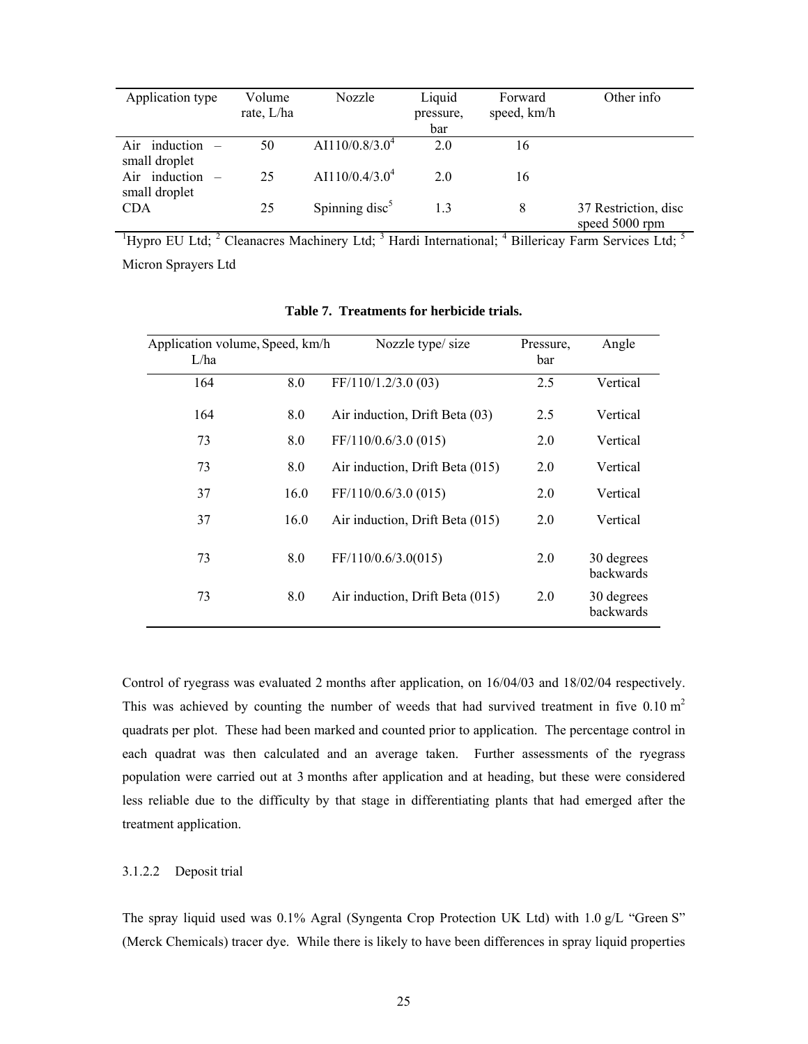| Application type | Volume rate, L/ha | Nozzle | Liquid pressure, bar | Forward speed, km/h | Other info |
|---|---|---|---|---|---|
| Air induction – small droplet | 50 | AI110/0.8/3.0[4] | 2.0 | 16 | |
| Air induction – small droplet | 25 | AI110/0.4/3.0[4] | 2.0 | 16 | |
| CDA | 25 | Spinning disc[5] | 1.3 | 8 | 37 Restriction, disc speed 5000 rpm |

[1]Hypro EU Ltd; [2] Cleanacres Machinery Ltd; [3] Hardi International; [4] Billericay Farm Services Ltd; [5] Micron Sprayers Ltd

**Table 7. Treatments for herbicide trials.**

| Application volume, L/ha | Speed, km/h | Nozzle type/ size | Pressure, bar | Angle |
|---|---|---|---|---|
| 164 | 8.0 | FF/110/1.2/3.0 (03) | 2.5 | Vertical |
| 164 | 8.0 | Air induction, Drift Beta (03) | 2.5 | Vertical |
| 73 | 8.0 | FF/110/0.6/3.0 (015) | 2.0 | Vertical |
| 73 | 8.0 | Air induction, Drift Beta (015) | 2.0 | Vertical |
| 37 | 16.0 | FF/110/0.6/3.0 (015) | 2.0 | Vertical |
| 37 | 16.0 | Air induction, Drift Beta (015) | 2.0 | Vertical |
| 73 | 8.0 | FF/110/0.6/3.0(015) | 2.0 | 30 degrees backwards |
| 73 | 8.0 | Air induction, Drift Beta (015) | 2.0 | 30 degrees backwards |

Control of ryegrass was evaluated 2 months after application, on 16/04/03 and 18/02/04 respectively. This was achieved by counting the number of weeds that had survived treatment in five 0.10 $m^2$ quadrats per plot. These had been marked and counted prior to application. The percentage control in each quadrat was then calculated and an average taken. Further assessments of the ryegrass population were carried out at 3 months after application and at heading, but these were considered less reliable due to the difficulty by that stage in differentiating plants that had emerged after the treatment application.

#### 3.1.2.2 Deposit trial

The spray liquid used was 0.1% Agral (Syngenta Crop Protection UK Ltd) with 1.0 g/L "Green S" (Merck Chemicals) tracer dye. While there is likely to have been differences in spray liquid properties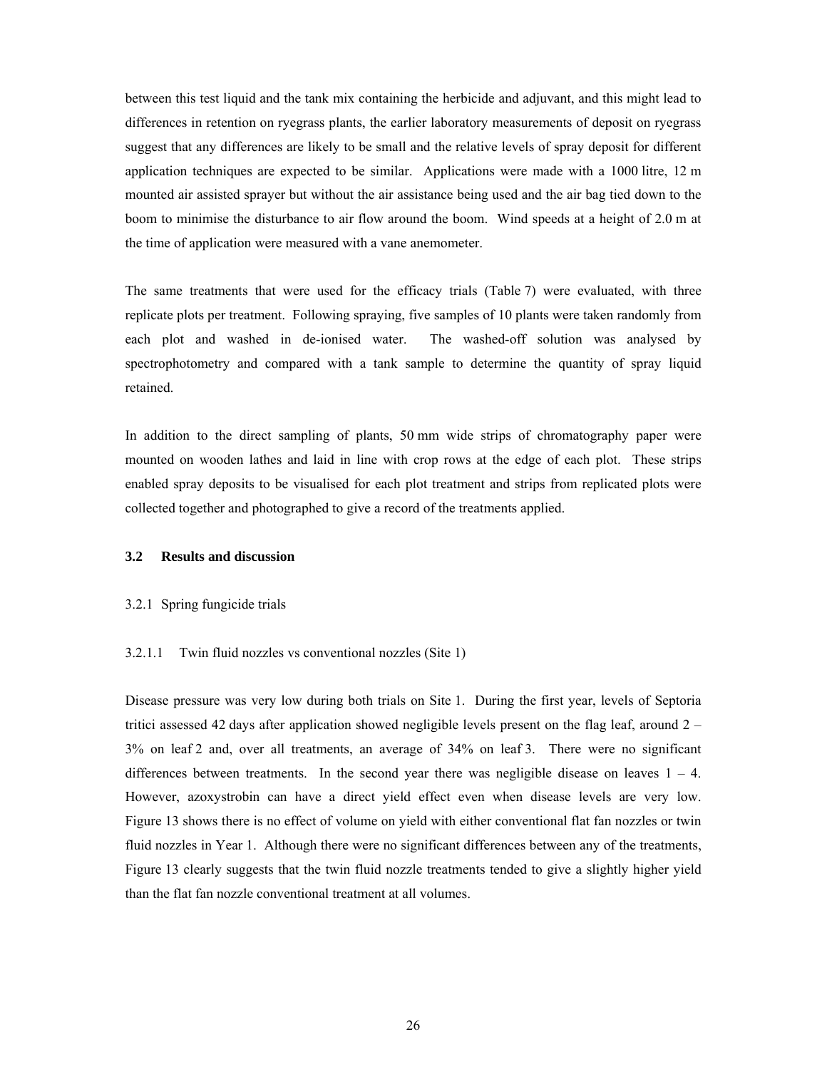between this test liquid and the tank mix containing the herbicide and adjuvant, and this might lead to differences in retention on ryegrass plants, the earlier laboratory measurements of deposit on ryegrass suggest that any differences are likely to be small and the relative levels of spray deposit for different application techniques are expected to be similar. Applications were made with a 1000 litre, 12 m mounted air assisted sprayer but without the air assistance being used and the air bag tied down to the boom to minimise the disturbance to air flow around the boom. Wind speeds at a height of 2.0 m at the time of application were measured with a vane anemometer.

The same treatments that were used for the efficacy trials (Table 7) were evaluated, with three replicate plots per treatment. Following spraying, five samples of 10 plants were taken randomly from each plot and washed in de-ionised water. The washed-off solution was analysed by spectrophotometry and compared with a tank sample to determine the quantity of spray liquid retained.

In addition to the direct sampling of plants, 50 mm wide strips of chromatography paper were mounted on wooden lathes and laid in line with crop rows at the edge of each plot. These strips enabled spray deposits to be visualised for each plot treatment and strips from replicated plots were collected together and photographed to give a record of the treatments applied.

### 3.2 Results and discussion

#### 3.2.1 Spring fungicide trials

##### 3.2.1.1 Twin fluid nozzles vs conventional nozzles (Site 1)

Disease pressure was very low during both trials on Site 1. During the first year, levels of Septoria tritici assessed 42 days after application showed negligible levels present on the flag leaf, around 2 – 3% on leaf 2 and, over all treatments, an average of 34% on leaf 3. There were no significant differences between treatments. In the second year there was negligible disease on leaves 1 – 4. However, azoxystrobin can have a direct yield effect even when disease levels are very low. Figure 13 shows there is no effect of volume on yield with either conventional flat fan nozzles or twin fluid nozzles in Year 1. Although there were no significant differences between any of the treatments, Figure 13 clearly suggests that the twin fluid nozzle treatments tended to give a slightly higher yield than the flat fan nozzle conventional treatment at all volumes.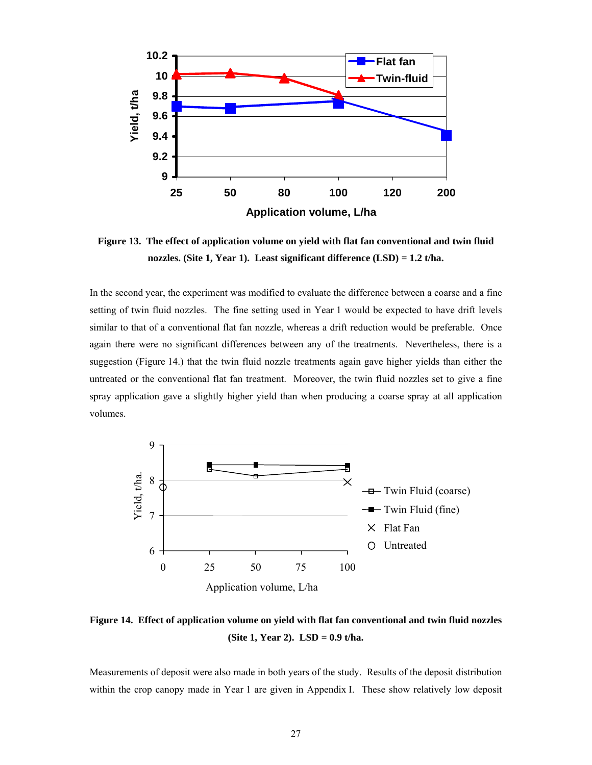**Figure 13. The effect of application volume on yield with flat fan conventional and twin fluid nozzles. (Site 1, Year 1). Least significant difference (LSD) = 1.2 t/ha.**

In the second year, the experiment was modified to evaluate the difference between a coarse and a fine setting of twin fluid nozzles. The fine setting used in Year 1 would be expected to have drift levels similar to that of a conventional flat fan nozzle, whereas a drift reduction would be preferable. Once again there were no significant differences between any of the treatments. Nevertheless, there is a suggestion (Figure 14.) that the twin fluid nozzle treatments again gave higher yields than either the untreated or the conventional flat fan treatment. Moreover, the twin fluid nozzles set to give a fine spray application gave a slightly higher yield than when producing a coarse spray at all application volumes.

**Figure 14. Effect of application volume on yield with flat fan conventional and twin fluid nozzles (Site 1, Year 2). LSD = 0.9 t/ha.**

Measurements of deposit were also made in both years of the study. Results of the deposit distribution within the crop canopy made in Year 1 are given in Appendix I. These show relatively low deposit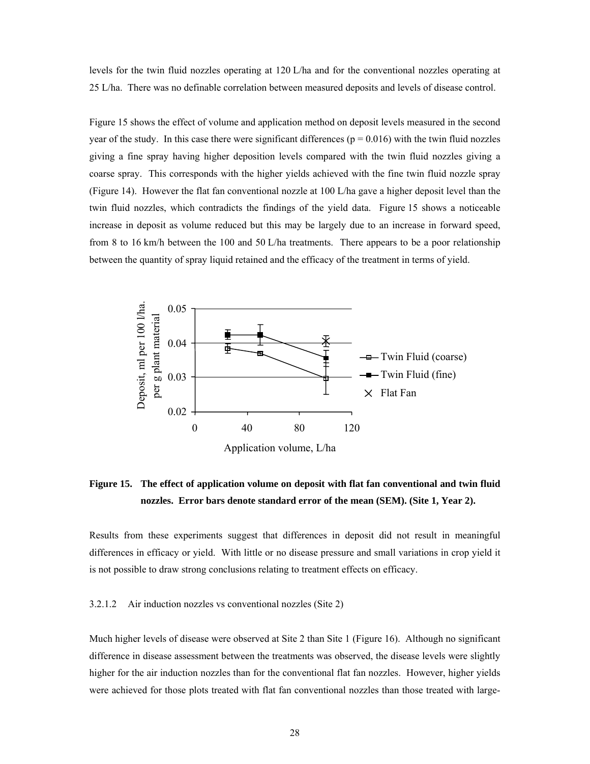levels for the twin fluid nozzles operating at 120 L/ha and for the conventional nozzles operating at 25 L/ha. There was no definable correlation between measured deposits and levels of disease control.

Figure 15 shows the effect of volume and application method on deposit levels measured in the second year of the study. In this case there were significant differences ($p = 0.016$) with the twin fluid nozzles giving a fine spray having higher deposition levels compared with the twin fluid nozzles giving a coarse spray. This corresponds with the higher yields achieved with the fine twin fluid nozzle spray (Figure 14). However the flat fan conventional nozzle at 100 L/ha gave a higher deposit level than the twin fluid nozzles, which contradicts the findings of the yield data. Figure 15 shows a noticeable increase in deposit as volume reduced but this may be largely due to an increase in forward speed, from 8 to 16 km/h between the 100 and 50 L/ha treatments. There appears to be a poor relationship between the quantity of spray liquid retained and the efficacy of the treatment in terms of yield.

**Figure 15. The effect of application volume on deposit with flat fan conventional and twin fluid nozzles. Error bars denote standard error of the mean (SEM). (Site 1, Year 2).**

Results from these experiments suggest that differences in deposit did not result in meaningful differences in efficacy or yield. With little or no disease pressure and small variations in crop yield it is not possible to draw strong conclusions relating to treatment effects on efficacy.

3.2.1.2 Air induction nozzles vs conventional nozzles (Site 2)

Much higher levels of disease were observed at Site 2 than Site 1 (Figure 16). Although no significant difference in disease assessment between the treatments was observed, the disease levels were slightly higher for the air induction nozzles than for the conventional flat fan nozzles. However, higher yields were achieved for those plots treated with flat fan conventional nozzles than those treated with large-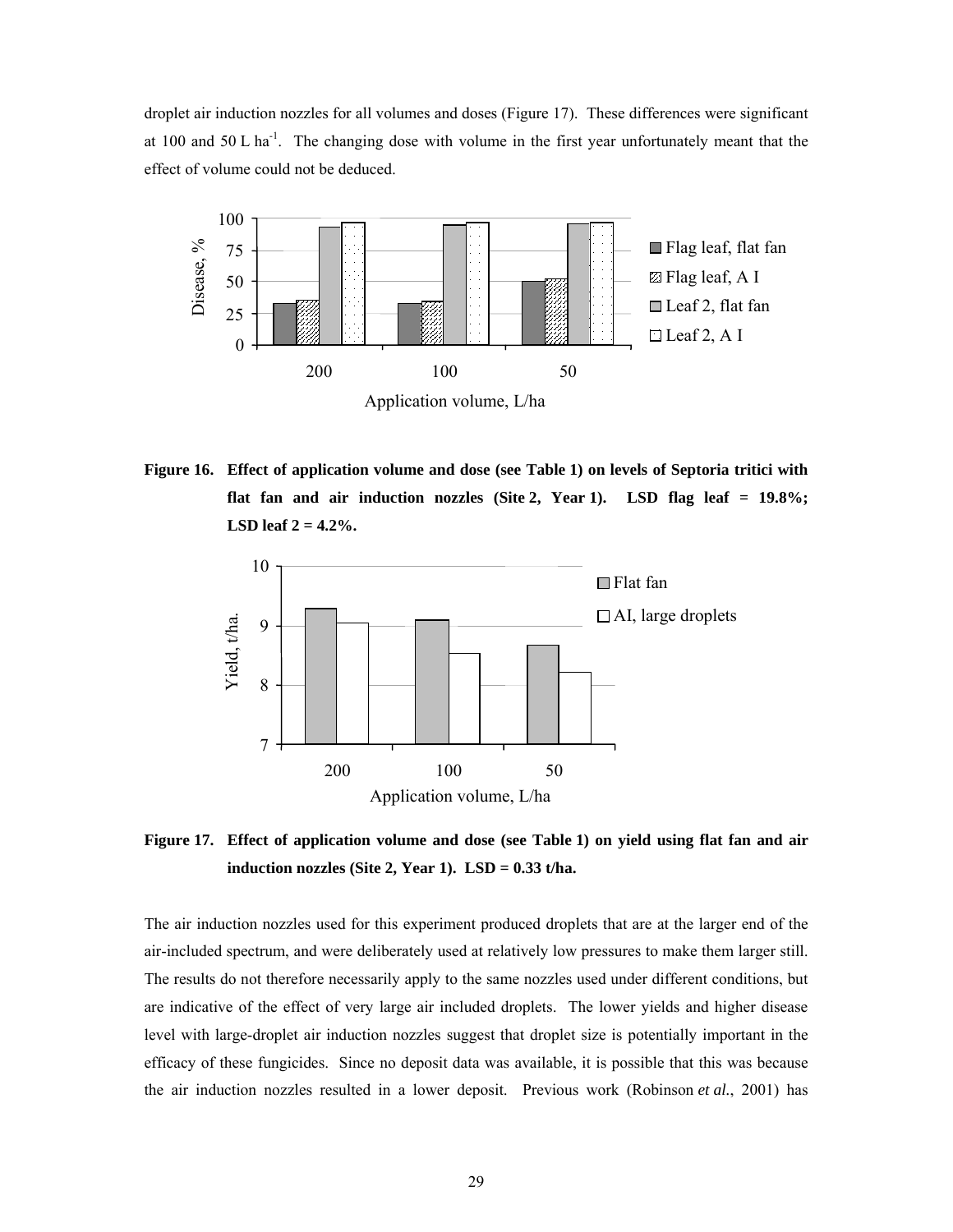droplet air induction nozzles for all volumes and doses (Figure 17). These differences were significant at 100 and 50 L ha$^{-1}$. The changing dose with volume in the first year unfortunately meant that the effect of volume could not be deduced.

**Figure 16. Effect of application volume and dose (see Table 1) on levels of Septoria tritici with flat fan and air induction nozzles (Site 2, Year 1). LSD flag leaf = 19.8%; LSD leaf 2 = 4.2%.**

**Figure 17. Effect of application volume and dose (see Table 1) on yield using flat fan and air induction nozzles (Site 2, Year 1). LSD = 0.33 t/ha.**

The air induction nozzles used for this experiment produced droplets that are at the larger end of the air-included spectrum, and were deliberately used at relatively low pressures to make them larger still. The results do not therefore necessarily apply to the same nozzles used under different conditions, but are indicative of the effect of very large air included droplets. The lower yields and higher disease level with large-droplet air induction nozzles suggest that droplet size is potentially important in the efficacy of these fungicides. Since no deposit data was available, it is possible that this was because the air induction nozzles resulted in a lower deposit. Previous work (Robinson *et al.*, 2001) has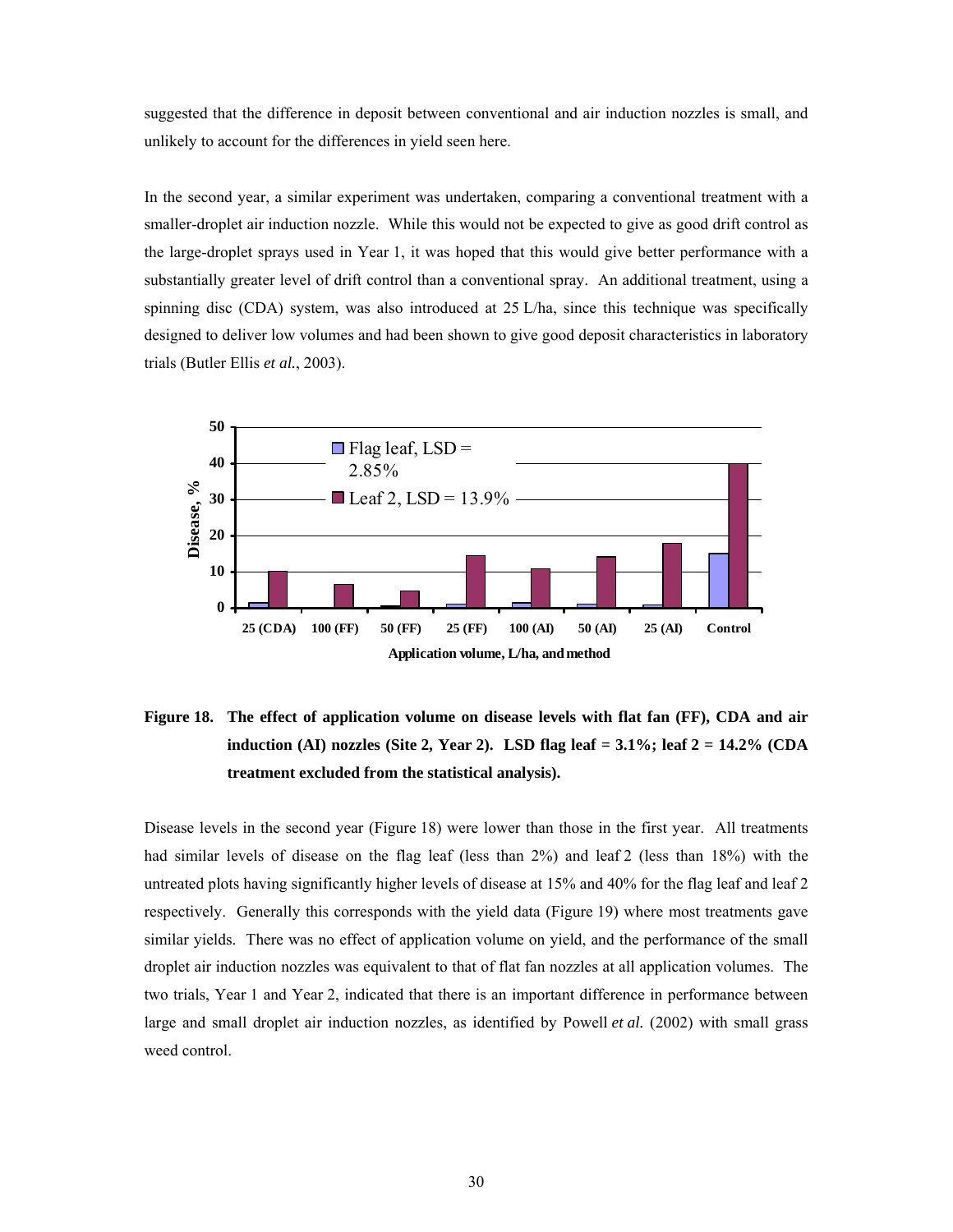suggested that the difference in deposit between conventional and air induction nozzles is small, and unlikely to account for the differences in yield seen here.

In the second year, a similar experiment was undertaken, comparing a conventional treatment with a smaller-droplet air induction nozzle. While this would not be expected to give as good drift control as the large-droplet sprays used in Year 1, it was hoped that this would give better performance with a substantially greater level of drift control than a conventional spray. An additional treatment, using a spinning disc (CDA) system, was also introduced at 25 L/ha, since this technique was specifically designed to deliver low volumes and had been shown to give good deposit characteristics in laboratory trials (Butler Ellis *et al.*, 2003).

**Figure 18. The effect of application volume on disease levels with flat fan (FF), CDA and air induction (AI) nozzles (Site 2, Year 2). LSD flag leaf = 3.1%; leaf 2 = 14.2% (CDA treatment excluded from the statistical analysis).**

Disease levels in the second year (Figure 18) were lower than those in the first year. All treatments had similar levels of disease on the flag leaf (less than 2%) and leaf 2 (less than 18%) with the untreated plots having significantly higher levels of disease at 15% and 40% for the flag leaf and leaf 2 respectively. Generally this corresponds with the yield data (Figure 19) where most treatments gave similar yields. There was no effect of application volume on yield, and the performance of the small droplet air induction nozzles was equivalent to that of flat fan nozzles at all application volumes. The two trials, Year 1 and Year 2, indicated that there is an important difference in performance between large and small droplet air induction nozzles, as identified by Powell *et al.* (2002) with small grass weed control.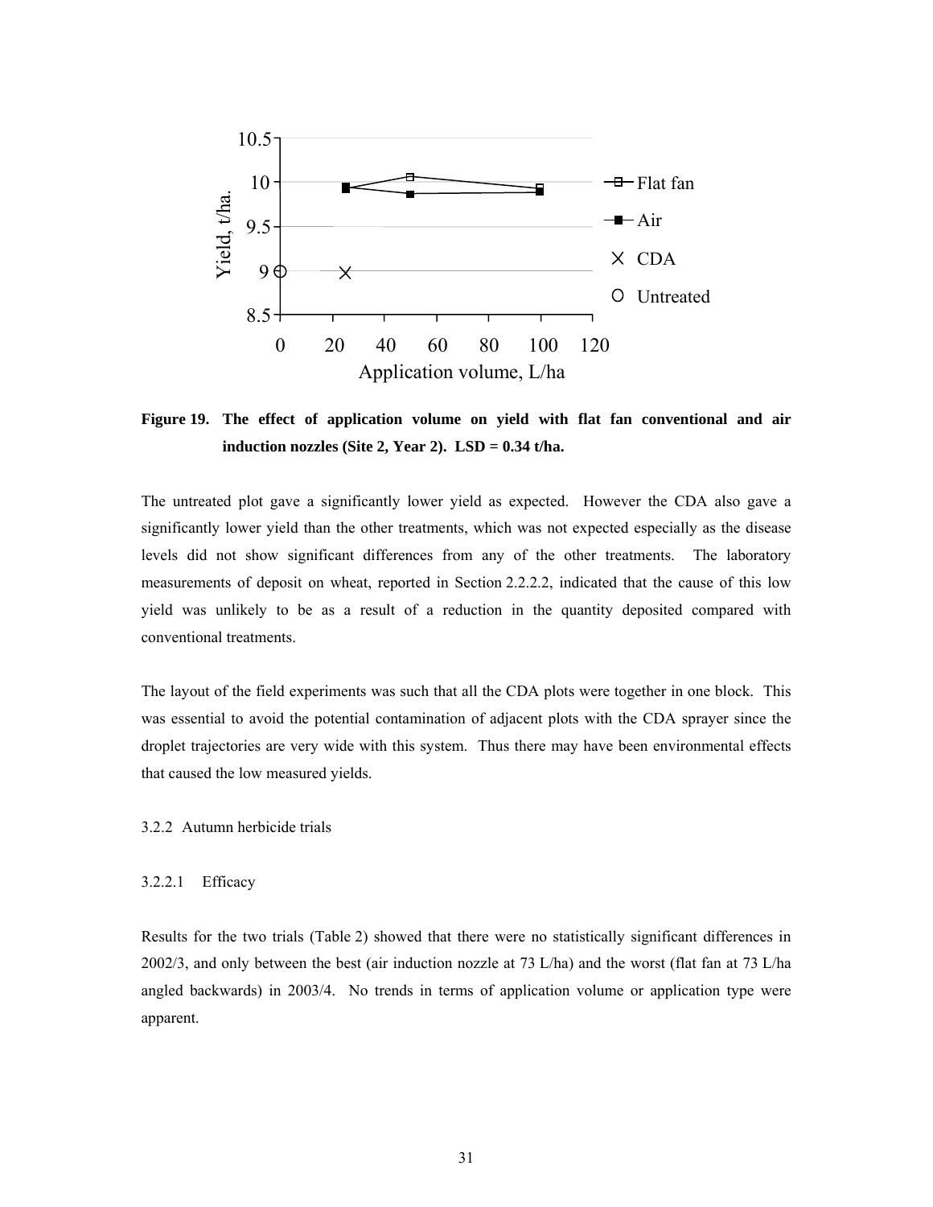**Figure 19. The effect of application volume on yield with flat fan conventional and air induction nozzles (Site 2, Year 2). LSD = 0.34 t/ha.**

The untreated plot gave a significantly lower yield as expected. However the CDA also gave a significantly lower yield than the other treatments, which was not expected especially as the disease levels did not show significant differences from any of the other treatments. The laboratory measurements of deposit on wheat, reported in Section 2.2.2.2, indicated that the cause of this low yield was unlikely to be as a result of a reduction in the quantity deposited compared with conventional treatments.

The layout of the field experiments was such that all the CDA plots were together in one block. This was essential to avoid the potential contamination of adjacent plots with the CDA sprayer since the droplet trajectories are very wide with this system. Thus there may have been environmental effects that caused the low measured yields.

### 3.2.2 Autumn herbicide trials

#### 3.2.2.1 Efficacy

Results for the two trials (Table 2) showed that there were no statistically significant differences in 2002/3, and only between the best (air induction nozzle at 73 L/ha) and the worst (flat fan at 73 L/ha angled backwards) in 2003/4. No trends in terms of application volume or application type were apparent.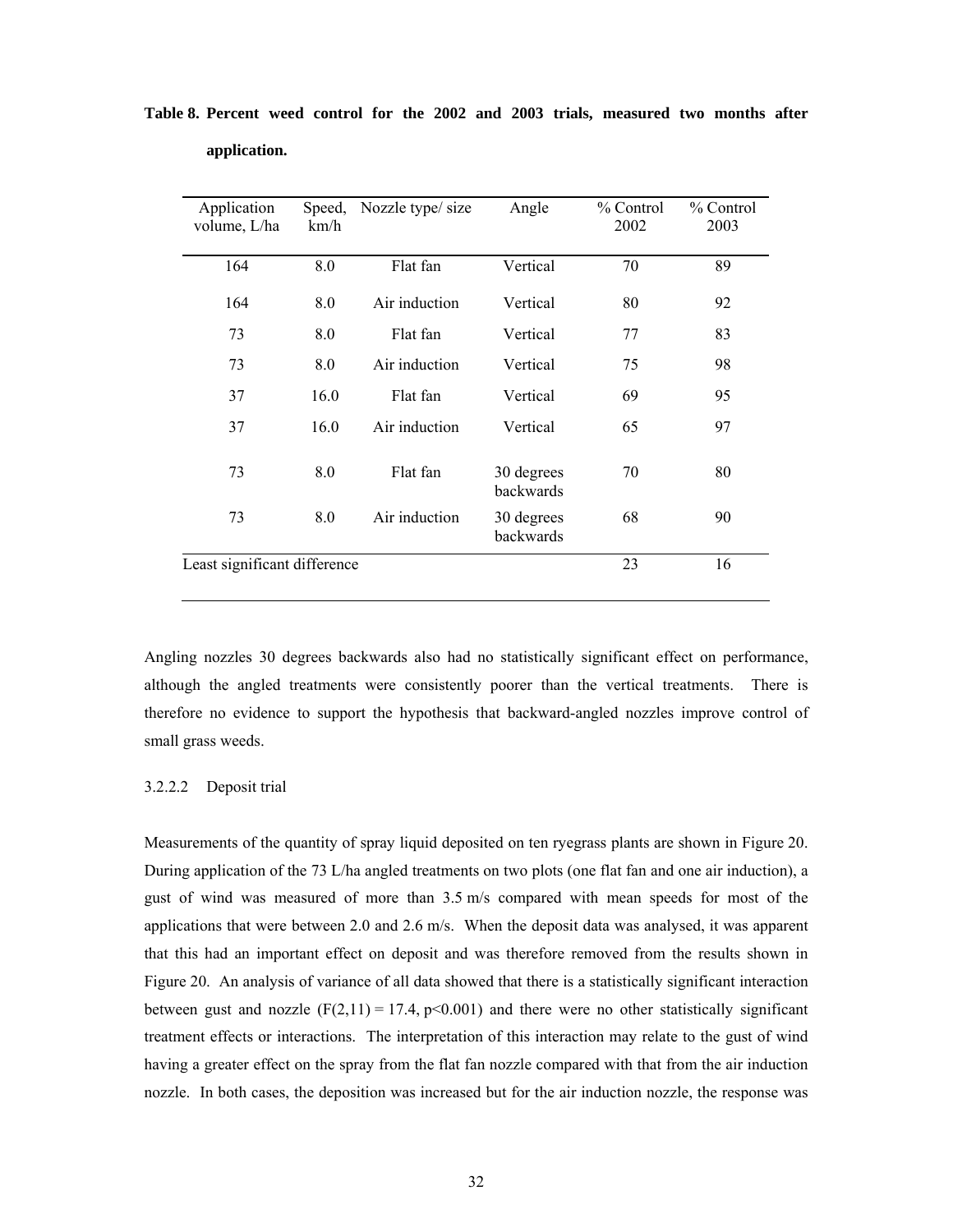**Table 8. Percent weed control for the 2002 and 2003 trials, measured two months after application.**

| Application volume, L/ha | Speed, km/h | Nozzle type/ size | Angle | % Control 2002 | % Control 2003 |
|---|---|---|---|---|---|
| 164 | 8.0 | Flat fan | Vertical | 70 | 89 |
| 164 | 8.0 | Air induction | Vertical | 80 | 92 |
| 73 | 8.0 | Flat fan | Vertical | 77 | 83 |
| 73 | 8.0 | Air induction | Vertical | 75 | 98 |
| 37 | 16.0 | Flat fan | Vertical | 69 | 95 |
| 37 | 16.0 | Air induction | Vertical | 65 | 97 |
| 73 | 8.0 | Flat fan | 30 degrees backwards | 70 | 80 |
| 73 | 8.0 | Air induction | 30 degrees backwards | 68 | 90 |
| Least significant difference | | | | 23 | 16 |

Angling nozzles 30 degrees backwards also had no statistically significant effect on performance, although the angled treatments were consistently poorer than the vertical treatments. There is therefore no evidence to support the hypothesis that backward-angled nozzles improve control of small grass weeds.

3.2.2.2 Deposit trial

Measurements of the quantity of spray liquid deposited on ten ryegrass plants are shown in Figure 20. During application of the 73 L/ha angled treatments on two plots (one flat fan and one air induction), a gust of wind was measured of more than 3.5 m/s compared with mean speeds for most of the applications that were between 2.0 and 2.6 m/s. When the deposit data was analysed, it was apparent that this had an important effect on deposit and was therefore removed from the results shown in Figure 20. An analysis of variance of all data showed that there is a statistically significant interaction between gust and nozzle ($F(2,11) = 17.4$, $p<0.001$) and there were no other statistically significant treatment effects or interactions. The interpretation of this interaction may relate to the gust of wind having a greater effect on the spray from the flat fan nozzle compared with that from the air induction nozzle. In both cases, the deposition was increased but for the air induction nozzle, the response was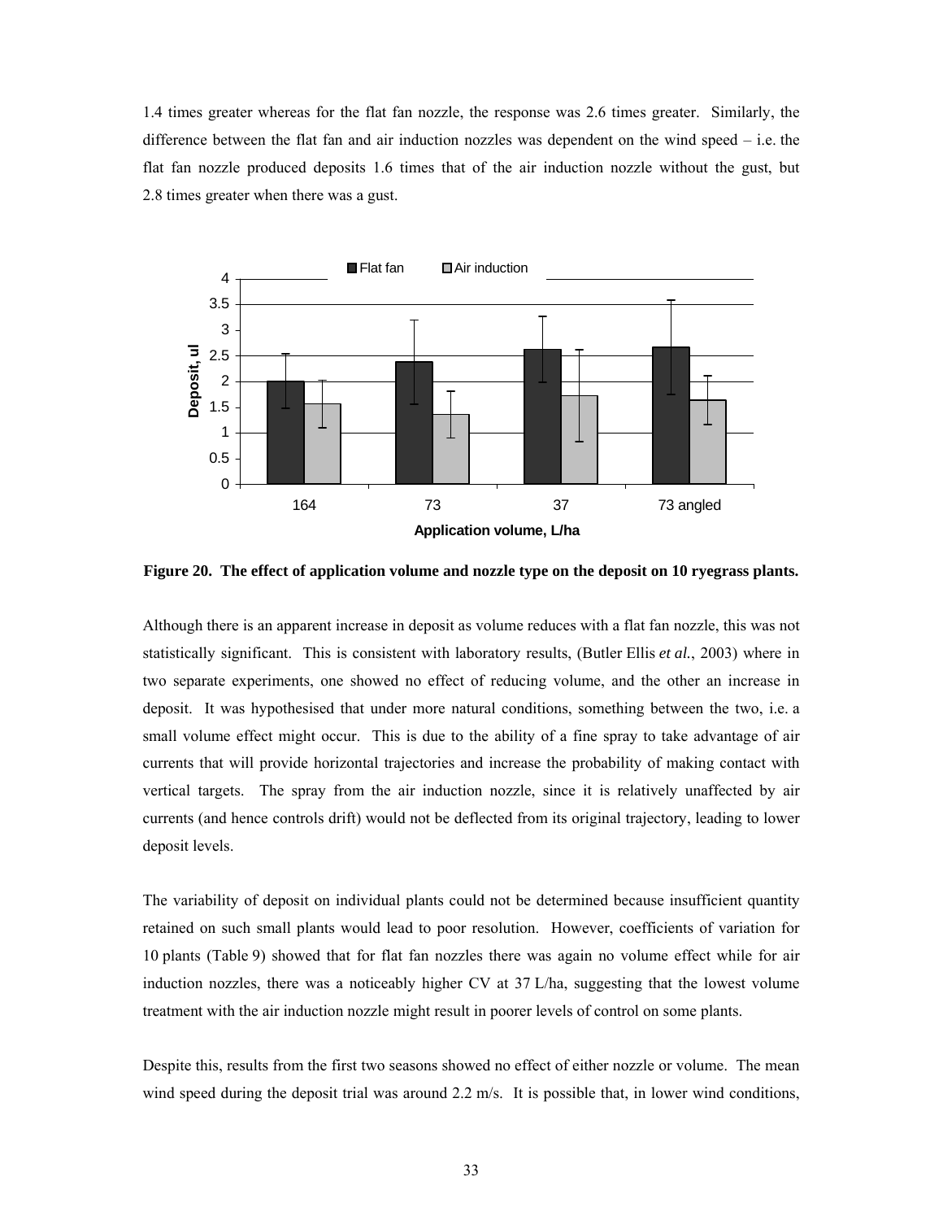1.4 times greater whereas for the flat fan nozzle, the response was 2.6 times greater. Similarly, the difference between the flat fan and air induction nozzles was dependent on the wind speed – i.e. the flat fan nozzle produced deposits 1.6 times that of the air induction nozzle without the gust, but 2.8 times greater when there was a gust.

**Figure 20. The effect of application volume and nozzle type on the deposit on 10 ryegrass plants.**

Although there is an apparent increase in deposit as volume reduces with a flat fan nozzle, this was not statistically significant. This is consistent with laboratory results, (Butler Ellis *et al.*, 2003) where in two separate experiments, one showed no effect of reducing volume, and the other an increase in deposit. It was hypothesised that under more natural conditions, something between the two, i.e. a small volume effect might occur. This is due to the ability of a fine spray to take advantage of air currents that will provide horizontal trajectories and increase the probability of making contact with vertical targets. The spray from the air induction nozzle, since it is relatively unaffected by air currents (and hence controls drift) would not be deflected from its original trajectory, leading to lower deposit levels.

The variability of deposit on individual plants could not be determined because insufficient quantity retained on such small plants would lead to poor resolution. However, coefficients of variation for 10 plants (Table 9) showed that for flat fan nozzles there was again no volume effect while for air induction nozzles, there was a noticeably higher CV at 37 L/ha, suggesting that the lowest volume treatment with the air induction nozzle might result in poorer levels of control on some plants.

Despite this, results from the first two seasons showed no effect of either nozzle or volume. The mean wind speed during the deposit trial was around 2.2 m/s. It is possible that, in lower wind conditions,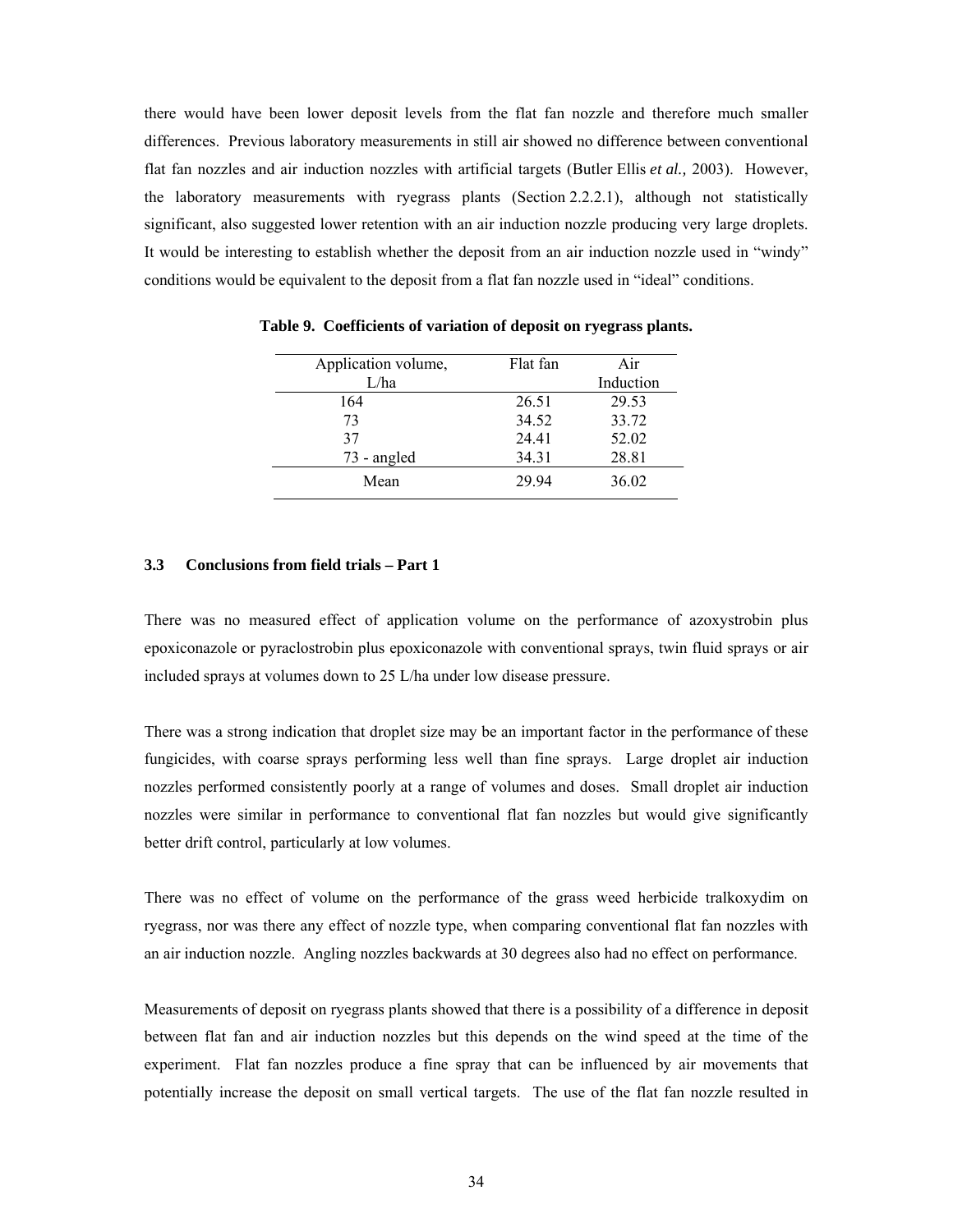there would have been lower deposit levels from the flat fan nozzle and therefore much smaller differences. Previous laboratory measurements in still air showed no difference between conventional flat fan nozzles and air induction nozzles with artificial targets (Butler Ellis *et al.,* 2003). However, the laboratory measurements with ryegrass plants (Section 2.2.2.1), although not statistically significant, also suggested lower retention with an air induction nozzle producing very large droplets. It would be interesting to establish whether the deposit from an air induction nozzle used in "windy" conditions would be equivalent to the deposit from a flat fan nozzle used in "ideal" conditions.

**Table 9. Coefficients of variation of deposit on ryegrass plants.**

| Application volume, L/ha | Flat fan | Air Induction |
|---|---|---|
| 164 | 26.51 | 29.53 |
| 73 | 34.52 | 33.72 |
| 37 | 24.41 | 52.02 |
| 73 - angled | 34.31 | 28.81 |
| Mean | 29.94 | 36.02 |

### 3.3 Conclusions from field trials – Part 1

There was no measured effect of application volume on the performance of azoxystrobin plus epoxiconazole or pyraclostrobin plus epoxiconazole with conventional sprays, twin fluid sprays or air included sprays at volumes down to 25 L/ha under low disease pressure.

There was a strong indication that droplet size may be an important factor in the performance of these fungicides, with coarse sprays performing less well than fine sprays. Large droplet air induction nozzles performed consistently poorly at a range of volumes and doses. Small droplet air induction nozzles were similar in performance to conventional flat fan nozzles but would give significantly better drift control, particularly at low volumes.

There was no effect of volume on the performance of the grass weed herbicide tralkoxydim on ryegrass, nor was there any effect of nozzle type, when comparing conventional flat fan nozzles with an air induction nozzle. Angling nozzles backwards at 30 degrees also had no effect on performance.

Measurements of deposit on ryegrass plants showed that there is a possibility of a difference in deposit between flat fan and air induction nozzles but this depends on the wind speed at the time of the experiment. Flat fan nozzles produce a fine spray that can be influenced by air movements that potentially increase the deposit on small vertical targets. The use of the flat fan nozzle resulted in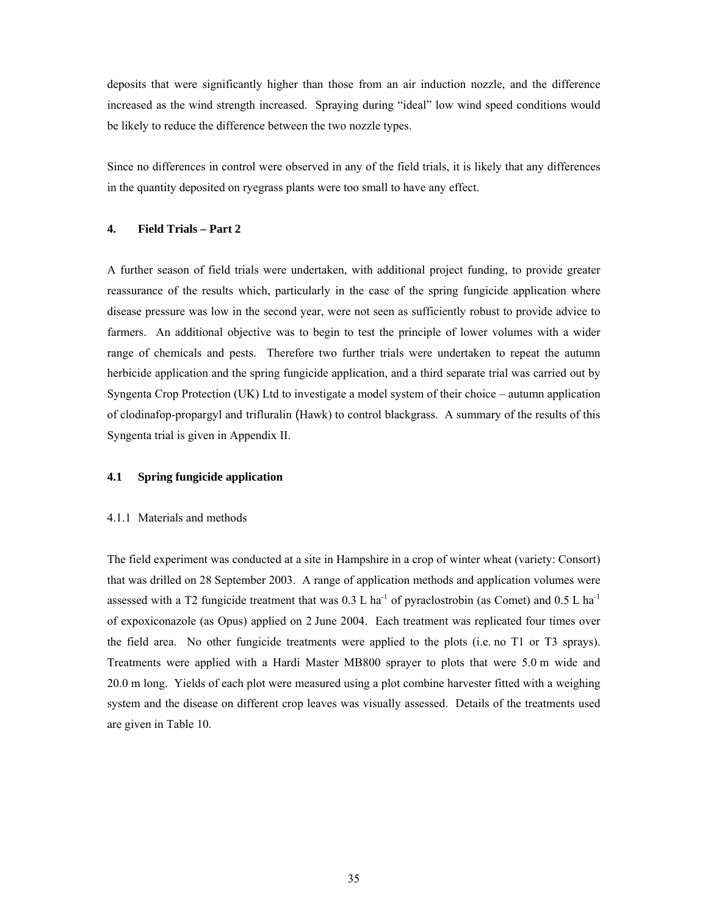deposits that were significantly higher than those from an air induction nozzle, and the difference increased as the wind strength increased. Spraying during "ideal" low wind speed conditions would be likely to reduce the difference between the two nozzle types.

Since no differences in control were observed in any of the field trials, it is likely that any differences in the quantity deposited on ryegrass plants were too small to have any effect.

## 4. Field Trials – Part 2

A further season of field trials were undertaken, with additional project funding, to provide greater reassurance of the results which, particularly in the case of the spring fungicide application where disease pressure was low in the second year, were not seen as sufficiently robust to provide advice to farmers. An additional objective was to begin to test the principle of lower volumes with a wider range of chemicals and pests. Therefore two further trials were undertaken to repeat the autumn herbicide application and the spring fungicide application, and a third separate trial was carried out by Syngenta Crop Protection (UK) Ltd to investigate a model system of their choice – autumn application of clodinafop-propargyl and trifluralin (Hawk) to control blackgrass. A summary of the results of this Syngenta trial is given in Appendix II.

### 4.1 Spring fungicide application

#### 4.1.1 Materials and methods

The field experiment was conducted at a site in Hampshire in a crop of winter wheat (variety: Consort) that was drilled on 28 September 2003. A range of application methods and application volumes were assessed with a T2 fungicide treatment that was 0.3 L $ha^{-1}$ of pyraclostrobin (as Comet) and 0.5 L $ha^{-1}$ of expoxiconazole (as Opus) applied on 2 June 2004. Each treatment was replicated four times over the field area. No other fungicide treatments were applied to the plots (i.e. no T1 or T3 sprays). Treatments were applied with a Hardi Master MB800 sprayer to plots that were 5.0 m wide and 20.0 m long. Yields of each plot were measured using a plot combine harvester fitted with a weighing system and the disease on different crop leaves was visually assessed. Details of the treatments used are given in Table 10.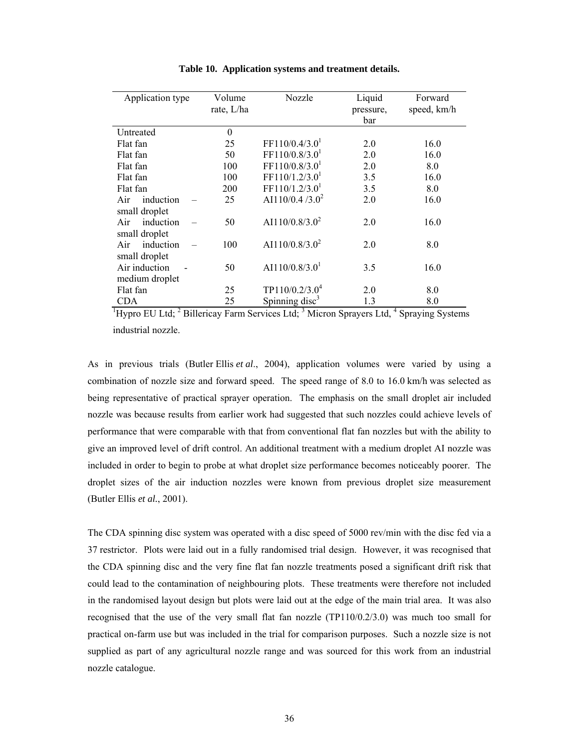**Table 10. Application systems and treatment details.**

| Application type | Volume rate, L/ha | Nozzle | Liquid pressure, bar | Forward speed, km/h |
|---|---|---|---|---|
| Untreated | 0 | | | |
| Flat fan | 25 | FF110/0.4/3.0[1] | 2.0 | 16.0 |
| Flat fan | 50 | FF110/0.8/3.0[1] | 2.0 | 16.0 |
| Flat fan | 100 | FF110/0.8/3.0[1] | 2.0 | 8.0 |
| Flat fan | 100 | FF110/1.2/3.0[1] | 3.5 | 16.0 |
| Flat fan | 200 | FF110/1.2/3.0[1] | 3.5 | 8.0 |
| Air induction – small droplet | 25 | AI110/0.4 /3.0[2] | 2.0 | 16.0 |
| Air induction – small droplet | 50 | AI110/0.8/3.0[2] | 2.0 | 16.0 |
| Air induction – small droplet | 100 | AI110/0.8/3.0[2] | 2.0 | 8.0 |
| Air induction - medium droplet | 50 | AI110/0.8/3.0[1] | 3.5 | 16.0 |
| Flat fan | 25 | TP110/0.2/3.0[4] | 2.0 | 8.0 |
| CDA | 25 | Spinning disc[3] | 1.3 | 8.0 |

[1]Hypro EU Ltd; [2] Billericay Farm Services Ltd; [3] Micron Sprayers Ltd, [4] Spraying Systems industrial nozzle.

As in previous trials (Butler Ellis *et al*., 2004), application volumes were varied by using a combination of nozzle size and forward speed. The speed range of 8.0 to 16.0 km/h was selected as being representative of practical sprayer operation. The emphasis on the small droplet air included nozzle was because results from earlier work had suggested that such nozzles could achieve levels of performance that were comparable with that from conventional flat fan nozzles but with the ability to give an improved level of drift control. An additional treatment with a medium droplet AI nozzle was included in order to begin to probe at what droplet size performance becomes noticeably poorer. The droplet sizes of the air induction nozzles were known from previous droplet size measurement (Butler Ellis *et al.*, 2001).

The CDA spinning disc system was operated with a disc speed of 5000 rev/min with the disc fed via a 37 restrictor. Plots were laid out in a fully randomised trial design. However, it was recognised that the CDA spinning disc and the very fine flat fan nozzle treatments posed a significant drift risk that could lead to the contamination of neighbouring plots. These treatments were therefore not included in the randomised layout design but plots were laid out at the edge of the main trial area. It was also recognised that the use of the very small flat fan nozzle (TP110/0.2/3.0) was much too small for practical on-farm use but was included in the trial for comparison purposes. Such a nozzle size is not supplied as part of any agricultural nozzle range and was sourced for this work from an industrial nozzle catalogue.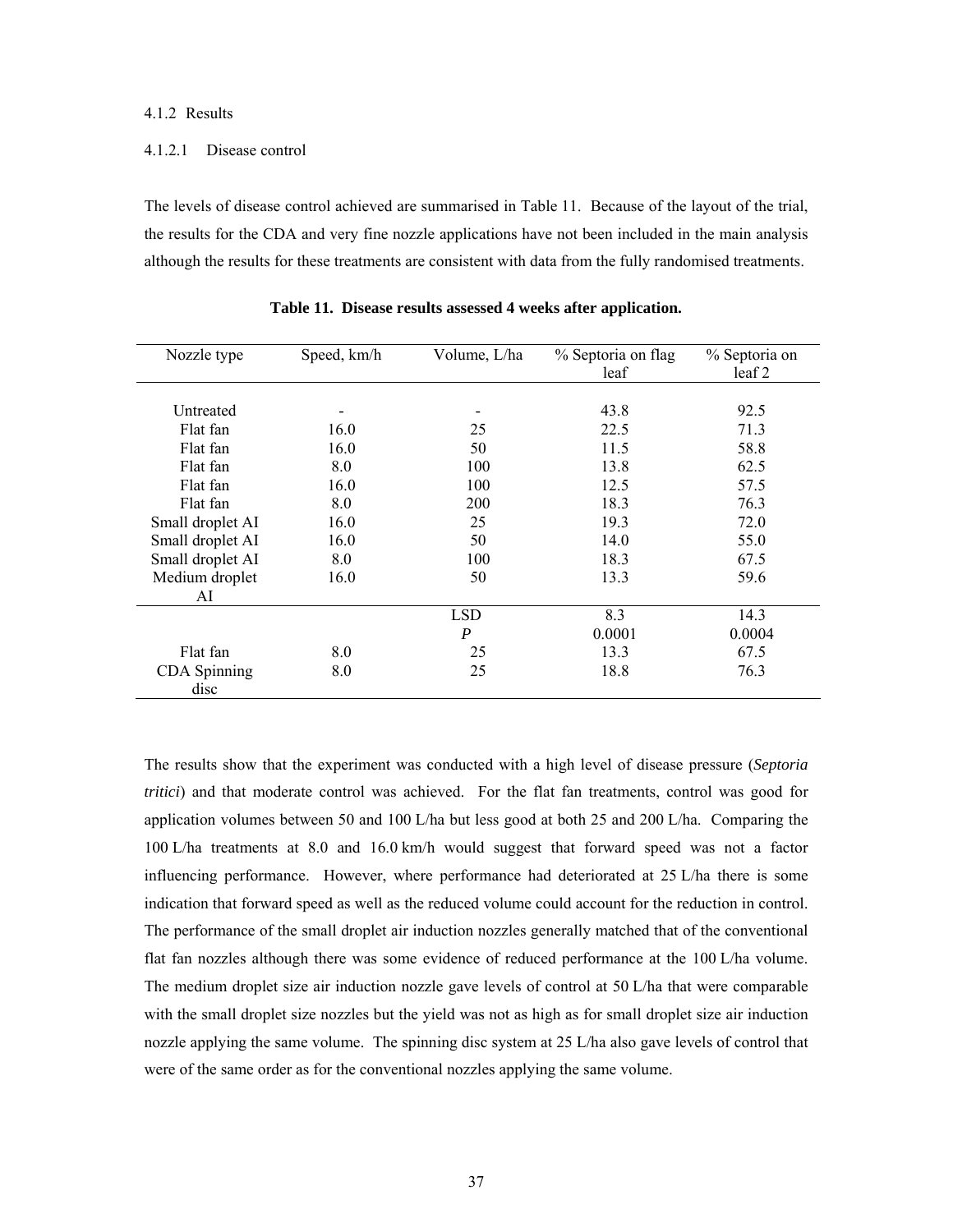4.1.2 Results

4.1.2.1 Disease control

The levels of disease control achieved are summarised in Table 11. Because of the layout of the trial, the results for the CDA and very fine nozzle applications have not been included in the main analysis although the results for these treatments are consistent with data from the fully randomised treatments.

**Table 11. Disease results assessed 4 weeks after application.**

| Nozzle type | Speed, km/h | Volume, L/ha | % Septoria on flag leaf | % Septoria on leaf 2 |
|---|---|---|---|---|
| Untreated | - | - | 43.8 | 92.5 |
| Flat fan | 16.0 | 25 | 22.5 | 71.3 |
| Flat fan | 16.0 | 50 | 11.5 | 58.8 |
| Flat fan | 8.0 | 100 | 13.8 | 62.5 |
| Flat fan | 16.0 | 100 | 12.5 | 57.5 |
| Flat fan | 8.0 | 200 | 18.3 | 76.3 |
| Small droplet AI | 16.0 | 25 | 19.3 | 72.0 |
| Small droplet AI | 16.0 | 50 | 14.0 | 55.0 |
| Small droplet AI | 8.0 | 100 | 18.3 | 67.5 |
| Medium droplet AI | 16.0 | 50 | 13.3 | 59.6 |
| | | LSD | 8.3 | 14.3 |
| | | *P* | 0.0001 | 0.0004 |
| Flat fan | 8.0 | 25 | 13.3 | 67.5 |
| CDA Spinning disc | 8.0 | 25 | 18.8 | 76.3 |

The results show that the experiment was conducted with a high level of disease pressure (*Septoria tritici*) and that moderate control was achieved. For the flat fan treatments, control was good for application volumes between 50 and 100 L/ha but less good at both 25 and 200 L/ha. Comparing the 100 L/ha treatments at 8.0 and 16.0 km/h would suggest that forward speed was not a factor influencing performance. However, where performance had deteriorated at 25 L/ha there is some indication that forward speed as well as the reduced volume could account for the reduction in control. The performance of the small droplet air induction nozzles generally matched that of the conventional flat fan nozzles although there was some evidence of reduced performance at the 100 L/ha volume. The medium droplet size air induction nozzle gave levels of control at 50 L/ha that were comparable with the small droplet size nozzles but the yield was not as high as for small droplet size air induction nozzle applying the same volume. The spinning disc system at 25 L/ha also gave levels of control that were of the same order as for the conventional nozzles applying the same volume.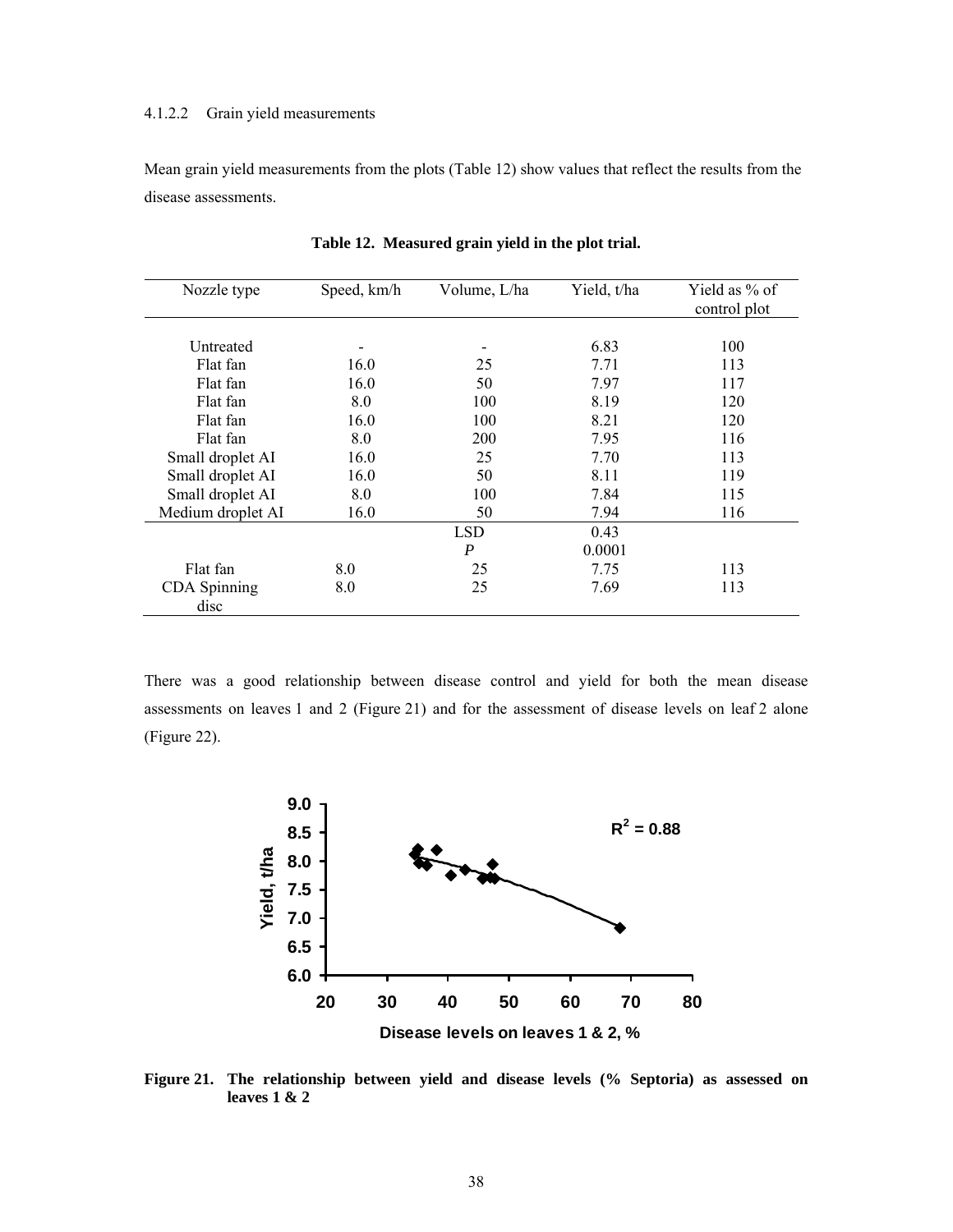#### 4.1.2.2 Grain yield measurements

Mean grain yield measurements from the plots (Table 12) show values that reflect the results from the disease assessments.

**Table 12. Measured grain yield in the plot trial.**

| Nozzle type | Speed, km/h | Volume, L/ha | Yield, t/ha | Yield as % of control plot |
|---|---|---|---|---|
| Untreated | - | - | 6.83 | 100 |
| Flat fan | 16.0 | 25 | 7.71 | 113 |
| Flat fan | 16.0 | 50 | 7.97 | 117 |
| Flat fan | 8.0 | 100 | 8.19 | 120 |
| Flat fan | 16.0 | 100 | 8.21 | 120 |
| Flat fan | 8.0 | 200 | 7.95 | 116 |
| Small droplet AI | 16.0 | 25 | 7.70 | 113 |
| Small droplet AI | 16.0 | 50 | 8.11 | 119 |
| Small droplet AI | 8.0 | 100 | 7.84 | 115 |
| Medium droplet AI | 16.0 | 50 | 7.94 | 116 |
| | | LSD | 0.43 | |
| | | *P* | 0.0001 | |
| Flat fan | 8.0 | 25 | 7.75 | 113 |
| CDA Spinning disc | 8.0 | 25 | 7.69 | 113 |

There was a good relationship between disease control and yield for both the mean disease assessments on leaves 1 and 2 (Figure 21) and for the assessment of disease levels on leaf 2 alone (Figure 22).

**Figure 21. The relationship between yield and disease levels (% Septoria) as assessed on leaves 1 & 2**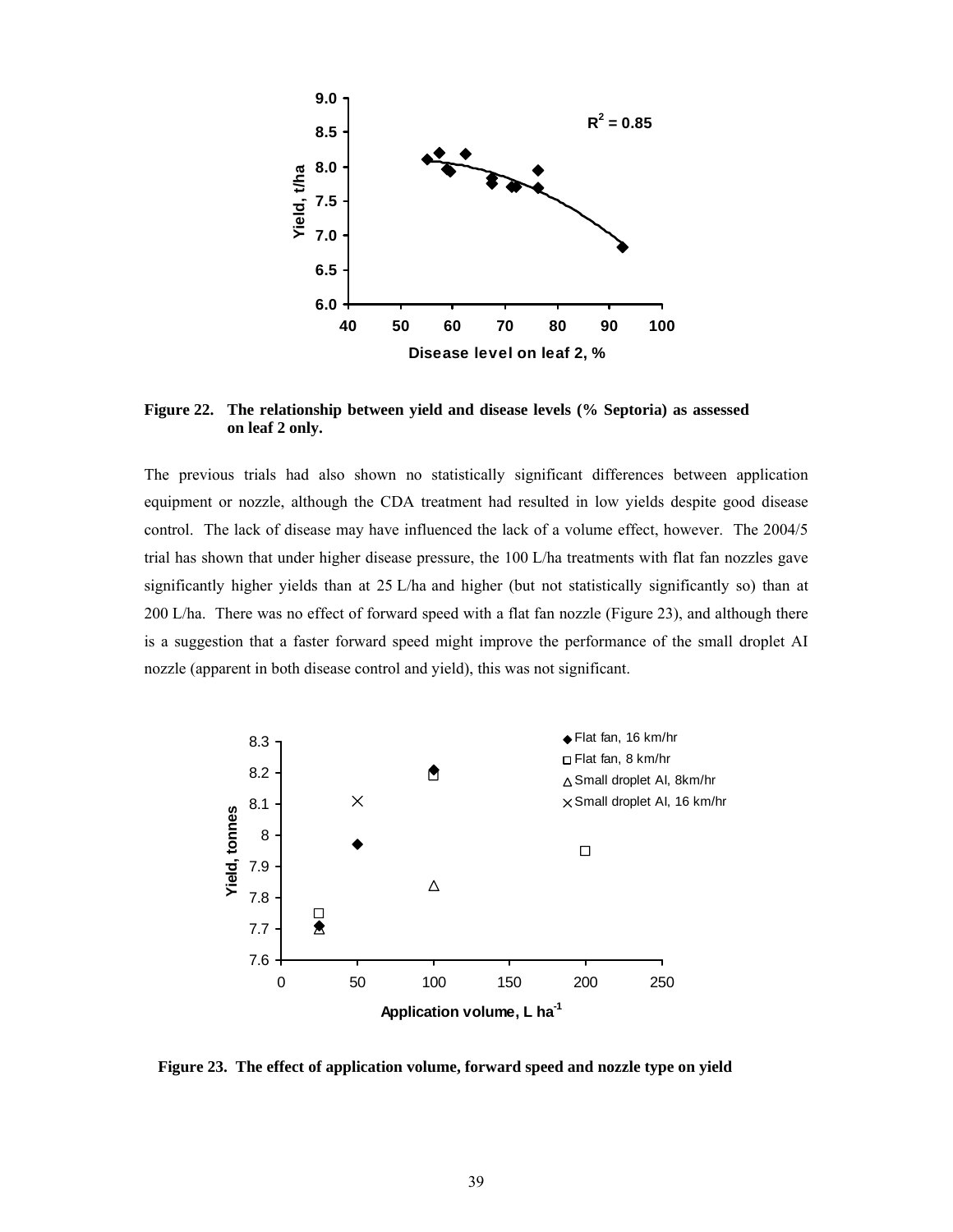**Figure 22. The relationship between yield and disease levels (% Septoria) as assessed on leaf 2 only.**

The previous trials had also shown no statistically significant differences between application equipment or nozzle, although the CDA treatment had resulted in low yields despite good disease control. The lack of disease may have influenced the lack of a volume effect, however. The 2004/5 trial has shown that under higher disease pressure, the 100 L/ha treatments with flat fan nozzles gave significantly higher yields than at 25 L/ha and higher (but not statistically significantly so) than at 200 L/ha. There was no effect of forward speed with a flat fan nozzle (Figure 23), and although there is a suggestion that a faster forward speed might improve the performance of the small droplet AI nozzle (apparent in both disease control and yield), this was not significant.

**Figure 23. The effect of application volume, forward speed and nozzle type on yield**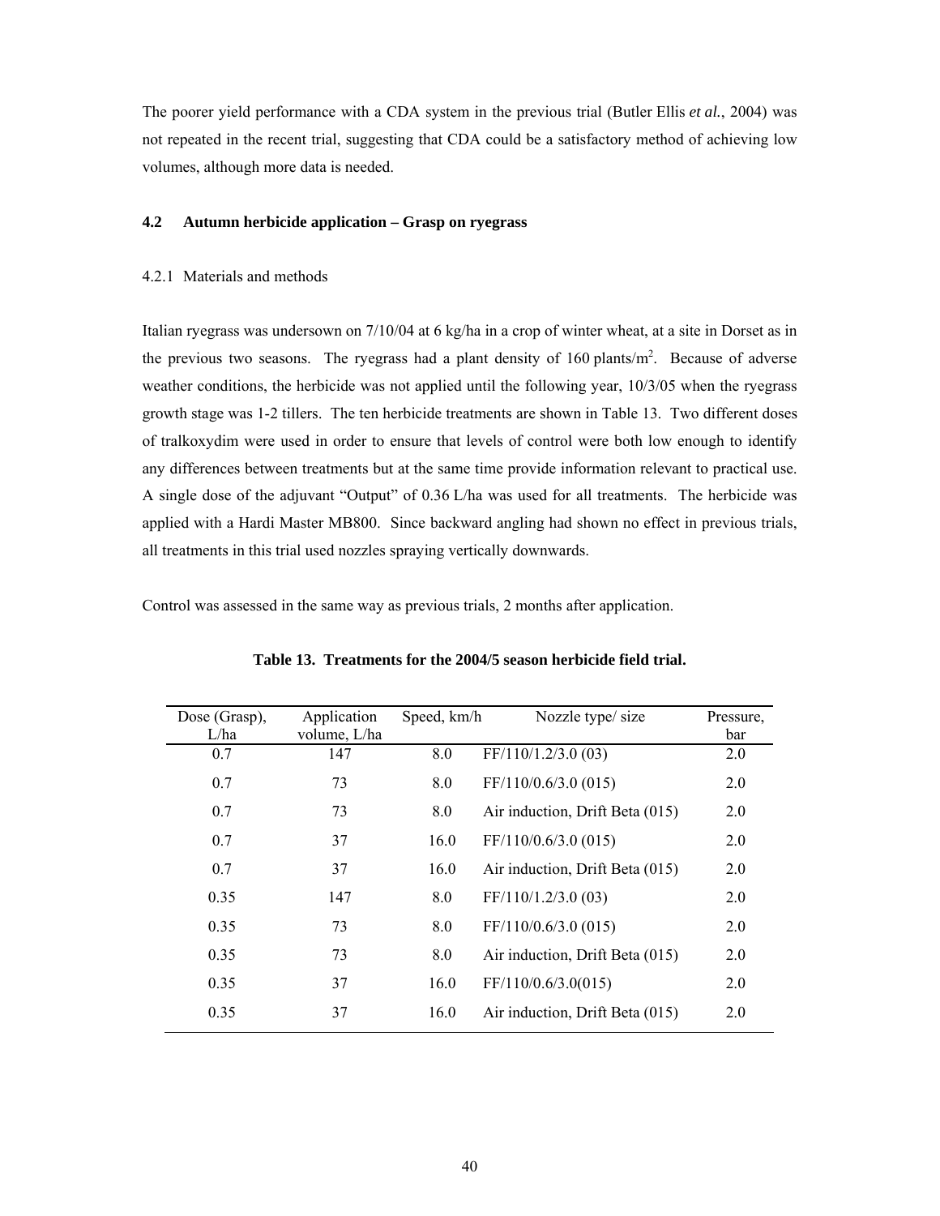The poorer yield performance with a CDA system in the previous trial (Butler Ellis *et al.*, 2004) was not repeated in the recent trial, suggesting that CDA could be a satisfactory method of achieving low volumes, although more data is needed.

### 4.2 Autumn herbicide application – Grasp on ryegrass

#### 4.2.1 Materials and methods

Italian ryegrass was undersown on 7/10/04 at 6 kg/ha in a crop of winter wheat, at a site in Dorset as in the previous two seasons. The ryegrass had a plant density of 160 plants/m$^2$. Because of adverse weather conditions, the herbicide was not applied until the following year, 10/3/05 when the ryegrass growth stage was 1-2 tillers. The ten herbicide treatments are shown in Table 13. Two different doses of tralkoxydim were used in order to ensure that levels of control were both low enough to identify any differences between treatments but at the same time provide information relevant to practical use. A single dose of the adjuvant "Output" of 0.36 L/ha was used for all treatments. The herbicide was applied with a Hardi Master MB800. Since backward angling had shown no effect in previous trials, all treatments in this trial used nozzles spraying vertically downwards.

Control was assessed in the same way as previous trials, 2 months after application.

**Table 13. Treatments for the 2004/5 season herbicide field trial.**

| Dose (Grasp), L/ha | Application volume, L/ha | Speed, km/h | Nozzle type/ size | Pressure, bar |
|---|---|---|---|---|
| 0.7 | 147 | 8.0 | FF/110/1.2/3.0 (03) | 2.0 |
| 0.7 | 73 | 8.0 | FF/110/0.6/3.0 (015) | 2.0 |
| 0.7 | 73 | 8.0 | Air induction, Drift Beta (015) | 2.0 |
| 0.7 | 37 | 16.0 | FF/110/0.6/3.0 (015) | 2.0 |
| 0.7 | 37 | 16.0 | Air induction, Drift Beta (015) | 2.0 |
| 0.35 | 147 | 8.0 | FF/110/1.2/3.0 (03) | 2.0 |
| 0.35 | 73 | 8.0 | FF/110/0.6/3.0 (015) | 2.0 |
| 0.35 | 73 | 8.0 | Air induction, Drift Beta (015) | 2.0 |
| 0.35 | 37 | 16.0 | FF/110/0.6/3.0(015) | 2.0 |
| 0.35 | 37 | 16.0 | Air induction, Drift Beta (015) | 2.0 |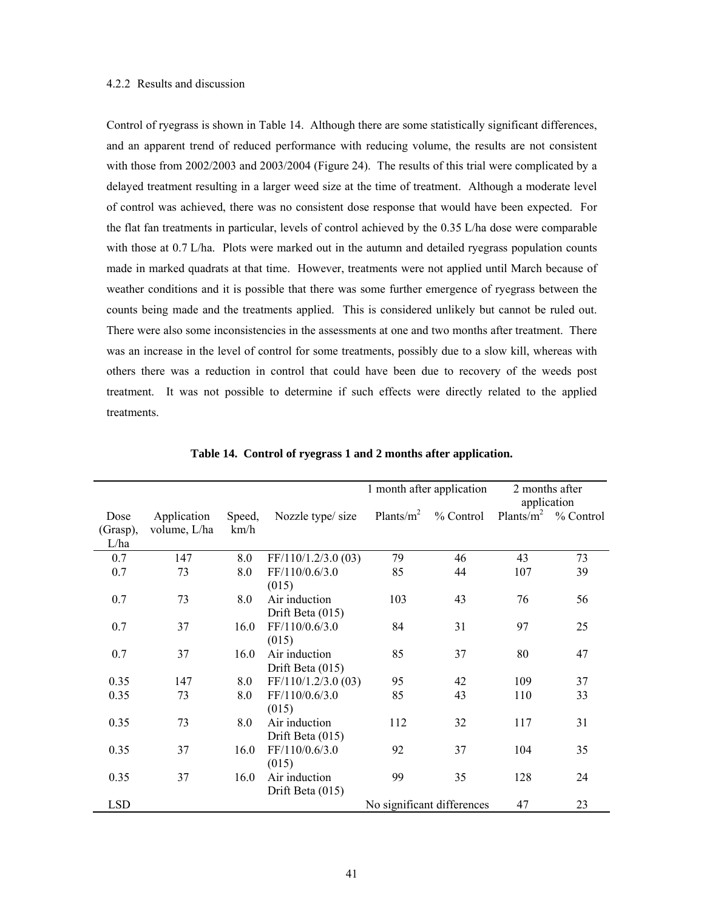#### 4.2.2 Results and discussion

Control of ryegrass is shown in Table 14. Although there are some statistically significant differences, and an apparent trend of reduced performance with reducing volume, the results are not consistent with those from 2002/2003 and 2003/2004 (Figure 24). The results of this trial were complicated by a delayed treatment resulting in a larger weed size at the time of treatment. Although a moderate level of control was achieved, there was no consistent dose response that would have been expected. For the flat fan treatments in particular, levels of control achieved by the 0.35 L/ha dose were comparable with those at 0.7 L/ha. Plots were marked out in the autumn and detailed ryegrass population counts made in marked quadrats at that time. However, treatments were not applied until March because of weather conditions and it is possible that there was some further emergence of ryegrass between the counts being made and the treatments applied. This is considered unlikely but cannot be ruled out. There were also some inconsistencies in the assessments at one and two months after treatment. There was an increase in the level of control for some treatments, possibly due to a slow kill, whereas with others there was a reduction in control that could have been due to recovery of the weeds post treatment. It was not possible to determine if such effects were directly related to the applied treatments.

**Table 14. Control of ryegrass 1 and 2 months after application.**

| Dose (Grasp), L/ha | Application volume, L/ha | Speed, km/h | Nozzle type/ size | 1 month after application Plants/m$^2$ | 1 month after application % Control | 2 months after application Plants/m$^2$ | 2 months after application % Control |
|---|---|---|---|---|---|---|---|
| 0.7 | 147 | 8.0 | FF/110/1.2/3.0 (03) | 79 | 46 | 43 | 73 |
| 0.7 | 73 | 8.0 | FF/110/0.6/3.0 (015) | 85 | 44 | 107 | 39 |
| 0.7 | 73 | 8.0 | Air induction Drift Beta (015) | 103 | 43 | 76 | 56 |
| 0.7 | 37 | 16.0 | FF/110/0.6/3.0 (015) | 84 | 31 | 97 | 25 |
| 0.7 | 37 | 16.0 | Air induction Drift Beta (015) | 85 | 37 | 80 | 47 |
| 0.35 | 147 | 8.0 | FF/110/1.2/3.0 (03) | 95 | 42 | 109 | 37 |
| 0.35 | 73 | 8.0 | FF/110/0.6/3.0 (015) | 85 | 43 | 110 | 33 |
| 0.35 | 73 | 8.0 | Air induction Drift Beta (015) | 112 | 32 | 117 | 31 |
| 0.35 | 37 | 16.0 | FF/110/0.6/3.0 (015) | 92 | 37 | 104 | 35 |
| 0.35 | 37 | 16.0 | Air induction Drift Beta (015) | 99 | 35 | 128 | 24 |
| LSD | | | | No significant differences | | 47 | 23 |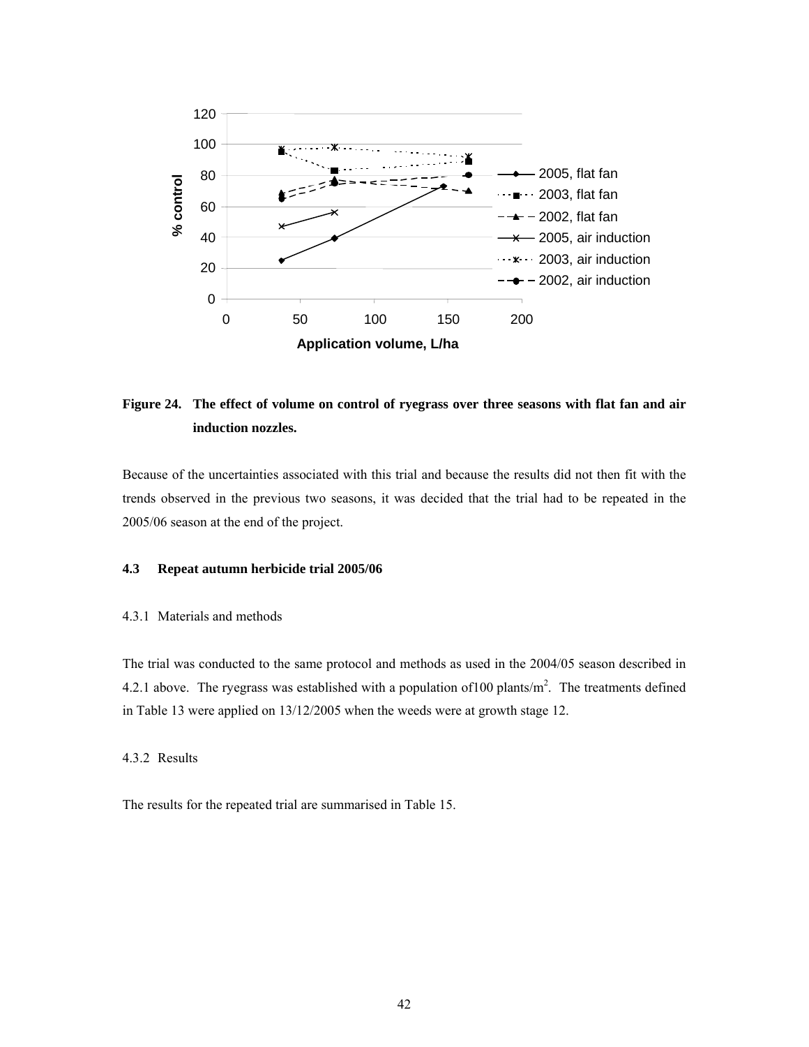**Figure 24. The effect of volume on control of ryegrass over three seasons with flat fan and air induction nozzles.**

Because of the uncertainties associated with this trial and because the results did not then fit with the trends observed in the previous two seasons, it was decided that the trial had to be repeated in the 2005/06 season at the end of the project.

### 4.3 Repeat autumn herbicide trial 2005/06

#### 4.3.1 Materials and methods

The trial was conducted to the same protocol and methods as used in the 2004/05 season described in 4.2.1 above. The ryegrass was established with a population of100 plants/m$^2$. The treatments defined in Table 13 were applied on 13/12/2005 when the weeds were at growth stage 12.

#### 4.3.2 Results

The results for the repeated trial are summarised in Table 15.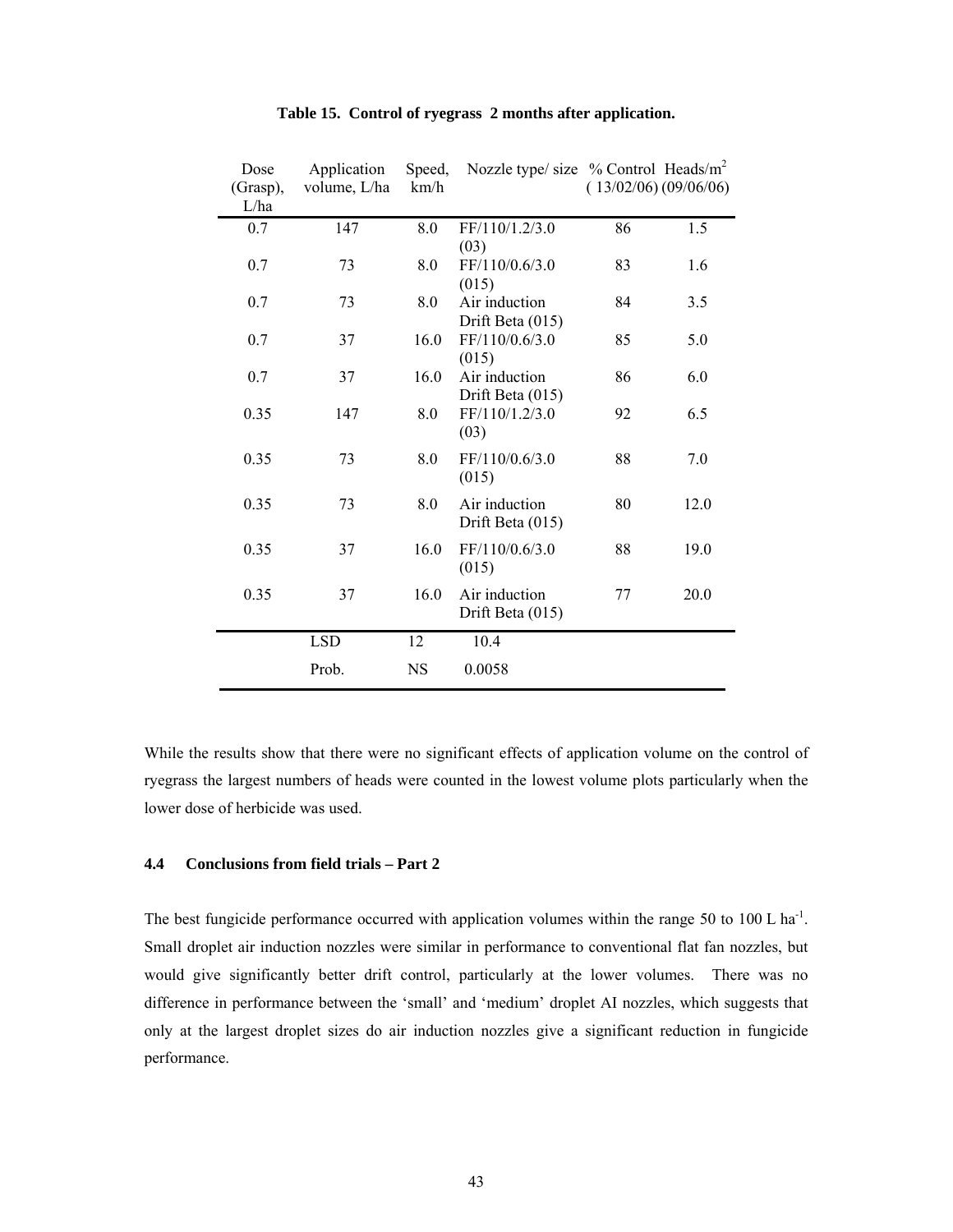**Table 15. Control of ryegrass 2 months after application.**

| Dose (Grasp), L/ha | Application volume, L/ha | Speed, km/h | Nozzle type/ size | % Control (13/02/06) | Heads/$m^2$ (09/06/06) |
|---|---|---|---|---|---|
| 0.7 | 147 | 8.0 | FF/110/1.2/3.0 (03) | 86 | 1.5 |
| 0.7 | 73 | 8.0 | FF/110/0.6/3.0 (015) | 83 | 1.6 |
| 0.7 | 73 | 8.0 | Air induction Drift Beta (015) | 84 | 3.5 |
| 0.7 | 37 | 16.0 | FF/110/0.6/3.0 (015) | 85 | 5.0 |
| 0.7 | 37 | 16.0 | Air induction Drift Beta (015) | 86 | 6.0 |
| 0.35 | 147 | 8.0 | FF/110/1.2/3.0 (03) | 92 | 6.5 |
| 0.35 | 73 | 8.0 | FF/110/0.6/3.0 (015) | 88 | 7.0 |
| 0.35 | 73 | 8.0 | Air induction Drift Beta (015) | 80 | 12.0 |
| 0.35 | 37 | 16.0 | FF/110/0.6/3.0 (015) | 88 | 19.0 |
| 0.35 | 37 | 16.0 | Air induction Drift Beta (015) | 77 | 20.0 |
| | LSD | 12 | 10.4 | | |
| | Prob. | NS | 0.0058 | | |

While the results show that there were no significant effects of application volume on the control of ryegrass the largest numbers of heads were counted in the lowest volume plots particularly when the lower dose of herbicide was used.

### 4.4 Conclusions from field trials – Part 2

The best fungicide performance occurred with application volumes within the range 50 to 100 L $ha^{-1}$. Small droplet air induction nozzles were similar in performance to conventional flat fan nozzles, but would give significantly better drift control, particularly at the lower volumes. There was no difference in performance between the 'small' and 'medium' droplet AI nozzles, which suggests that only at the largest droplet sizes do air induction nozzles give a significant reduction in fungicide performance.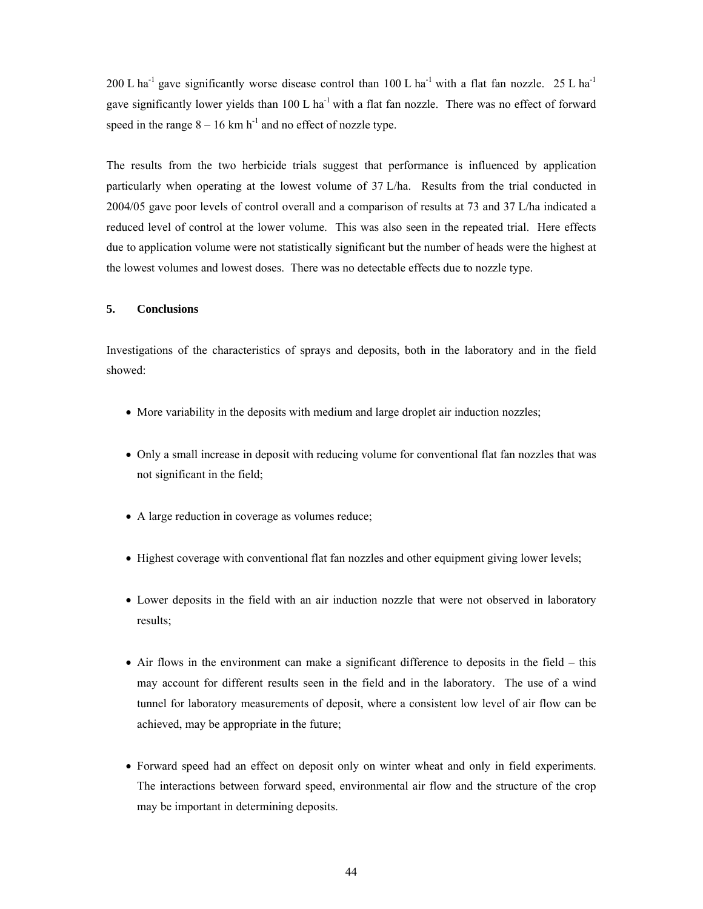200 L ha$^{-1}$ gave significantly worse disease control than 100 L ha$^{-1}$ with a flat fan nozzle. 25 L ha$^{-1}$ gave significantly lower yields than 100 L ha$^{-1}$ with a flat fan nozzle. There was no effect of forward speed in the range 8 – 16 km h$^{-1}$ and no effect of nozzle type.

The results from the two herbicide trials suggest that performance is influenced by application particularly when operating at the lowest volume of 37 L/ha. Results from the trial conducted in 2004/05 gave poor levels of control overall and a comparison of results at 73 and 37 L/ha indicated a reduced level of control at the lower volume. This was also seen in the repeated trial. Here effects due to application volume were not statistically significant but the number of heads were the highest at the lowest volumes and lowest doses. There was no detectable effects due to nozzle type.

## 5. Conclusions

Investigations of the characteristics of sprays and deposits, both in the laboratory and in the field showed:

- More variability in the deposits with medium and large droplet air induction nozzles;
- Only a small increase in deposit with reducing volume for conventional flat fan nozzles that was not significant in the field;
- A large reduction in coverage as volumes reduce;
- Highest coverage with conventional flat fan nozzles and other equipment giving lower levels;
- Lower deposits in the field with an air induction nozzle that were not observed in laboratory results;
- Air flows in the environment can make a significant difference to deposits in the field – this may account for different results seen in the field and in the laboratory. The use of a wind tunnel for laboratory measurements of deposit, where a consistent low level of air flow can be achieved, may be appropriate in the future;
- Forward speed had an effect on deposit only on winter wheat and only in field experiments. The interactions between forward speed, environmental air flow and the structure of the crop may be important in determining deposits.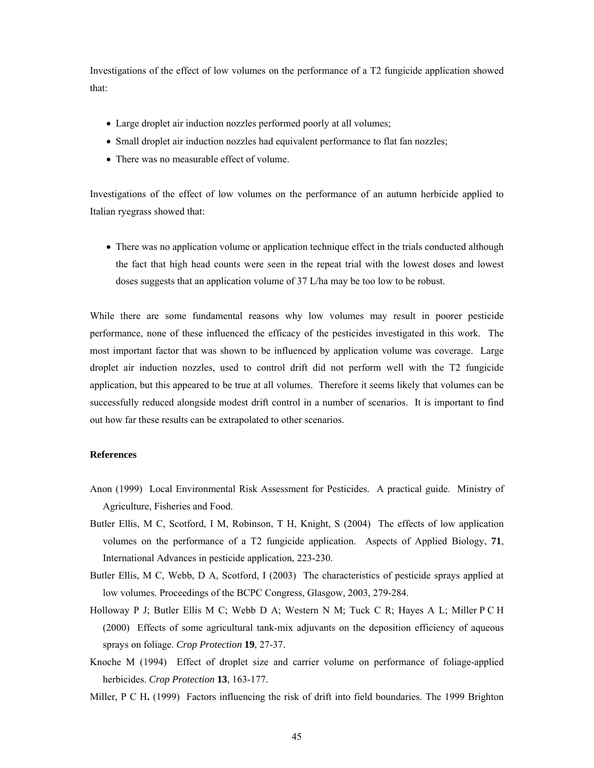Investigations of the effect of low volumes on the performance of a T2 fungicide application showed that:

- Large droplet air induction nozzles performed poorly at all volumes;
- Small droplet air induction nozzles had equivalent performance to flat fan nozzles;
- There was no measurable effect of volume.

Investigations of the effect of low volumes on the performance of an autumn herbicide applied to Italian ryegrass showed that:

- There was no application volume or application technique effect in the trials conducted although the fact that high head counts were seen in the repeat trial with the lowest doses and lowest doses suggests that an application volume of 37 L/ha may be too low to be robust.

While there are some fundamental reasons why low volumes may result in poorer pesticide performance, none of these influenced the efficacy of the pesticides investigated in this work. The most important factor that was shown to be influenced by application volume was coverage. Large droplet air induction nozzles, used to control drift did not perform well with the T2 fungicide application, but this appeared to be true at all volumes. Therefore it seems likely that volumes can be successfully reduced alongside modest drift control in a number of scenarios. It is important to find out how far these results can be extrapolated to other scenarios.

### References

Anon (1999) Local Environmental Risk Assessment for Pesticides. A practical guide. Ministry of Agriculture, Fisheries and Food.

Butler Ellis, M C, Scotford, I M, Robinson, T H, Knight, S (2004) The effects of low application volumes on the performance of a T2 fungicide application. Aspects of Applied Biology, **71**, International Advances in pesticide application, 223-230.

Butler Ellis, M C, Webb, D A, Scotford, I (2003) The characteristics of pesticide sprays applied at low volumes. Proceedings of the BCPC Congress, Glasgow, 2003, 279-284.

Holloway P J; Butler Ellis M C; Webb D A; Western N M; Tuck C R; Hayes A L; Miller P C H (2000) Effects of some agricultural tank-mix adjuvants on the deposition efficiency of aqueous sprays on foliage. *Crop Protection* **19**, 27-37.

Knoche M (1994) Effect of droplet size and carrier volume on performance of foliage-applied herbicides. *Crop Protection* **13**, 163-177.

Miller, P C H**.** (1999) Factors influencing the risk of drift into field boundaries. The 1999 Brighton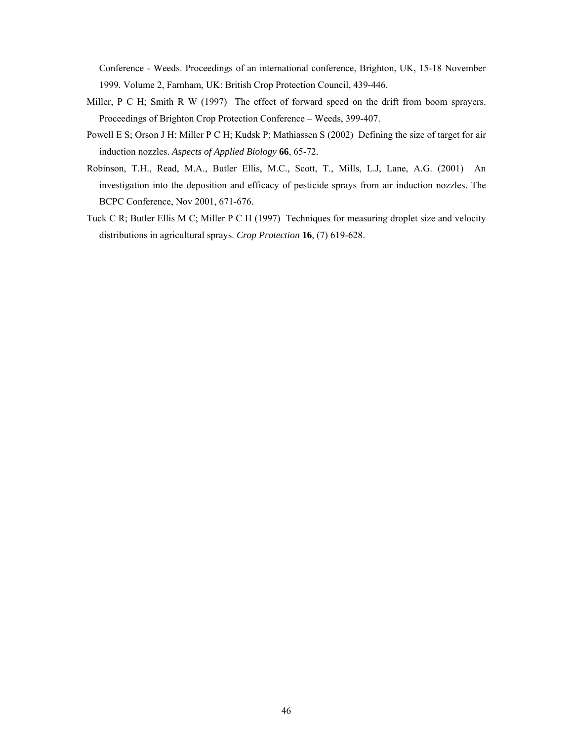Conference - Weeds. Proceedings of an international conference, Brighton, UK, 15-18 November 1999. Volume 2, Farnham, UK: British Crop Protection Council, 439-446.

Miller, P C H; Smith R W (1997) The effect of forward speed on the drift from boom sprayers. Proceedings of Brighton Crop Protection Conference – Weeds, 399-407.

Powell E S; Orson J H; Miller P C H; Kudsk P; Mathiassen S (2002) Defining the size of target for air induction nozzles. *Aspects of Applied Biology* **66**, 65-72.

Robinson, T.H., Read, M.A., Butler Ellis, M.C., Scott, T., Mills, L.J, Lane, A.G. (2001) An investigation into the deposition and efficacy of pesticide sprays from air induction nozzles. The BCPC Conference, Nov 2001, 671-676.

Tuck C R; Butler Ellis M C; Miller P C H (1997) Techniques for measuring droplet size and velocity distributions in agricultural sprays. *Crop Protection* **16**, (7) 619-628.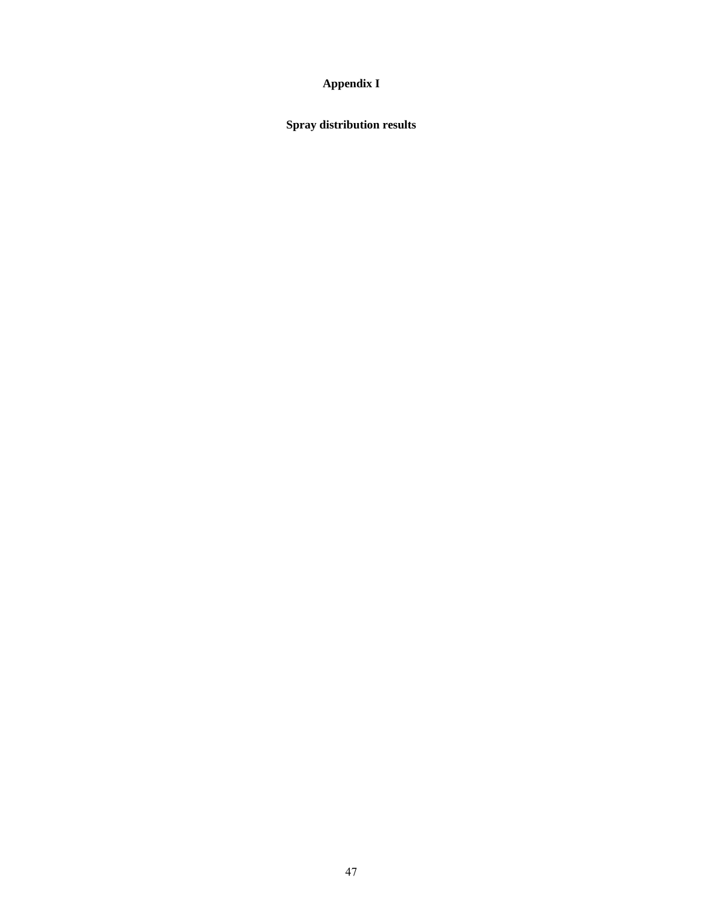# Appendix I

## Spray distribution results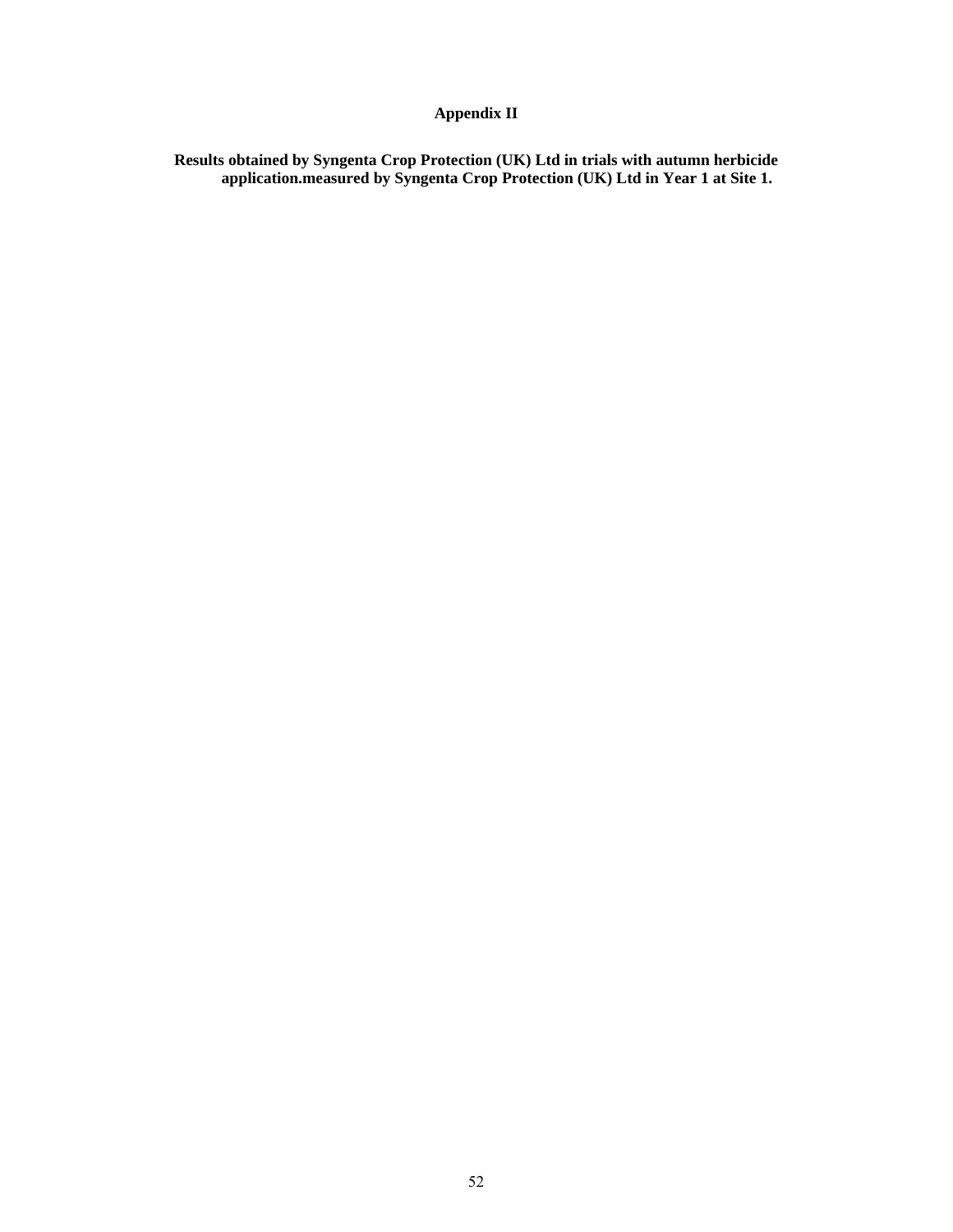# Appendix II

**Results obtained by Syngenta Crop Protection (UK) Ltd in trials with autumn herbicide application.measured by Syngenta Crop Protection (UK) Ltd in Year 1 at Site 1.**